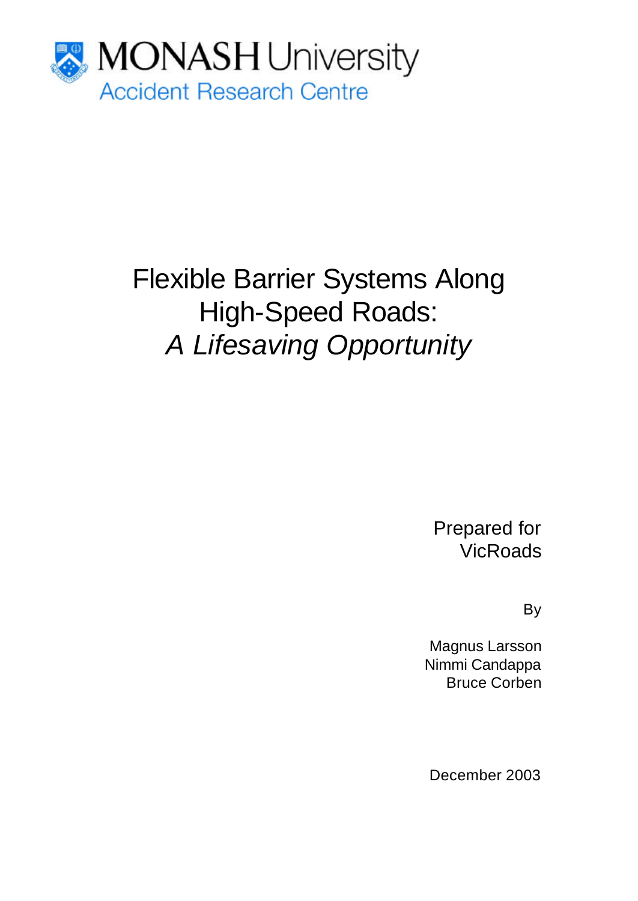MONASH University
Accident Research Centre

# Flexible Barrier Systems Along High-Speed Roads: *A Lifesaving Opportunity*

Prepared for
VicRoads

By

Magnus Larsson
Nimmi Candappa
Bruce Corben

December 2003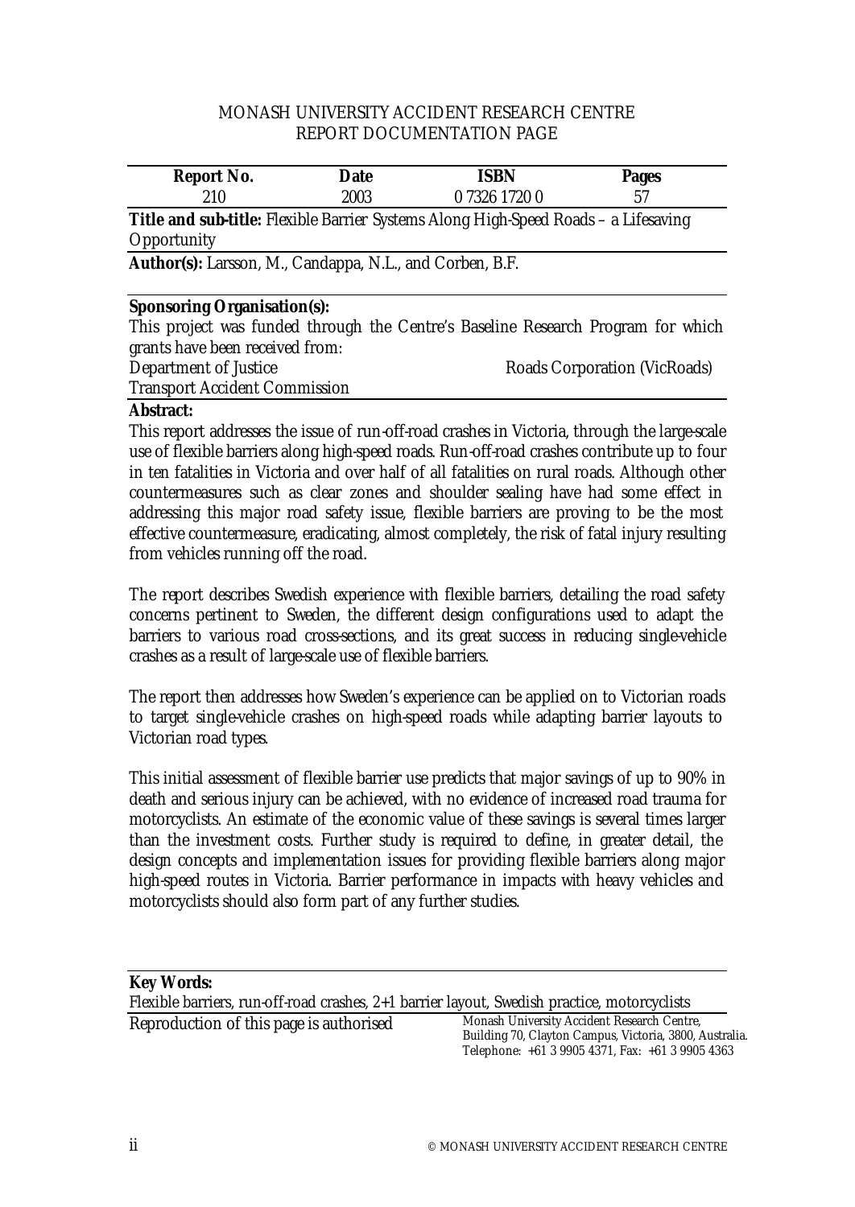MONASH UNIVERSITY ACCIDENT RESEARCH CENTRE
REPORT DOCUMENTATION PAGE

| Report No. | Date | ISBN | Pages |
| --- | --- | --- | --- |
| 210 | 2003 | 0 7326 1720 0 | 57 |

**Title and sub-title:** Flexible Barrier Systems Along High-Speed Roads – a Lifesaving Opportunity

**Author(s):** Larsson, M., Candappa, N.L., and Corben, B.F.

**Sponsoring Organisation(s):**
This project was funded through the Centre's Baseline Research Program for which grants have been received from:

Department of Justice
Roads Corporation (VicRoads)
Transport Accident Commission

**Abstract:**

This report addresses the issue of run-off-road crashes in Victoria, through the large-scale use of flexible barriers along high-speed roads. Run-off-road crashes contribute up to four in ten fatalities in Victoria and over half of all fatalities on rural roads. Although other countermeasures such as clear zones and shoulder sealing have had some effect in addressing this major road safety issue, flexible barriers are proving to be the most effective countermeasure, eradicating, almost completely, the risk of fatal injury resulting from vehicles running off the road.

The report describes Swedish experience with flexible barriers, detailing the road safety concerns pertinent to Sweden, the different design configurations used to adapt the barriers to various road cross-sections, and its great success in reducing single-vehicle crashes as a result of large-scale use of flexible barriers.

The report then addresses how Sweden's experience can be applied on to Victorian roads to target single-vehicle crashes on high-speed roads while adapting barrier layouts to Victorian road types.

This initial assessment of flexible barrier use predicts that major savings of up to 90% in death and serious injury can be achieved, with no evidence of increased road trauma for motorcyclists. An estimate of the economic value of these savings is several times larger than the investment costs. Further study is required to define, in greater detail, the design concepts and implementation issues for providing flexible barriers along major high-speed routes in Victoria. Barrier performance in impacts with heavy vehicles and motorcyclists should also form part of any further studies.

**Key Words:**
Flexible barriers, run-off-road crashes, 2+1 barrier layout, Swedish practice, motorcyclists

Reproduction of this page is authorised

Monash University Accident Research Centre,
Building 70, Clayton Campus, Victoria, 3800, Australia.
Telephone: +61 3 9905 4371, Fax: +61 3 9905 4363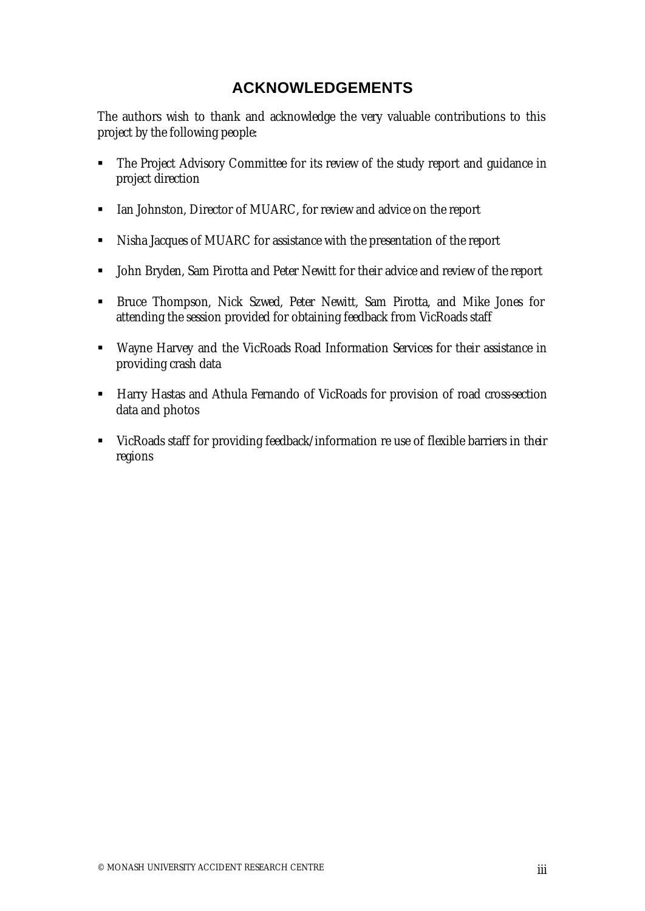# ACKNOWLEDGEMENTS

The authors wish to thank and acknowledge the very valuable contributions to this project by the following people:

- The Project Advisory Committee for its review of the study report and guidance in project direction
- Ian Johnston, Director of MUARC, for review and advice on the report
- Nisha Jacques of MUARC for assistance with the presentation of the report
- John Bryden, Sam Pirotta and Peter Newitt for their advice and review of the report
- Bruce Thompson, Nick Szwed, Peter Newitt, Sam Pirotta, and Mike Jones for attending the session provided for obtaining feedback from VicRoads staff
- Wayne Harvey and the VicRoads Road Information Services for their assistance in providing crash data
- Harry Hastas and Athula Fernando of VicRoads for provision of road cross-section data and photos
- VicRoads staff for providing feedback/information re use of flexible barriers in their regions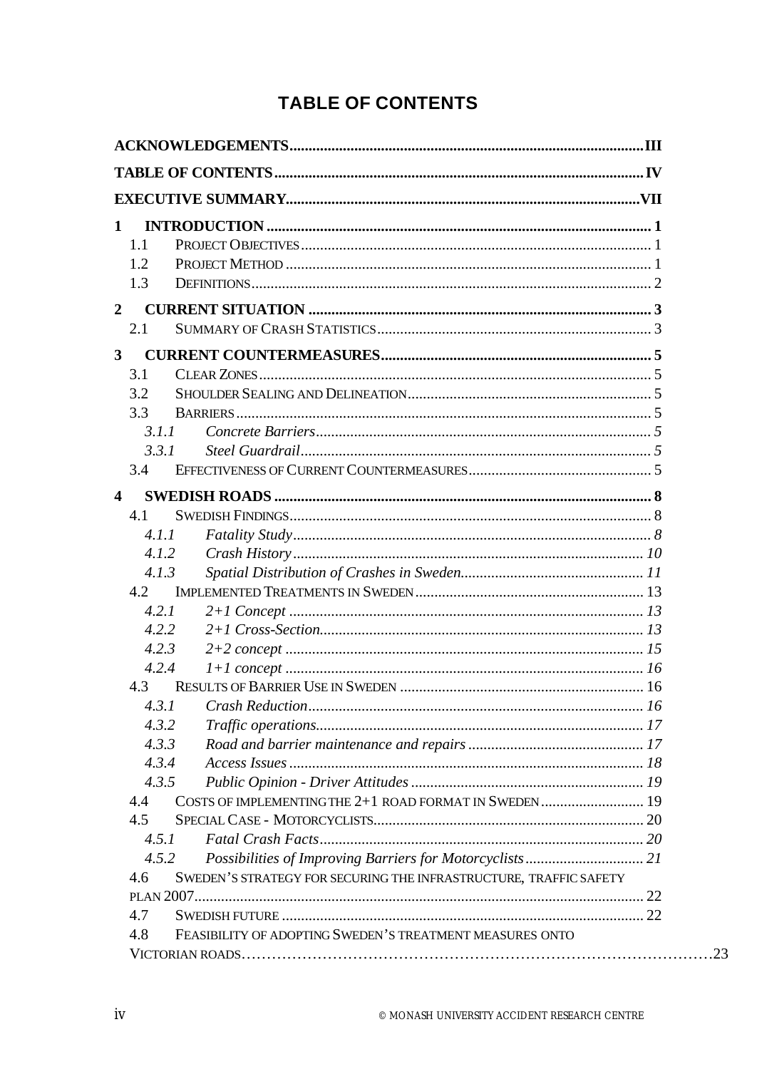# TABLE OF CONTENTS

**ACKNOWLEDGEMENTS** .... III

**TABLE OF CONTENTS** .... IV

**EXECUTIVE SUMMARY** .... VII

**1 INTRODUCTION** .... 1
- 1.1 PROJECT OBJECTIVES .... 1
- 1.2 PROJECT METHOD .... 1
- 1.3 DEFINITIONS .... 2

**2 CURRENT SITUATION** .... 3
- 2.1 SUMMARY OF CRASH STATISTICS .... 3

**3 CURRENT COUNTERMEASURES** .... 5
- 3.1 CLEAR ZONES .... 5
- 3.2 SHOULDER SEALING AND DELINEATION .... 5
- 3.3 BARRIERS .... 5
  - *3.1.1 Concrete Barriers* .... 5
  - *3.3.1 Steel Guardrail* .... 5
- 3.4 EFFECTIVENESS OF CURRENT COUNTERMEASURES .... 5

**4 SWEDISH ROADS** .... 8
- 4.1 SWEDISH FINDINGS .... 8
  - *4.1.1 Fatality Study* .... 8
  - *4.1.2 Crash History* .... 10
  - *4.1.3 Spatial Distribution of Crashes in Sweden* .... 11
- 4.2 IMPLEMENTED TREATMENTS IN SWEDEN .... 13
  - *4.2.1 2+1 Concept* .... 13
  - *4.2.2 2+1 Cross-Section* .... 13
  - *4.2.3 2+2 concept* .... 15
  - *4.2.4 1+1 concept* .... 16
- 4.3 RESULTS OF BARRIER USE IN SWEDEN .... 16
  - *4.3.1 Crash Reduction* .... 16
  - *4.3.2 Traffic operations* .... 17
  - *4.3.3 Road and barrier maintenance and repairs* .... 17
  - *4.3.4 Access Issues* .... 18
  - *4.3.5 Public Opinion - Driver Attitudes* .... 19
- 4.4 COSTS OF IMPLEMENTING THE 2+1 ROAD FORMAT IN SWEDEN .... 19
- 4.5 SPECIAL CASE - MOTORCYCLISTS .... 20
  - *4.5.1 Fatal Crash Facts* .... 20
  - *4.5.2 Possibilities of Improving Barriers for Motorcyclists* .... 21
- 4.6 SWEDEN'S STRATEGY FOR SECURING THE INFRASTRUCTURE, TRAFFIC SAFETY PLAN 2007 .... 22
- 4.7 SWEDISH FUTURE .... 22
- 4.8 FEASIBILITY OF ADOPTING SWEDEN'S TREATMENT MEASURES ONTO VICTORIAN ROADS .... 23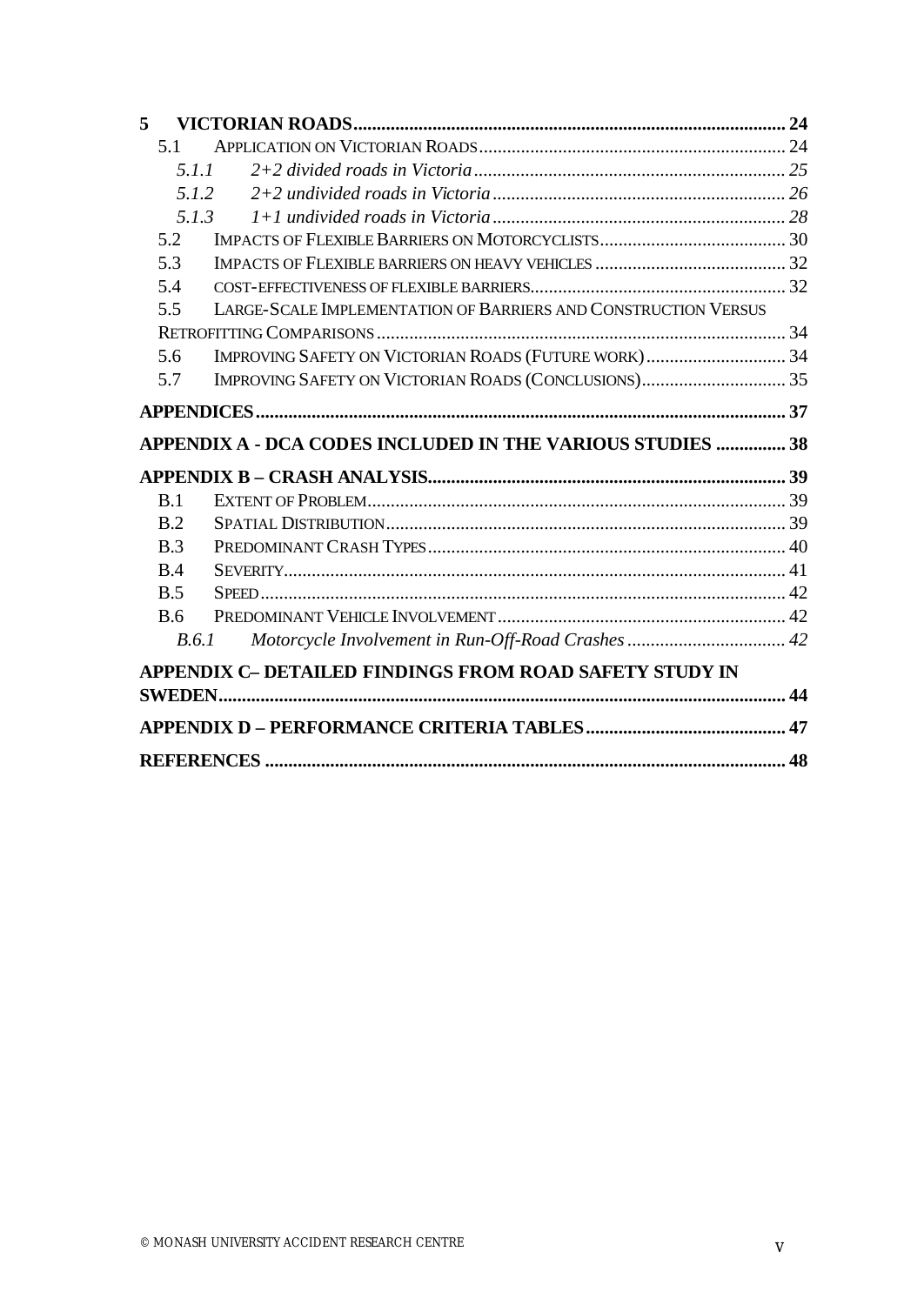**5 VICTORIAN ROADS ........ 24**

- 5.1 APPLICATION ON VICTORIAN ROADS ........ 24
  - *5.1.1 2+2 divided roads in Victoria ........ 25*
  - *5.1.2 2+2 undivided roads in Victoria ........ 26*
  - *5.1.3 1+1 undivided roads in Victoria ........ 28*
- 5.2 IMPACTS OF FLEXIBLE BARRIERS ON MOTORCYCLISTS ........ 30
- 5.3 IMPACTS OF FLEXIBLE BARRIERS ON HEAVY VEHICLES ........ 32
- 5.4 COST-EFFECTIVENESS OF FLEXIBLE BARRIERS ........ 32
- 5.5 LARGE-SCALE IMPLEMENTATION OF BARRIERS AND CONSTRUCTION VERSUS RETROFITTING COMPARISONS ........ 34
- 5.6 IMPROVING SAFETY ON VICTORIAN ROADS (FUTURE WORK) ........ 34
- 5.7 IMPROVING SAFETY ON VICTORIAN ROADS (CONCLUSIONS) ........ 35

**APPENDICES ........ 37**

**APPENDIX A - DCA CODES INCLUDED IN THE VARIOUS STUDIES ........ 38**

**APPENDIX B – CRASH ANALYSIS ........ 39**

- B.1 EXTENT OF PROBLEM ........ 39
- B.2 SPATIAL DISTRIBUTION ........ 39
- B.3 PREDOMINANT CRASH TYPES ........ 40
- B.4 SEVERITY ........ 41
- B.5 SPEED ........ 42
- B.6 PREDOMINANT VEHICLE INVOLVEMENT ........ 42
  - *B.6.1 Motorcycle Involvement in Run-Off-Road Crashes ........ 42*

**APPENDIX C– DETAILED FINDINGS FROM ROAD SAFETY STUDY IN SWEDEN ........ 44**

**APPENDIX D – PERFORMANCE CRITERIA TABLES ........ 47**

**REFERENCES ........ 48**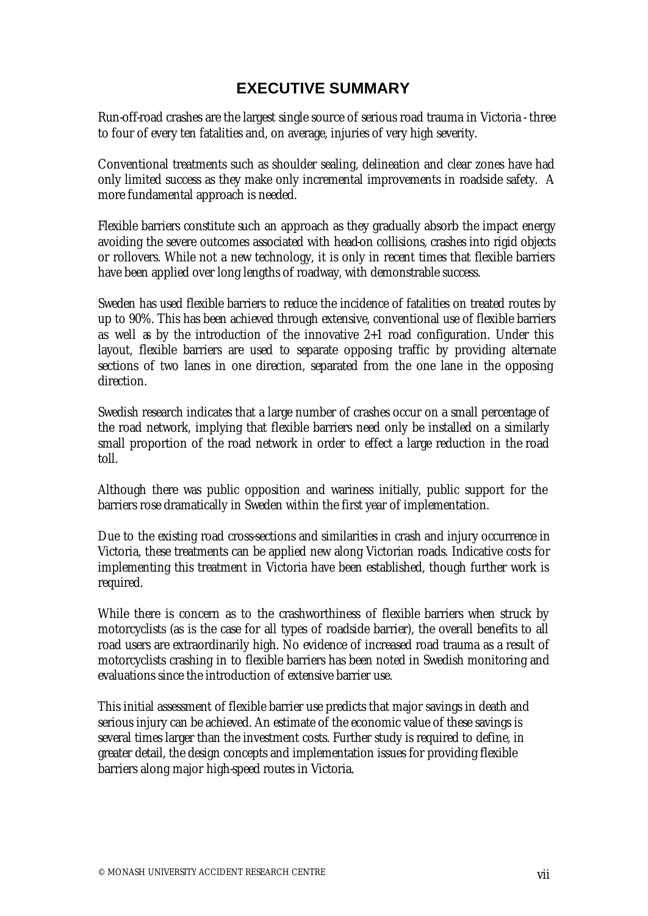# EXECUTIVE SUMMARY

Run-off-road crashes are the largest single source of serious road trauma in Victoria - three to four of every ten fatalities and, on average, injuries of very high severity.

Conventional treatments such as shoulder sealing, delineation and clear zones have had only limited success as they make only incremental improvements in roadside safety. A more fundamental approach is needed.

Flexible barriers constitute such an approach as they gradually absorb the impact energy avoiding the severe outcomes associated with head-on collisions, crashes into rigid objects or rollovers. While not a new technology, it is only in recent times that flexible barriers have been applied over long lengths of roadway, with demonstrable success.

Sweden has used flexible barriers to reduce the incidence of fatalities on treated routes by up to 90%. This has been achieved through extensive, conventional use of flexible barriers as well as by the introduction of the innovative 2+1 road configuration. Under this layout, flexible barriers are used to separate opposing traffic by providing alternate sections of two lanes in one direction, separated from the one lane in the opposing direction.

Swedish research indicates that a large number of crashes occur on a small percentage of the road network, implying that flexible barriers need only be installed on a similarly small proportion of the road network in order to effect a large reduction in the road toll.

Although there was public opposition and wariness initially, public support for the barriers rose dramatically in Sweden within the first year of implementation.

Due to the existing road cross-sections and similarities in crash and injury occurrence in Victoria, these treatments can be applied new along Victorian roads. Indicative costs for implementing this treatment in Victoria have been established, though further work is required.

While there is concern as to the crashworthiness of flexible barriers when struck by motorcyclists (as is the case for all types of roadside barrier), the overall benefits to all road users are extraordinarily high. No evidence of increased road trauma as a result of motorcyclists crashing in to flexible barriers has been noted in Swedish monitoring and evaluations since the introduction of extensive barrier use.

This initial assessment of flexible barrier use predicts that major savings in death and serious injury can be achieved. An estimate of the economic value of these savings is several times larger than the investment costs. Further study is required to define, in greater detail, the design concepts and implementation issues for providing flexible barriers along major high-speed routes in Victoria.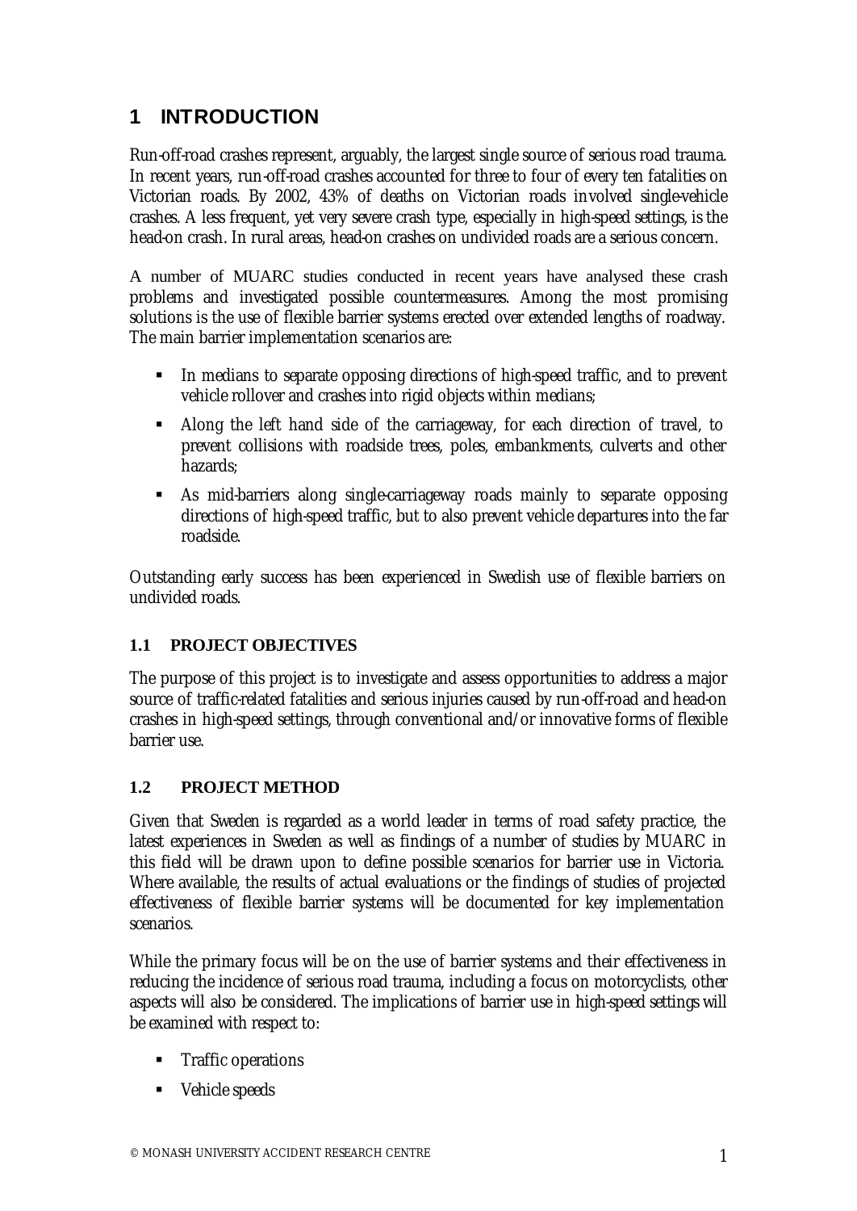# 1 INTRODUCTION

Run-off-road crashes represent, arguably, the largest single source of serious road trauma. In recent years, run-off-road crashes accounted for three to four of every ten fatalities on Victorian roads. By 2002, 43% of deaths on Victorian roads involved single-vehicle crashes. A less frequent, yet very severe crash type, especially in high-speed settings, is the head-on crash. In rural areas, head-on crashes on undivided roads are a serious concern.

A number of MUARC studies conducted in recent years have analysed these crash problems and investigated possible countermeasures. Among the most promising solutions is the use of flexible barrier systems erected over extended lengths of roadway. The main barrier implementation scenarios are:

- In medians to separate opposing directions of high-speed traffic, and to prevent vehicle rollover and crashes into rigid objects within medians;
- Along the left hand side of the carriageway, for each direction of travel, to prevent collisions with roadside trees, poles, embankments, culverts and other hazards;
- As mid-barriers along single-carriageway roads mainly to separate opposing directions of high-speed traffic, but to also prevent vehicle departures into the far roadside.

Outstanding early success has been experienced in Swedish use of flexible barriers on undivided roads.

## 1.1 PROJECT OBJECTIVES

The purpose of this project is to investigate and assess opportunities to address a major source of traffic-related fatalities and serious injuries caused by run-off-road and head-on crashes in high-speed settings, through conventional and/or innovative forms of flexible barrier use.

## 1.2 PROJECT METHOD

Given that Sweden is regarded as a world leader in terms of road safety practice, the latest experiences in Sweden as well as findings of a number of studies by MUARC in this field will be drawn upon to define possible scenarios for barrier use in Victoria. Where available, the results of actual evaluations or the findings of studies of projected effectiveness of flexible barrier systems will be documented for key implementation scenarios.

While the primary focus will be on the use of barrier systems and their effectiveness in reducing the incidence of serious road trauma, including a focus on motorcyclists, other aspects will also be considered. The implications of barrier use in high-speed settings will be examined with respect to:

- Traffic operations
- Vehicle speeds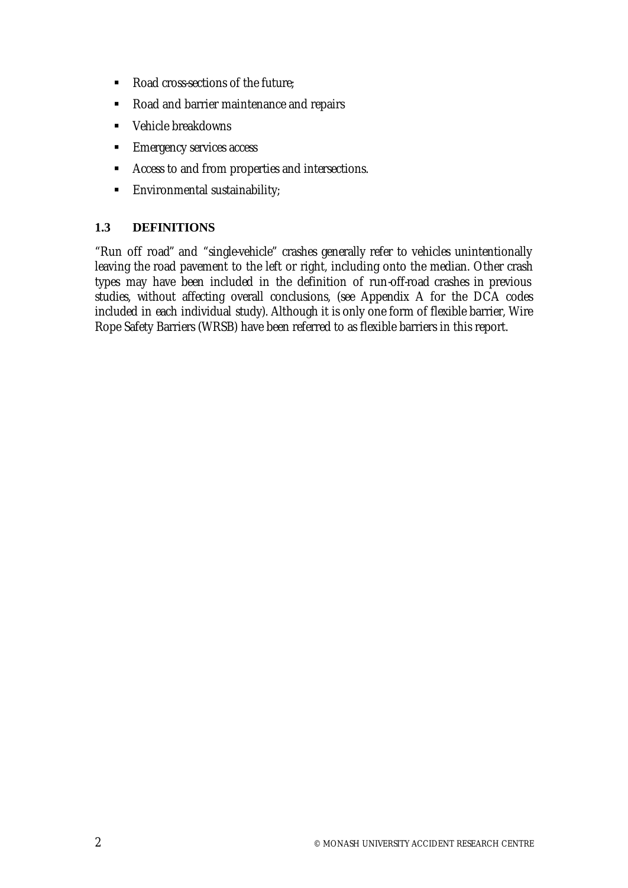- Road cross-sections of the future;
- Road and barrier maintenance and repairs
- Vehicle breakdowns
- Emergency services access
- Access to and from properties and intersections.
- Environmental sustainability;

## 1.3 DEFINITIONS

"Run off road" and "single-vehicle" crashes generally refer to vehicles unintentionally leaving the road pavement to the left or right, including onto the median. Other crash types may have been included in the definition of run-off-road crashes in previous studies, without affecting overall conclusions, (see Appendix A for the DCA codes included in each individual study). Although it is only one form of flexible barrier, Wire Rope Safety Barriers (WRSB) have been referred to as flexible barriers in this report.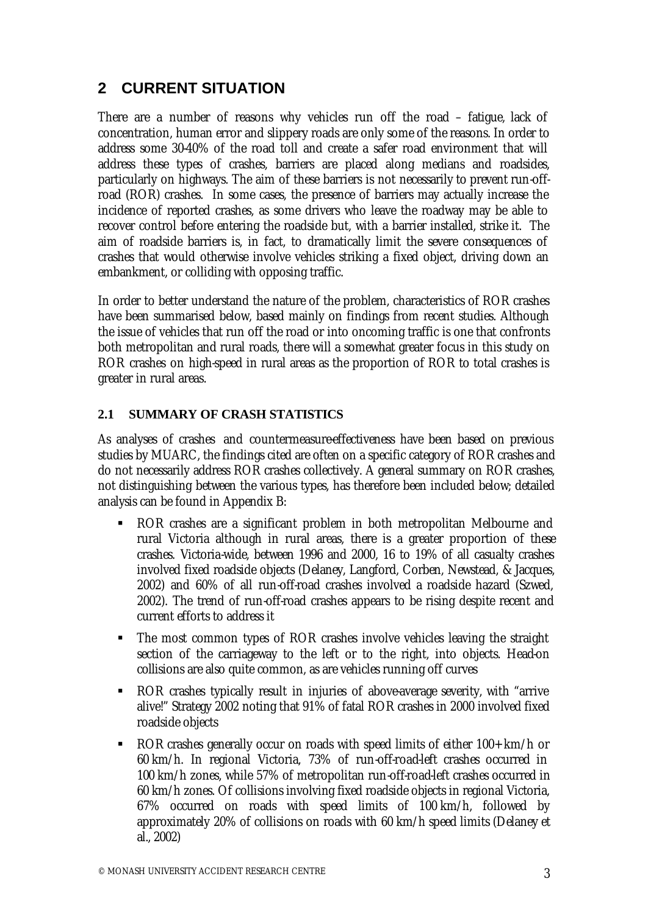## 2 CURRENT SITUATION

There are a number of reasons why vehicles run off the road – fatigue, lack of concentration, human error and slippery roads are only some of the reasons. In order to address some 30-40% of the road toll and create a safer road environment that will address these types of crashes, barriers are placed along medians and roadsides, particularly on highways. The aim of these barriers is not necessarily to prevent run-off-road (ROR) crashes. In some cases, the presence of barriers may actually increase the incidence of reported crashes, as some drivers who leave the roadway may be able to recover control before entering the roadside but, with a barrier installed, strike it. The aim of roadside barriers is, in fact, to dramatically limit the severe consequences of crashes that would otherwise involve vehicles striking a fixed object, driving down an embankment, or colliding with opposing traffic.

In order to better understand the nature of the problem, characteristics of ROR crashes have been summarised below, based mainly on findings from recent studies. Although the issue of vehicles that run off the road or into oncoming traffic is one that confronts both metropolitan and rural roads, there will a somewhat greater focus in this study on ROR crashes on high-speed in rural areas as the proportion of ROR to total crashes is greater in rural areas.

### 2.1 SUMMARY OF CRASH STATISTICS

As analyses of crashes and countermeasure-effectiveness have been based on previous studies by MUARC, the findings cited are often on a specific category of ROR crashes and do not necessarily address ROR crashes collectively. A general summary on ROR crashes, not distinguishing between the various types, has therefore been included below; detailed analysis can be found in Appendix B:

- ROR crashes are a significant problem in both metropolitan Melbourne and rural Victoria although in rural areas, there is a greater proportion of these crashes. Victoria-wide, between 1996 and 2000, 16 to 19% of all casualty crashes involved fixed roadside objects (Delaney, Langford, Corben, Newstead, & Jacques, 2002) and 60% of all run-off-road crashes involved a roadside hazard (Szwed, 2002). The trend of run-off-road crashes appears to be rising despite recent and current efforts to address it
- The most common types of ROR crashes involve vehicles leaving the straight section of the carriageway to the left or to the right, into objects. Head-on collisions are also quite common, as are vehicles running off curves
- ROR crashes typically result in injuries of above-average severity, with "arrive alive!" Strategy 2002 noting that 91% of fatal ROR crashes in 2000 involved fixed roadside objects
- ROR crashes generally occur on roads with speed limits of either 100+ km/h or 60 km/h. In regional Victoria, 73% of run-off-road-left crashes occurred in 100 km/h zones, while 57% of metropolitan run-off-road-left crashes occurred in 60 km/h zones. Of collisions involving fixed roadside objects in regional Victoria, 67% occurred on roads with speed limits of 100 km/h, followed by approximately 20% of collisions on roads with 60 km/h speed limits (Delaney et al., 2002)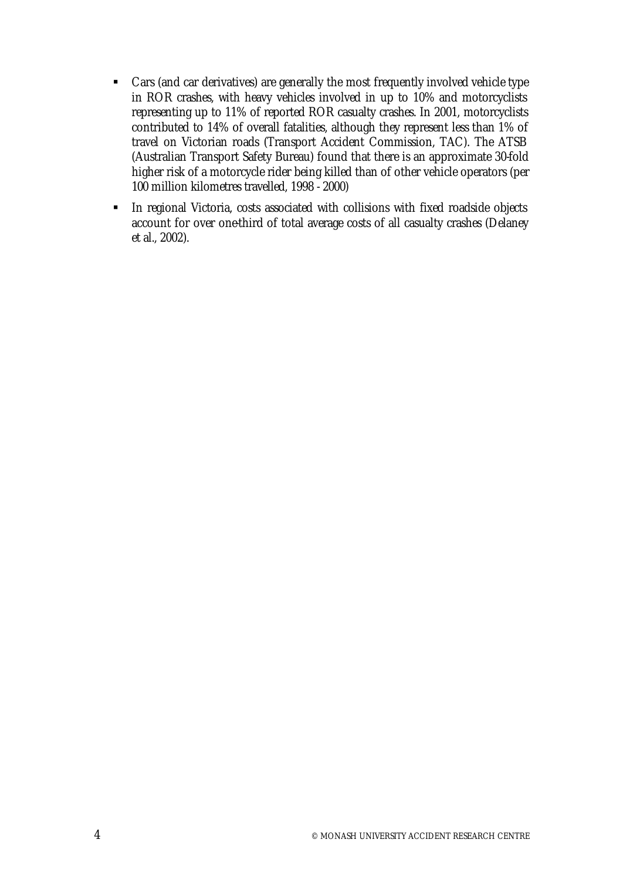- Cars (and car derivatives) are generally the most frequently involved vehicle type in ROR crashes, with heavy vehicles involved in up to 10% and motorcyclists representing up to 11% of reported ROR casualty crashes. In 2001, motorcyclists contributed to 14% of overall fatalities, although they represent less than 1% of travel on Victorian roads (Transport Accident Commission, TAC). The ATSB (Australian Transport Safety Bureau) found that there is an approximate 30-fold higher risk of a motorcycle rider being killed than of other vehicle operators (per 100 million kilometres travelled, 1998 - 2000)
- In regional Victoria, costs associated with collisions with fixed roadside objects account for over one-third of total average costs of all casualty crashes (Delaney et al., 2002).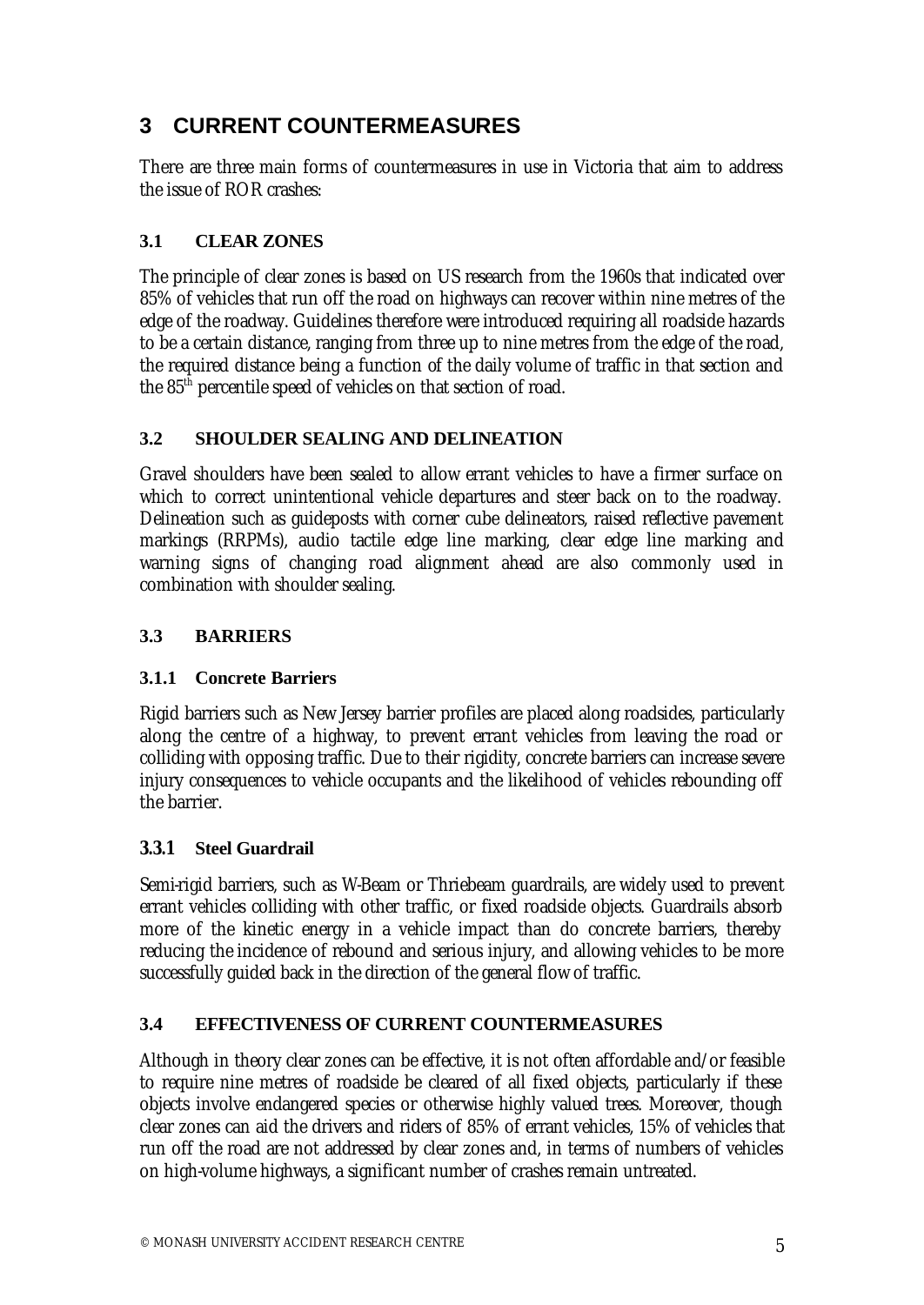# 3 CURRENT COUNTERMEASURES

There are three main forms of countermeasures in use in Victoria that aim to address the issue of ROR crashes:

## 3.1 CLEAR ZONES

The principle of clear zones is based on US research from the 1960s that indicated over 85% of vehicles that run off the road on highways can recover within nine metres of the edge of the roadway. Guidelines therefore were introduced requiring all roadside hazards to be a certain distance, ranging from three up to nine metres from the edge of the road, the required distance being a function of the daily volume of traffic in that section and the 85th percentile speed of vehicles on that section of road.

## 3.2 SHOULDER SEALING AND DELINEATION

Gravel shoulders have been sealed to allow errant vehicles to have a firmer surface on which to correct unintentional vehicle departures and steer back on to the roadway. Delineation such as guideposts with corner cube delineators, raised reflective pavement markings (RRPMs), audio tactile edge line marking, clear edge line marking and warning signs of changing road alignment ahead are also commonly used in combination with shoulder sealing.

## 3.3 BARRIERS

### 3.1.1 Concrete Barriers

Rigid barriers such as New Jersey barrier profiles are placed along roadsides, particularly along the centre of a highway, to prevent errant vehicles from leaving the road or colliding with opposing traffic. Due to their rigidity, concrete barriers can increase severe injury consequences to vehicle occupants and the likelihood of vehicles rebounding off the barrier.

### 3.3.1 Steel Guardrail

Semi-rigid barriers, such as W-Beam or Thriebeam guardrails, are widely used to prevent errant vehicles colliding with other traffic, or fixed roadside objects. Guardrails absorb more of the kinetic energy in a vehicle impact than do concrete barriers, thereby reducing the incidence of rebound and serious injury, and allowing vehicles to be more successfully guided back in the direction of the general flow of traffic.

## 3.4 EFFECTIVENESS OF CURRENT COUNTERMEASURES

Although in theory clear zones can be effective, it is not often affordable and/or feasible to require nine metres of roadside be cleared of all fixed objects, particularly if these objects involve endangered species or otherwise highly valued trees. Moreover, though clear zones can aid the drivers and riders of 85% of errant vehicles, 15% of vehicles that run off the road are not addressed by clear zones and, in terms of numbers of vehicles on high-volume highways, a significant number of crashes remain untreated.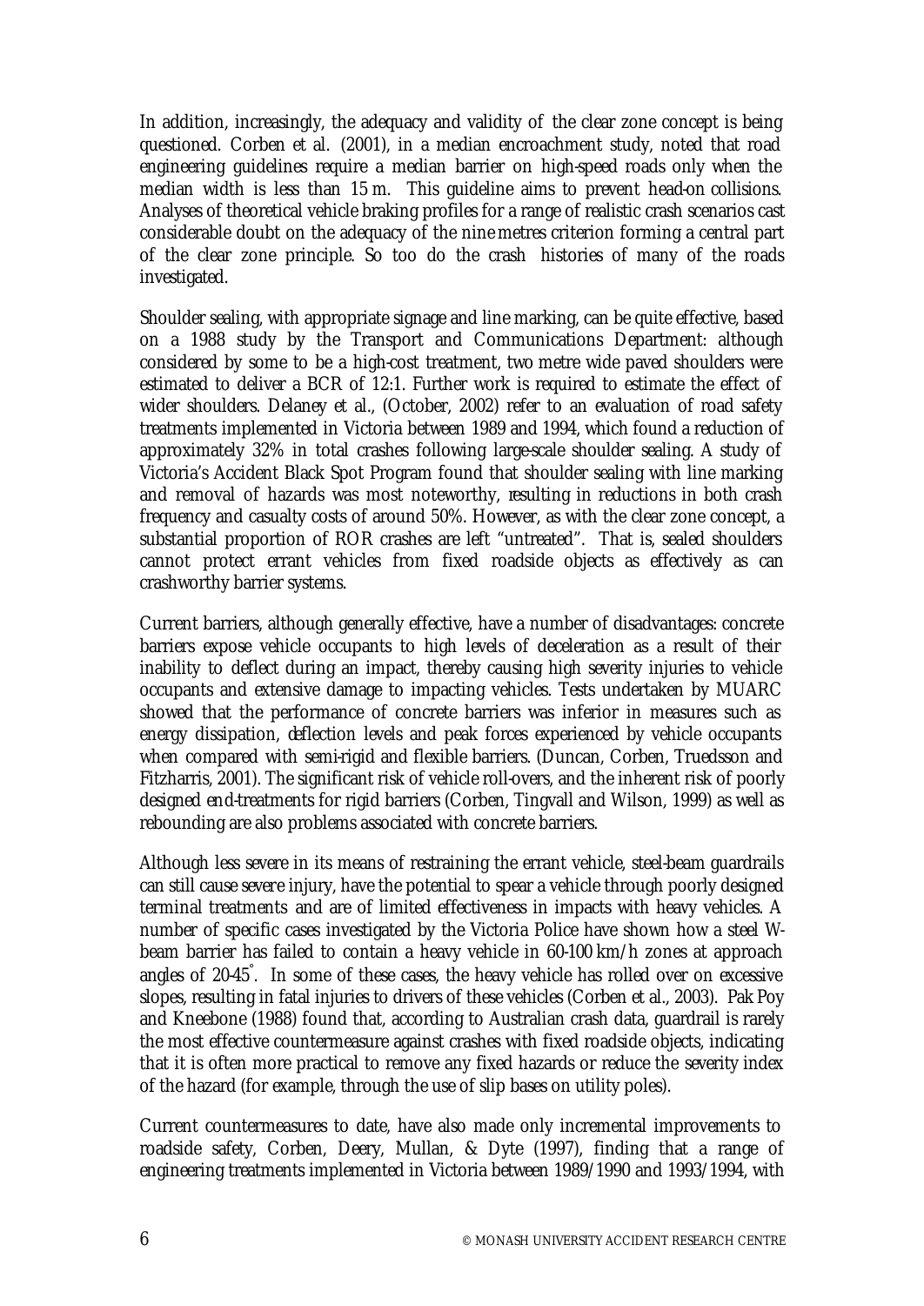In addition, increasingly, the adequacy and validity of the clear zone concept is being questioned. Corben et al. (2001), in a median encroachment study, noted that road engineering guidelines require a median barrier on high-speed roads only when the median width is less than 15 m. This guideline aims to prevent head-on collisions. Analyses of theoretical vehicle braking profiles for a range of realistic crash scenarios cast considerable doubt on the adequacy of the nine metres criterion forming a central part of the clear zone principle. So too do the crash histories of many of the roads investigated.

Shoulder sealing, with appropriate signage and line marking, can be quite effective, based on a 1988 study by the Transport and Communications Department: although considered by some to be a high-cost treatment, two metre wide paved shoulders were estimated to deliver a BCR of 12:1. Further work is required to estimate the effect of wider shoulders. Delaney et al., (October, 2002) refer to an evaluation of road safety treatments implemented in Victoria between 1989 and 1994, which found a reduction of approximately 32% in total crashes following large-scale shoulder sealing. A study of Victoria's Accident Black Spot Program found that shoulder sealing with line marking and removal of hazards was most noteworthy, resulting in reductions in both crash frequency and casualty costs of around 50%. However, as with the clear zone concept, a substantial proportion of ROR crashes are left "untreated". That is, sealed shoulders cannot protect errant vehicles from fixed roadside objects as effectively as can crashworthy barrier systems.

Current barriers, although generally effective, have a number of disadvantages: concrete barriers expose vehicle occupants to high levels of deceleration as a result of their inability to deflect during an impact, thereby causing high severity injuries to vehicle occupants and extensive damage to impacting vehicles. Tests undertaken by MUARC showed that the performance of concrete barriers was inferior in measures such as energy dissipation, deflection levels and peak forces experienced by vehicle occupants when compared with semi-rigid and flexible barriers. (Duncan, Corben, Truedsson and Fitzharris, 2001). The significant risk of vehicle roll-overs, and the inherent risk of poorly designed end-treatments for rigid barriers (Corben, Tingvall and Wilson, 1999) as well as rebounding are also problems associated with concrete barriers.

Although less severe in its means of restraining the errant vehicle, steel-beam guardrails can still cause severe injury, have the potential to spear a vehicle through poorly designed terminal treatments and are of limited effectiveness in impacts with heavy vehicles. A number of specific cases investigated by the Victoria Police have shown how a steel W-beam barrier has failed to contain a heavy vehicle in 60-100 km/h zones at approach angles of 20-45°. In some of these cases, the heavy vehicle has rolled over on excessive slopes, resulting in fatal injuries to drivers of these vehicles (Corben et al., 2003). Pak Poy and Kneebone (1988) found that, according to Australian crash data, guardrail is rarely the most effective countermeasure against crashes with fixed roadside objects, indicating that it is often more practical to remove any fixed hazards or reduce the severity index of the hazard (for example, through the use of slip bases on utility poles).

Current countermeasures to date, have also made only incremental improvements to roadside safety, Corben, Deery, Mullan, & Dyte (1997), finding that a range of engineering treatments implemented in Victoria between 1989/1990 and 1993/1994, with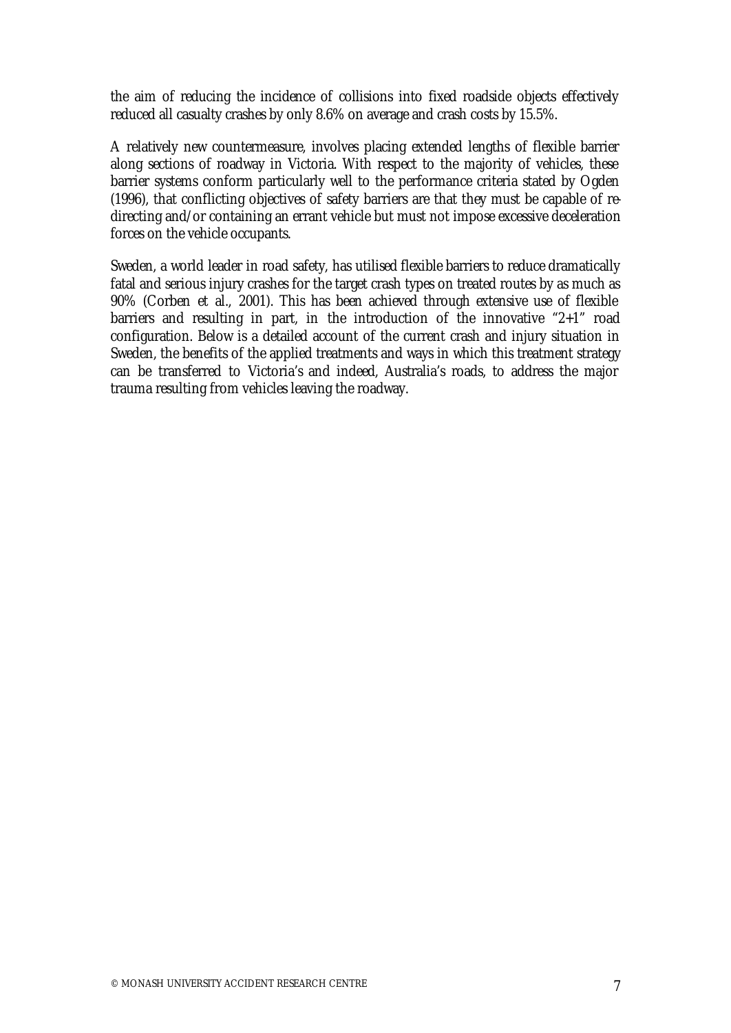the aim of reducing the incidence of collisions into fixed roadside objects effectively reduced all casualty crashes by only 8.6% on average and crash costs by 15.5%.

A relatively new countermeasure, involves placing extended lengths of flexible barrier along sections of roadway in Victoria. With respect to the majority of vehicles, these barrier systems conform particularly well to the performance criteria stated by Ogden (1996), that conflicting objectives of safety barriers are that they must be capable of re-directing and/or containing an errant vehicle but must not impose excessive deceleration forces on the vehicle occupants.

Sweden, a world leader in road safety, has utilised flexible barriers to reduce dramatically fatal and serious injury crashes for the target crash types on treated routes by as much as 90% (Corben et al., 2001). This has been achieved through extensive use of flexible barriers and resulting in part, in the introduction of the innovative "2+1" road configuration. Below is a detailed account of the current crash and injury situation in Sweden, the benefits of the applied treatments and ways in which this treatment strategy can be transferred to Victoria's and indeed, Australia's roads, to address the major trauma resulting from vehicles leaving the roadway.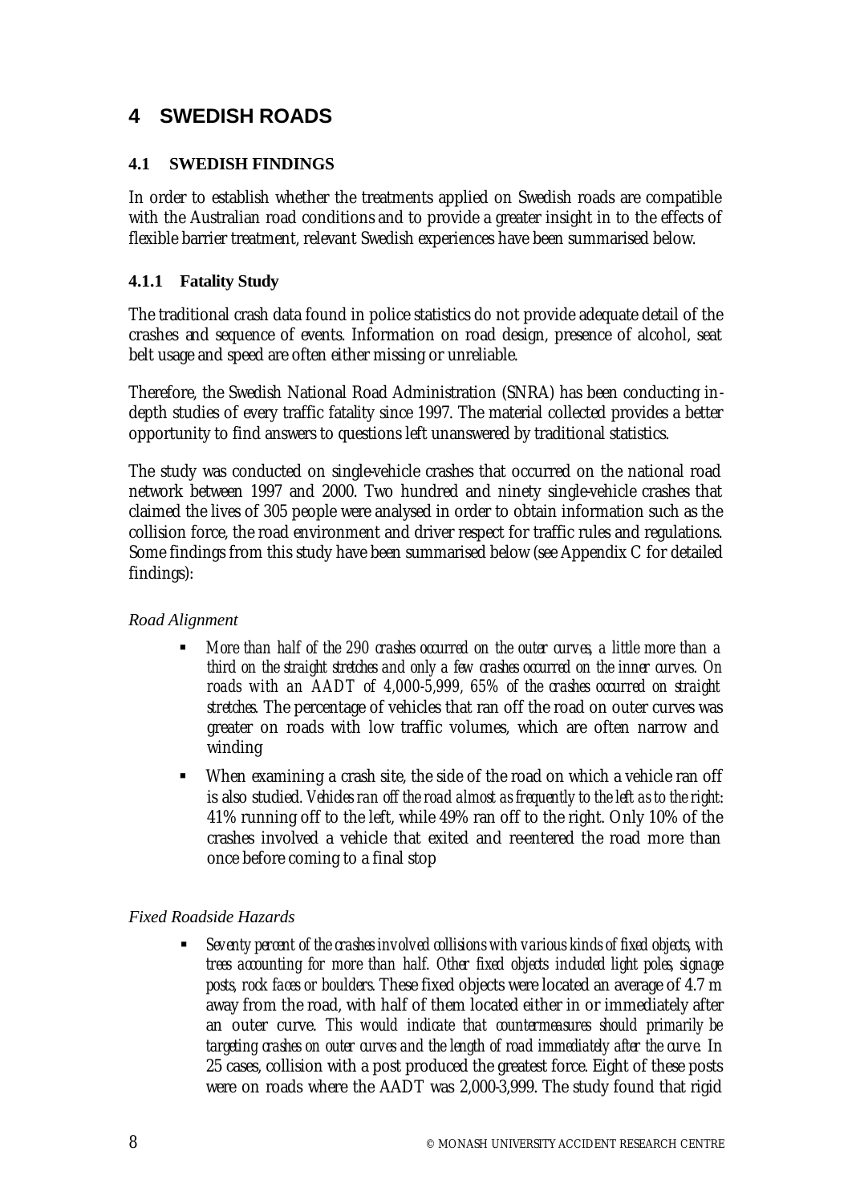# 4 SWEDISH ROADS

## 4.1 SWEDISH FINDINGS

In order to establish whether the treatments applied on Swedish roads are compatible with the Australian road conditions and to provide a greater insight in to the effects of flexible barrier treatment, relevant Swedish experiences have been summarised below.

### 4.1.1 Fatality Study

The traditional crash data found in police statistics do not provide adequate detail of the crashes and sequence of events. Information on road design, presence of alcohol, seat belt usage and speed are often either missing or unreliable.

Therefore, the Swedish National Road Administration (SNRA) has been conducting in-depth studies of every traffic fatality since 1997. The material collected provides a better opportunity to find answers to questions left unanswered by traditional statistics.

The study was conducted on single-vehicle crashes that occurred on the national road network between 1997 and 2000. Two hundred and ninety single-vehicle crashes that claimed the lives of 305 people were analysed in order to obtain information such as the collision force, the road environment and driver respect for traffic rules and regulations. Some findings from this study have been summarised below (see Appendix C for detailed findings):

*Road Alignment*

- *More than half of the 290 crashes occurred on the outer curves, a little more than a third on the straight stretches and only a few crashes occurred on the inner curves. On roads with an AADT of 4,000-5,999, 65% of the crashes occurred on straight stretches.* The percentage of vehicles that ran off the road on outer curves was greater on roads with low traffic volumes, which are often narrow and winding
- When examining a crash site, the side of the road on which a vehicle ran off is also studied. *Vehicles ran off the road almost as frequently to the left as to the right*: 41% running off to the left, while 49% ran off to the right. Only 10% of the crashes involved a vehicle that exited and re-entered the road more than once before coming to a final stop

*Fixed Roadside Hazards*

- *Seventy percent of the crashes involved collisions with various kinds of fixed objects, with trees accounting for more than half. Other fixed objects included light poles, signage posts, rock faces or boulders.* These fixed objects were located an average of 4.7 m away from the road, with half of them located either in or immediately after an outer curve. *This would indicate that countermeasures should primarily be targeting crashes on outer curves and the length of road immediately after the curve.* In 25 cases, collision with a post produced the greatest force. Eight of these posts were on roads where the AADT was 2,000-3,999. The study found that rigid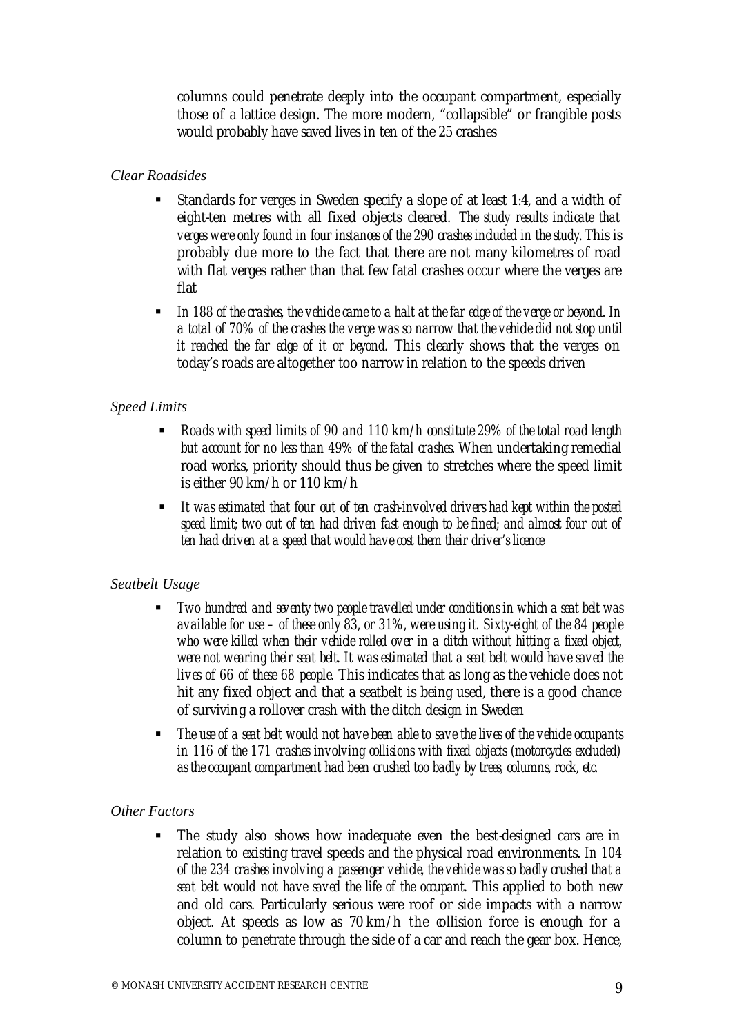columns could penetrate deeply into the occupant compartment, especially those of a lattice design. The more modern, "collapsible" or frangible posts would probably have saved lives in ten of the 25 crashes

*Clear Roadsides*

- Standards for verges in Sweden specify a slope of at least 1:4, and a width of eight-ten metres with all fixed objects cleared. *The study results indicate that verges were only found in four instances of the 290 crashes included in the study.* This is probably due more to the fact that there are not many kilometres of road with flat verges rather than that few fatal crashes occur where the verges are flat
- *In 188 of the crashes, the vehicle came to a halt at the far edge of the verge or beyond. In a total of 70% of the crashes the verge was so narrow that the vehicle did not stop until it reached the far edge of it or beyond.* This clearly shows that the verges on today's roads are altogether too narrow in relation to the speeds driven

*Speed Limits*

- *Roads with speed limits of 90 and 110 km/h constitute 29% of the total road length but account for no less than 49% of the fatal crashes.* When undertaking remedial road works, priority should thus be given to stretches where the speed limit is either 90 km/h or 110 km/h
- *It was estimated that four out of ten crash-involved drivers had kept within the posted speed limit; two out of ten had driven fast enough to be fined; and almost four out of ten had driven at a speed that would have cost them their driver's licence*

*Seatbelt Usage*

- *Two hundred and seventy two people travelled under conditions in which a seat belt was available for use – of these only 83, or 31%, were using it. Sixty-eight of the 84 people who were killed when their vehicle rolled over in a ditch without hitting a fixed object, were not wearing their seat belt. It was estimated that a seat belt would have saved the lives of 66 of these 68 people.* This indicates that as long as the vehicle does not hit any fixed object and that a seatbelt is being used, there is a good chance of surviving a rollover crash with the ditch design in Sweden
- *The use of a seat belt would not have been able to save the lives of the vehicle occupants in 116 of the 171 crashes involving collisions with fixed objects (motorcycles excluded) as the occupant compartment had been crushed too badly by trees, columns, rock, etc.*

*Other Factors*

- The study also shows how inadequate even the best-designed cars are in relation to existing travel speeds and the physical road environments. *In 104 of the 234 crashes involving a passenger vehicle, the vehicle was so badly crushed that a seat belt would not have saved the life of the occupant.* This applied to both new and old cars. Particularly serious were roof or side impacts with a narrow object. At speeds as low as 70 km/h the collision force is enough for a column to penetrate through the side of a car and reach the gear box. Hence,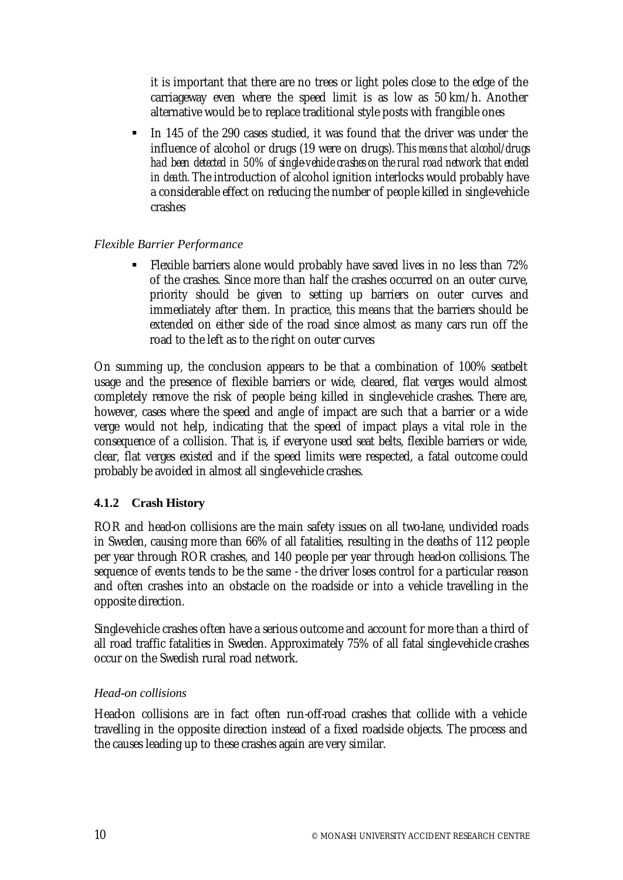it is important that there are no trees or light poles close to the edge of the carriageway even where the speed limit is as low as 50 km/h. Another alternative would be to replace traditional style posts with frangible ones

- In 145 of the 290 cases studied, it was found that the driver was under the influence of alcohol or drugs (19 were on drugs). *This means that alcohol/drugs had been detected in 50% of single-vehicle crashes on the rural road network that ended in death.* The introduction of alcohol ignition interlocks would probably have a considerable effect on reducing the number of people killed in single-vehicle crashes

*Flexible Barrier Performance*

- Flexible barriers alone would probably have saved lives in no less than 72% of the crashes. Since more than half the crashes occurred on an outer curve, priority should be given to setting up barriers on outer curves and immediately after them. In practice, this means that the barriers should be extended on either side of the road since almost as many cars run off the road to the left as to the right on outer curves

On summing up, the conclusion appears to be that a combination of 100% seatbelt usage and the presence of flexible barriers or wide, cleared, flat verges would almost completely remove the risk of people being killed in single-vehicle crashes. There are, however, cases where the speed and angle of impact are such that a barrier or a wide verge would not help, indicating that the speed of impact plays a vital role in the consequence of a collision. That is, if everyone used seat belts, flexible barriers or wide, clear, flat verges existed and if the speed limits were respected, a fatal outcome could probably be avoided in almost all single-vehicle crashes.

### 4.1.2 Crash History

ROR and head-on collisions are the main safety issues on all two-lane, undivided roads in Sweden, causing more than 66% of all fatalities, resulting in the deaths of 112 people per year through ROR crashes, and 140 people per year through head-on collisions. The sequence of events tends to be the same - the driver loses control for a particular reason and often crashes into an obstacle on the roadside or into a vehicle travelling in the opposite direction.

Single-vehicle crashes often have a serious outcome and account for more than a third of all road traffic fatalities in Sweden. Approximately 75% of all fatal single-vehicle crashes occur on the Swedish rural road network.

*Head-on collisions*

Head-on collisions are in fact often run-off-road crashes that collide with a vehicle travelling in the opposite direction instead of a fixed roadside objects. The process and the causes leading up to these crashes again are very similar.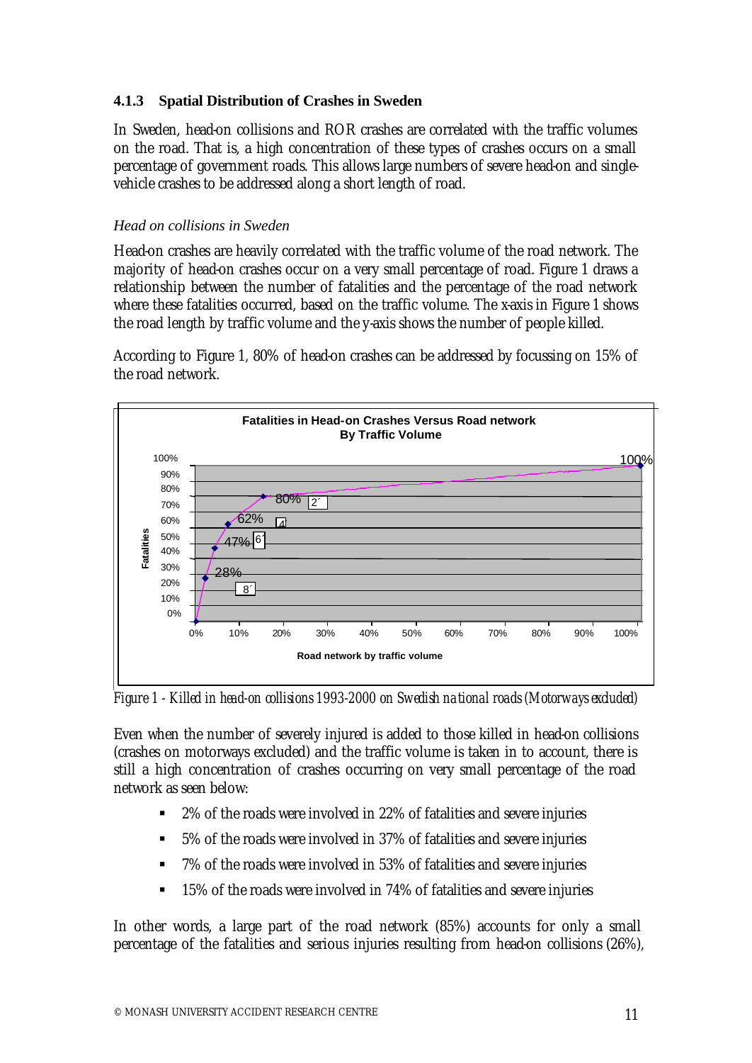### 4.1.3 Spatial Distribution of Crashes in Sweden

In Sweden, head-on collisions and ROR crashes are correlated with the traffic volumes on the road. That is, a high concentration of these types of crashes occurs on a small percentage of government roads. This allows large numbers of severe head-on and single-vehicle crashes to be addressed along a short length of road.

*Head on collisions in Sweden*

Head-on crashes are heavily correlated with the traffic volume of the road network. The majority of head-on crashes occur on a very small percentage of road. Figure 1 draws a relationship between the number of fatalities and the percentage of the road network where these fatalities occurred, based on the traffic volume. The x-axis in Figure 1 shows the road length by traffic volume and the y-axis shows the number of people killed.

According to Figure 1, 80% of head-on crashes can be addressed by focussing on 15% of the road network.

Figure 1 - Killed in head-on collisions 1993-2000 on Swedish national roads (Motorways excluded)

Even when the number of severely injured is added to those killed in head-on collisions (crashes on motorways excluded) and the traffic volume is taken in to account, there is still a high concentration of crashes occurring on very small percentage of the road network as seen below:

- 2% of the roads were involved in 22% of fatalities and severe injuries
- 5% of the roads were involved in 37% of fatalities and severe injuries
- 7% of the roads were involved in 53% of fatalities and severe injuries
- 15% of the roads were involved in 74% of fatalities and severe injuries

In other words, a large part of the road network (85%) accounts for only a small percentage of the fatalities and serious injuries resulting from head-on collisions (26%),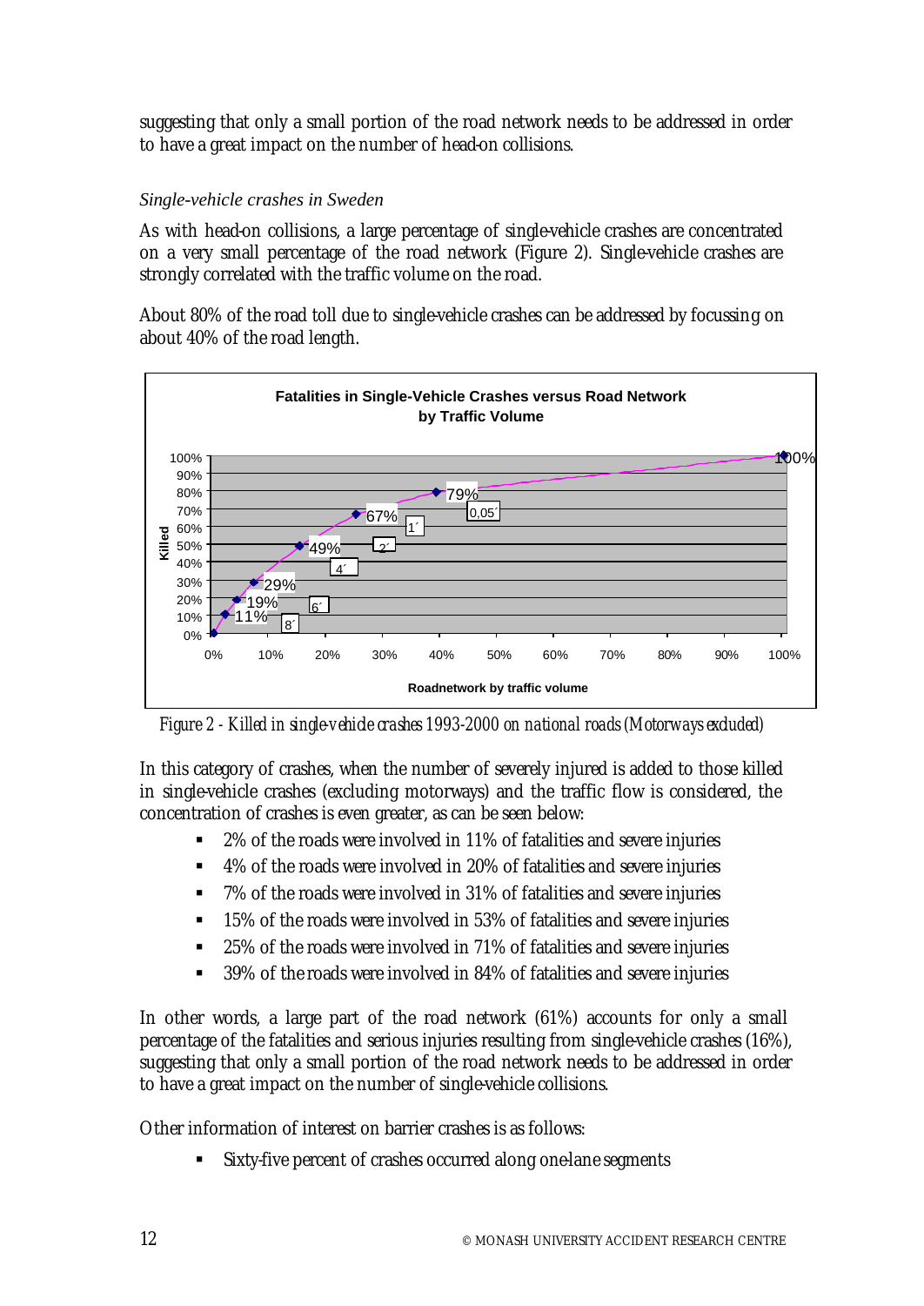suggesting that only a small portion of the road network needs to be addressed in order to have a great impact on the number of head-on collisions.

*Single-vehicle crashes in Sweden*

As with head-on collisions, a large percentage of single-vehicle crashes are concentrated on a very small percentage of the road network (Figure 2). Single-vehicle crashes are strongly correlated with the traffic volume on the road.

About 80% of the road toll due to single-vehicle crashes can be addressed by focussing on about 40% of the road length.

*Figure 2 - Killed in single-vehicle crashes 1993-2000 on national roads (Motorways excluded)*

In this category of crashes, when the number of severely injured is added to those killed in single-vehicle crashes (excluding motorways) and the traffic flow is considered, the concentration of crashes is even greater, as can be seen below:

- 2% of the roads were involved in 11% of fatalities and severe injuries
- 4% of the roads were involved in 20% of fatalities and severe injuries
- 7% of the roads were involved in 31% of fatalities and severe injuries
- 15% of the roads were involved in 53% of fatalities and severe injuries
- 25% of the roads were involved in 71% of fatalities and severe injuries
- 39% of the roads were involved in 84% of fatalities and severe injuries

In other words, a large part of the road network (61%) accounts for only a small percentage of the fatalities and serious injuries resulting from single-vehicle crashes (16%), suggesting that only a small portion of the road network needs to be addressed in order to have a great impact on the number of single-vehicle collisions.

Other information of interest on barrier crashes is as follows:

- Sixty-five percent of crashes occurred along one-lane segments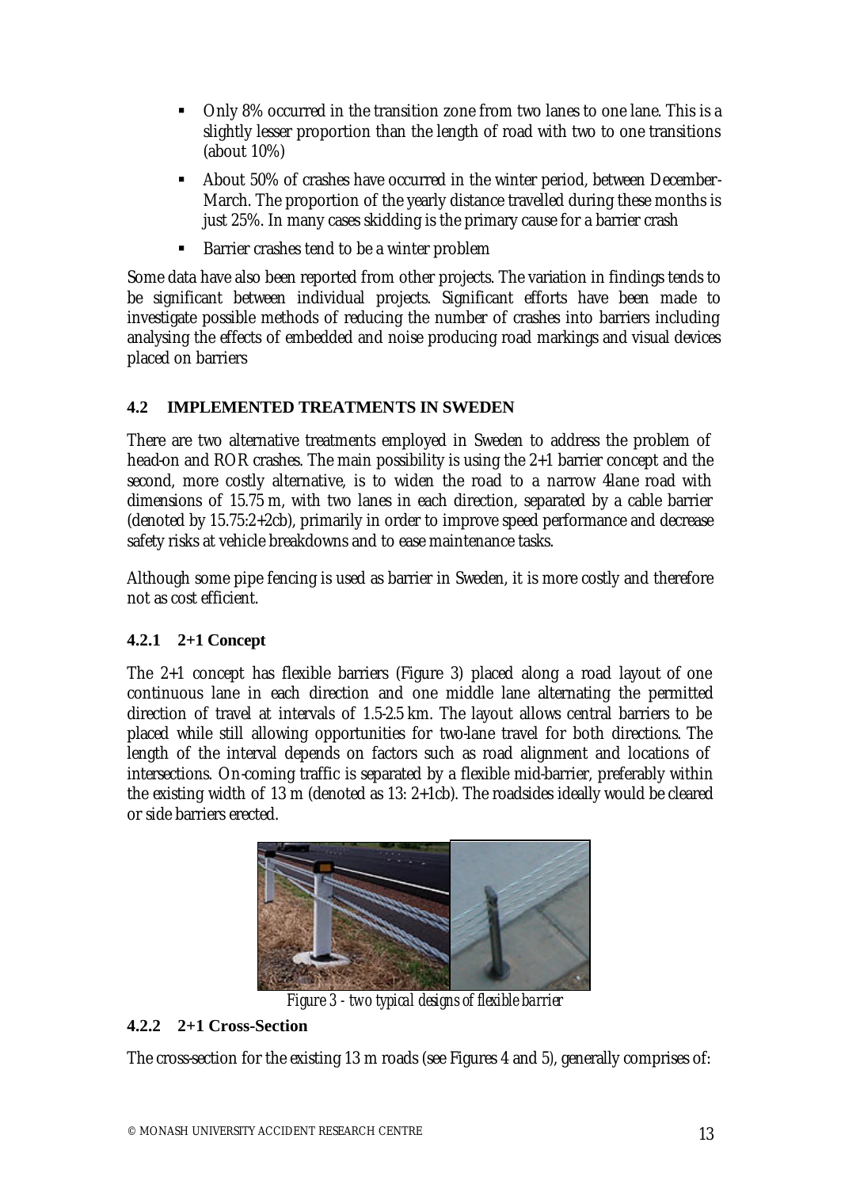- Only 8% occurred in the transition zone from two lanes to one lane. This is a slightly lesser proportion than the length of road with two to one transitions (about 10%)
- About 50% of crashes have occurred in the winter period, between December-March. The proportion of the yearly distance travelled during these months is just 25%. In many cases skidding is the primary cause for a barrier crash
- Barrier crashes tend to be a winter problem

Some data have also been reported from other projects. The variation in findings tends to be significant between individual projects. Significant efforts have been made to investigate possible methods of reducing the number of crashes into barriers including analysing the effects of embedded and noise producing road markings and visual devices placed on barriers

### 4.2 IMPLEMENTED TREATMENTS IN SWEDEN

There are two alternative treatments employed in Sweden to address the problem of head-on and ROR crashes. The main possibility is using the 2+1 barrier concept and the second, more costly alternative, is to widen the road to a narrow 4lane road with dimensions of 15.75 m, with two lanes in each direction, separated by a cable barrier (denoted by 15.75:2+2cb), primarily in order to improve speed performance and decrease safety risks at vehicle breakdowns and to ease maintenance tasks.

Although some pipe fencing is used as barrier in Sweden, it is more costly and therefore not as cost efficient.

#### 4.2.1 2+1 Concept

The 2+1 concept has flexible barriers (Figure 3) placed along a road layout of one continuous lane in each direction and one middle lane alternating the permitted direction of travel at intervals of 1.5-2.5 km. The layout allows central barriers to be placed while still allowing opportunities for two-lane travel for both directions. The length of the interval depends on factors such as road alignment and locations of intersections. On-coming traffic is separated by a flexible mid-barrier, preferably within the existing width of 13 m (denoted as 13: 2+1cb). The roadsides ideally would be cleared or side barriers erected.

*Figure 3 - two typical designs of flexible barrier*

#### 4.2.2 2+1 Cross-Section

The cross-section for the existing 13 m roads (see Figures 4 and 5), generally comprises of: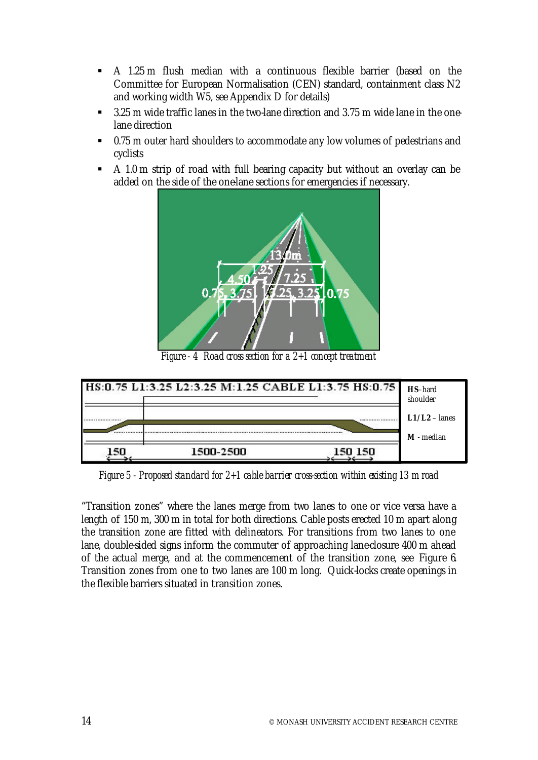- A 1.25 m flush median with a continuous flexible barrier (based on the Committee for European Normalisation (CEN) standard, containment class N2 and working width W5, see Appendix D for details)
- 3.25 m wide traffic lanes in the two-lane direction and 3.75 m wide lane in the one-lane direction
- 0.75 m outer hard shoulders to accommodate any low volumes of pedestrians and cyclists
- A 1.0 m strip of road with full bearing capacity but without an overlay can be added on the side of the one-lane sections for emergencies if necessary.

*Figure - 4 Road cross section for a 2+1 concept treatment*

*Figure 5 - Proposed standard for 2+1 cable barrier cross-section within existing 13 m road*

"Transition zones" where the lanes merge from two lanes to one or vice versa have a length of 150 m, 300 m in total for both directions. Cable posts erected 10 m apart along the transition zone are fitted with delineators. For transitions from two lanes to one lane, double-sided signs inform the commuter of approaching lane-closure 400 m ahead of the actual merge, and at the commencement of the transition zone, see Figure 6. Transition zones from one to two lanes are 100 m long. Quick-locks create openings in the flexible barriers situated in transition zones.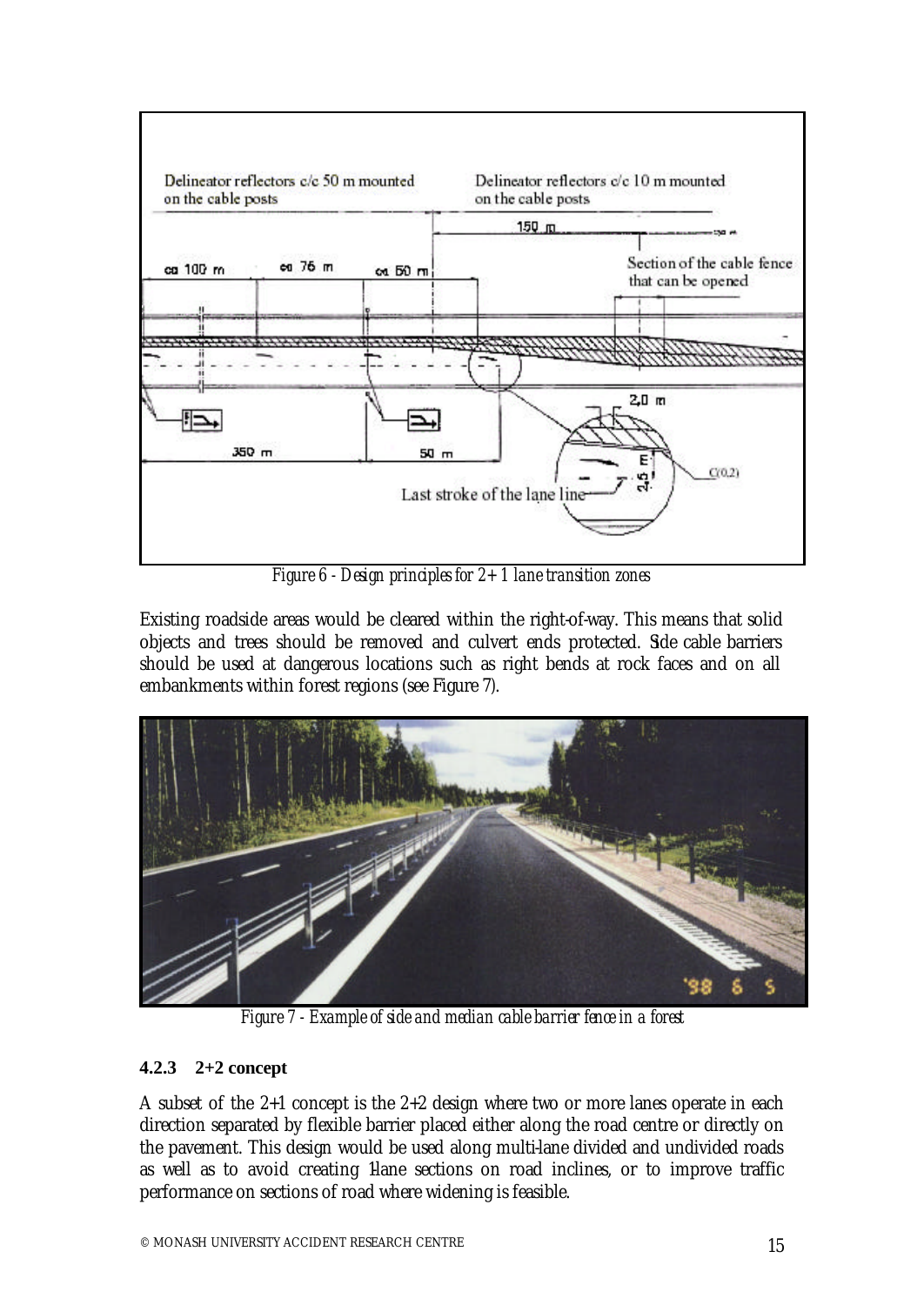Figure 6 - Design principles for 2+1 lane transition zones

Existing roadside areas would be cleared within the right-of-way. This means that solid objects and trees should be removed and culvert ends protected. Side cable barriers should be used at dangerous locations such as right bends at rock faces and on all embankments within forest regions (see Figure 7).

Figure 7 - Example of side and median cable barrier fence in a forest

### 4.2.3 2+2 concept

A subset of the 2+1 concept is the 2+2 design where two or more lanes operate in each direction separated by flexible barrier placed either along the road centre or directly on the pavement. This design would be used along multi-lane divided and undivided roads as well as to avoid creating 1-lane sections on road inclines, or to improve traffic performance on sections of road where widening is feasible.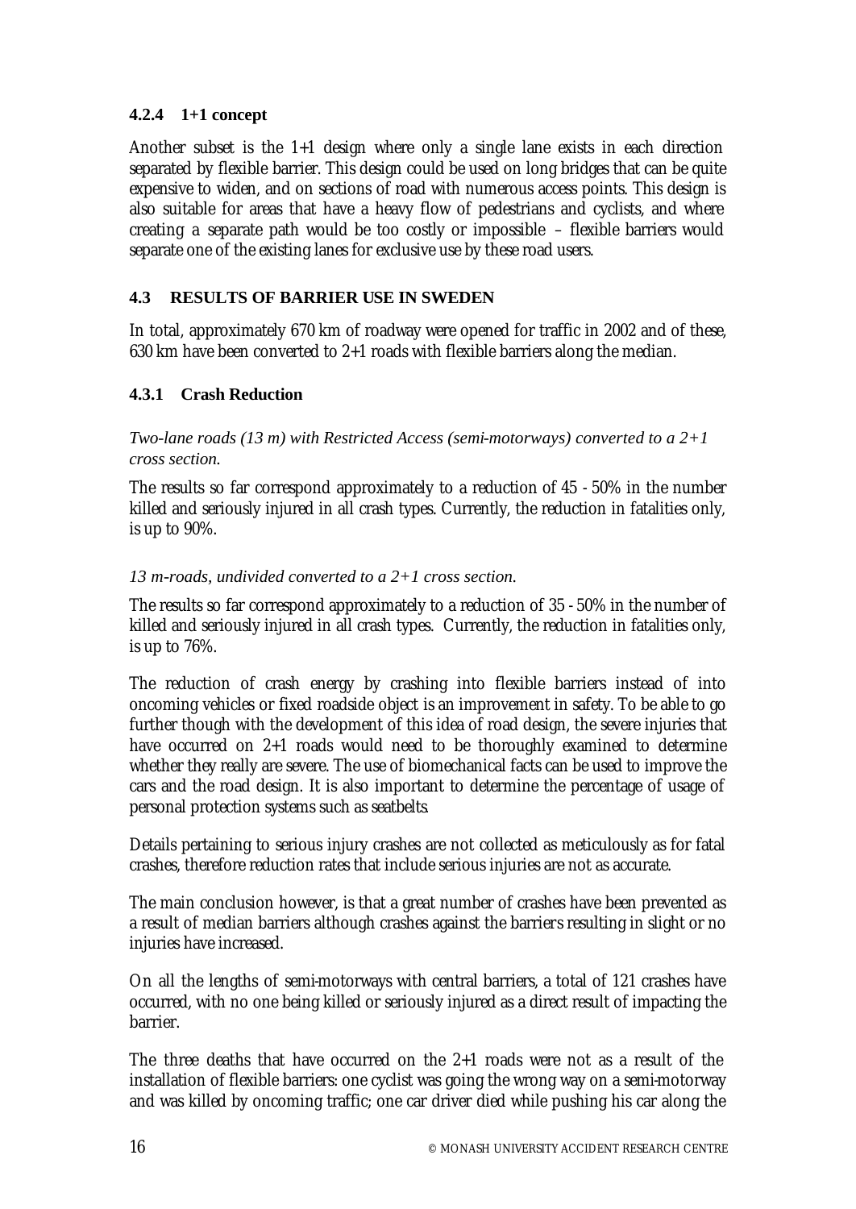### 4.2.4 1+1 concept

Another subset is the 1+1 design where only a single lane exists in each direction separated by flexible barrier. This design could be used on long bridges that can be quite expensive to widen, and on sections of road with numerous access points. This design is also suitable for areas that have a heavy flow of pedestrians and cyclists, and where creating a separate path would be too costly or impossible – flexible barriers would separate one of the existing lanes for exclusive use by these road users.

## 4.3 RESULTS OF BARRIER USE IN SWEDEN

In total, approximately 670 km of roadway were opened for traffic in 2002 and of these, 630 km have been converted to 2+1 roads with flexible barriers along the median.

### 4.3.1 Crash Reduction

*Two-lane roads (13 m) with Restricted Access (semi-motorways) converted to a 2+1 cross section.*

The results so far correspond approximately to a reduction of 45 - 50% in the number killed and seriously injured in all crash types. Currently, the reduction in fatalities only, is up to 90%.

*13 m-roads, undivided converted to a 2+1 cross section.*

The results so far correspond approximately to a reduction of 35 - 50% in the number of killed and seriously injured in all crash types. Currently, the reduction in fatalities only, is up to 76%.

The reduction of crash energy by crashing into flexible barriers instead of into oncoming vehicles or fixed roadside object is an improvement in safety. To be able to go further though with the development of this idea of road design, the severe injuries that have occurred on 2+1 roads would need to be thoroughly examined to determine whether they really are severe. The use of biomechanical facts can be used to improve the cars and the road design. It is also important to determine the percentage of usage of personal protection systems such as seatbelts.

Details pertaining to serious injury crashes are not collected as meticulously as for fatal crashes, therefore reduction rates that include serious injuries are not as accurate.

The main conclusion however, is that a great number of crashes have been prevented as a result of median barriers although crashes against the barriers resulting in slight or no injuries have increased.

On all the lengths of semi-motorways with central barriers, a total of 121 crashes have occurred, with no one being killed or seriously injured as a direct result of impacting the barrier.

The three deaths that have occurred on the 2+1 roads were not as a result of the installation of flexible barriers: one cyclist was going the wrong way on a semi-motorway and was killed by oncoming traffic; one car driver died while pushing his car along the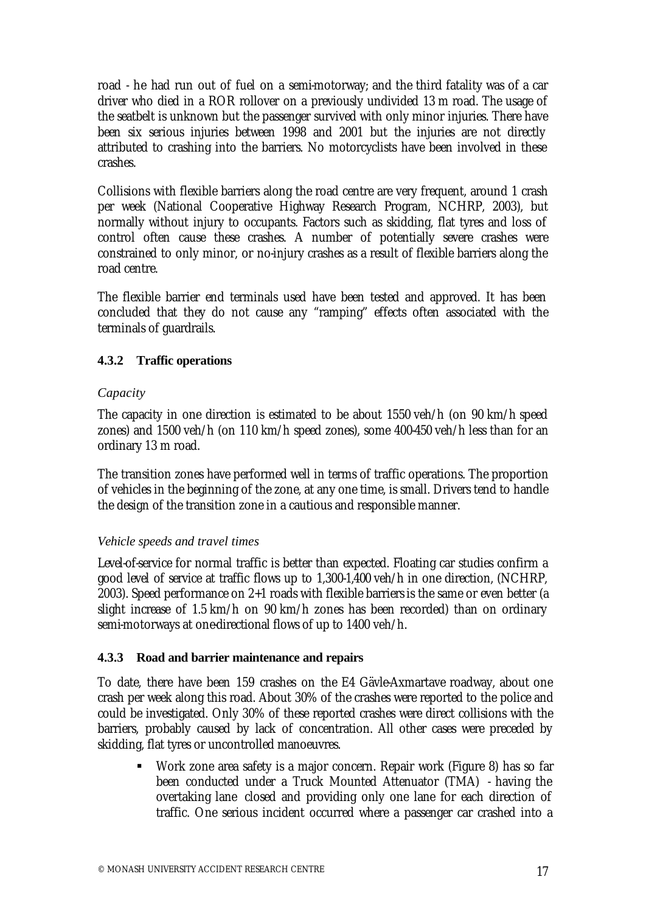road - he had run out of fuel on a semi-motorway; and the third fatality was of a car driver who died in a ROR rollover on a previously undivided 13 m road. The usage of the seatbelt is unknown but the passenger survived with only minor injuries. There have been six serious injuries between 1998 and 2001 but the injuries are not directly attributed to crashing into the barriers. No motorcyclists have been involved in these crashes.

Collisions with flexible barriers along the road centre are very frequent, around 1 crash per week (National Cooperative Highway Research Program, NCHRP, 2003), but normally without injury to occupants. Factors such as skidding, flat tyres and loss of control often cause these crashes. A number of potentially severe crashes were constrained to only minor, or no-injury crashes as a result of flexible barriers along the road centre.

The flexible barrier end terminals used have been tested and approved. It has been concluded that they do not cause any "ramping" effects often associated with the terminals of guardrails.

### 4.3.2 Traffic operations

*Capacity*

The capacity in one direction is estimated to be about 1550 veh/h (on 90 km/h speed zones) and 1500 veh/h (on 110 km/h speed zones), some 400-450 veh/h less than for an ordinary 13 m road.

The transition zones have performed well in terms of traffic operations. The proportion of vehicles in the beginning of the zone, at any one time, is small. Drivers tend to handle the design of the transition zone in a cautious and responsible manner.

*Vehicle speeds and travel times*

Level-of-service for normal traffic is better than expected. Floating car studies confirm a good level of service at traffic flows up to 1,300-1,400 veh/h in one direction, (NCHRP, 2003). Speed performance on 2+1 roads with flexible barriers is the same or even better (a slight increase of 1.5 km/h on 90 km/h zones has been recorded) than on ordinary semi-motorways at one-directional flows of up to 1400 veh/h.

### 4.3.3 Road and barrier maintenance and repairs

To date, there have been 159 crashes on the E4 Gävle-Axmartave roadway, about one crash per week along this road. About 30% of the crashes were reported to the police and could be investigated. Only 30% of these reported crashes were direct collisions with the barriers, probably caused by lack of concentration. All other cases were preceded by skidding, flat tyres or uncontrolled manoeuvres.

- Work zone area safety is a major concern. Repair work (Figure 8) has so far been conducted under a Truck Mounted Attenuator (TMA) - having the overtaking lane closed and providing only one lane for each direction of traffic. One serious incident occurred where a passenger car crashed into a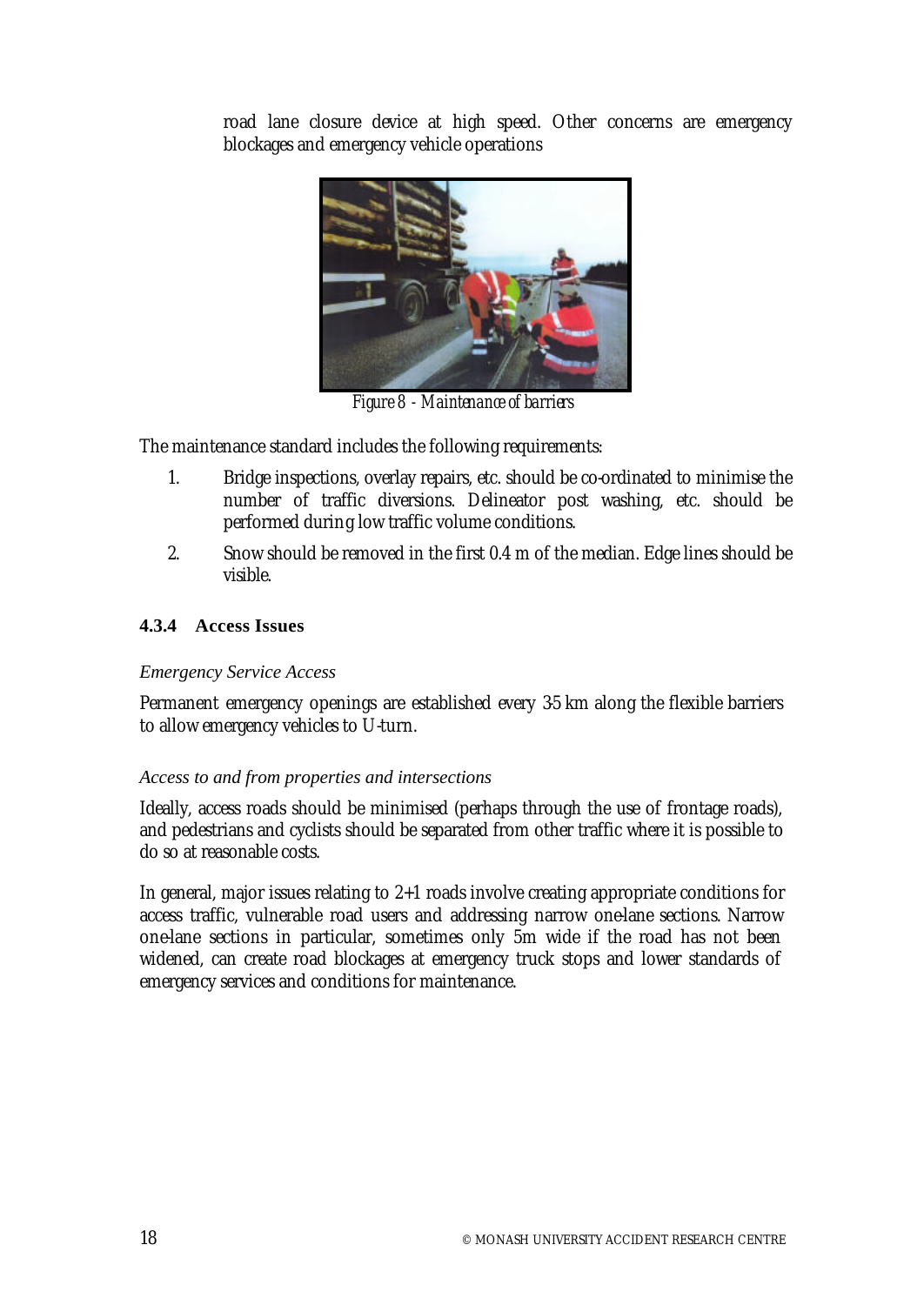road lane closure device at high speed. Other concerns are emergency blockages and emergency vehicle operations

*Figure 8 - Maintenance of barriers*

The maintenance standard includes the following requirements:

1. Bridge inspections, overlay repairs, etc. should be co-ordinated to minimise the number of traffic diversions. Delineator post washing, etc. should be performed during low traffic volume conditions.
2. Snow should be removed in the first 0.4 m of the median. Edge lines should be visible.

#### 4.3.4 Access Issues

*Emergency Service Access*

Permanent emergency openings are established every 3-5 km along the flexible barriers to allow emergency vehicles to U-turn.

*Access to and from properties and intersections*

Ideally, access roads should be minimised (perhaps through the use of frontage roads), and pedestrians and cyclists should be separated from other traffic where it is possible to do so at reasonable costs.

In general, major issues relating to 2+1 roads involve creating appropriate conditions for access traffic, vulnerable road users and addressing narrow one-lane sections. Narrow one-lane sections in particular, sometimes only 5m wide if the road has not been widened, can create road blockages at emergency truck stops and lower standards of emergency services and conditions for maintenance.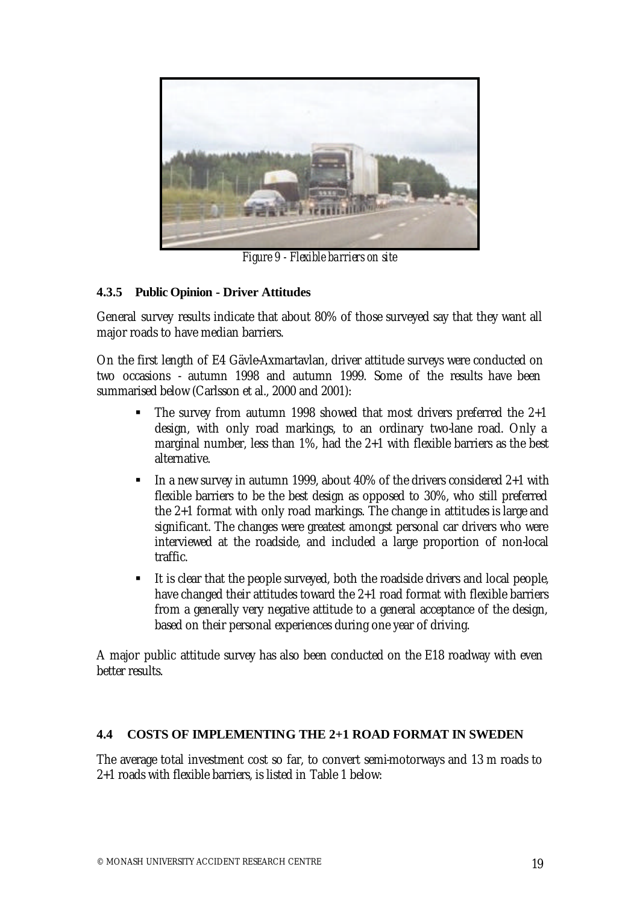*Figure 9 - Flexible barriers on site*

#### 4.3.5 Public Opinion - Driver Attitudes

General survey results indicate that about 80% of those surveyed say that they want all major roads to have median barriers.

On the first length of E4 Gävle-Axmartavlan, driver attitude surveys were conducted on two occasions - autumn 1998 and autumn 1999. Some of the results have been summarised below (Carlsson et al., 2000 and 2001):

- The survey from autumn 1998 showed that most drivers preferred the 2+1 design, with only road markings, to an ordinary two-lane road. Only a marginal number, less than 1%, had the 2+1 with flexible barriers as the best alternative.
- In a new survey in autumn 1999, about 40% of the drivers considered 2+1 with flexible barriers to be the best design as opposed to 30%, who still preferred the 2+1 format with only road markings. The change in attitudes is large and significant. The changes were greatest amongst personal car drivers who were interviewed at the roadside, and included a large proportion of non-local traffic.
- It is clear that the people surveyed, both the roadside drivers and local people, have changed their attitudes toward the 2+1 road format with flexible barriers from a generally very negative attitude to a general acceptance of the design, based on their personal experiences during one year of driving.

A major public attitude survey has also been conducted on the E18 roadway with even better results.

### 4.4 COSTS OF IMPLEMENTING THE 2+1 ROAD FORMAT IN SWEDEN

The average total investment cost so far, to convert semi-motorways and 13 m roads to 2+1 roads with flexible barriers, is listed in Table 1 below: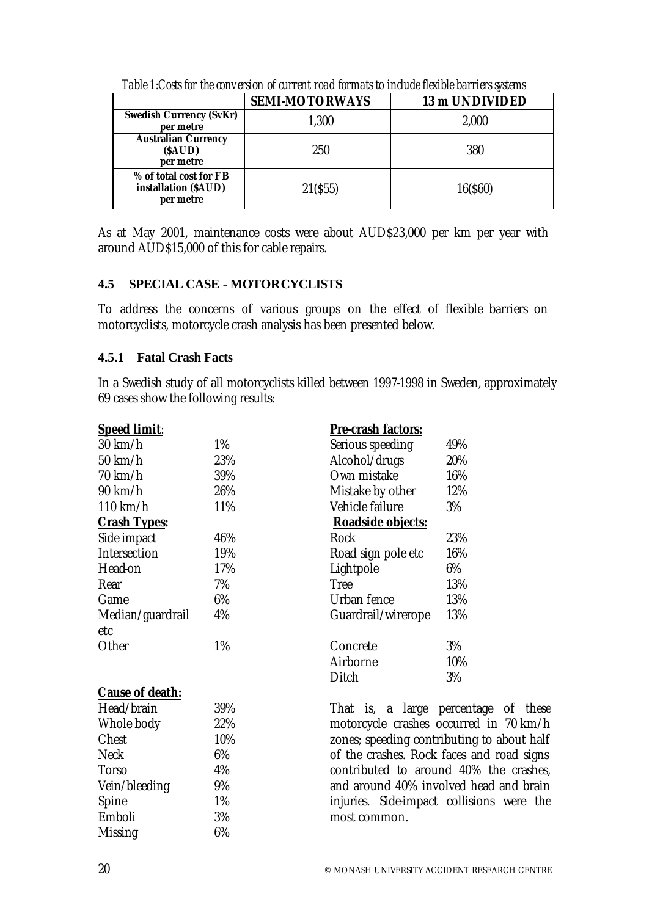*Table 1:Costs for the conversion of current road formats to include flexible barriers systems*

| | SEMI-MOTORWAYS | 13 m UNDIVIDED |
|---|---|---|
| **Swedish Currency (SvKr) per metre** | 1,300 | 2,000 |
| **Australian Currency ($AUD) per metre** | 250 | 380 |
| **% of total cost for FB installation ($AUD) per metre** | 21($55) | 16($60) |

As at May 2001, maintenance costs were about AUD$23,000 per km per year with around AUD$15,000 of this for cable repairs.

### 4.5 SPECIAL CASE - MOTORCYCLISTS

To address the concerns of various groups on the effect of flexible barriers on motorcyclists, motorcycle crash analysis has been presented below.

#### 4.5.1 Fatal Crash Facts

In a Swedish study of all motorcyclists killed between 1997-1998 in Sweden, approximately 69 cases show the following results:

| **Speed limit**: | |
|---|---|
| 30 km/h | 1% |
| 50 km/h | 23% |
| 70 km/h | 39% |
| 90 km/h | 26% |
| 110 km/h | 11% |

| **Crash Types:** | |
|---|---|
| Side impact | 46% |
| Intersection | 19% |
| Head-on | 17% |
| Rear | 7% |
| Game | 6% |
| Median/guardrail etc | 4% |
| Other | 1% |

| **Cause of death:** | |
|---|---|
| Head/brain | 39% |
| Whole body | 22% |
| Chest | 10% |
| Neck | 6% |
| Torso | 4% |
| Vein/bleeding | 9% |
| Spine | 1% |
| Emboli | 3% |
| Missing | 6% |

| **Pre-crash factors:** | |
|---|---|
| Serious speeding | 49% |
| Alcohol/drugs | 20% |
| Own mistake | 16% |
| Mistake by other | 12% |
| Vehicle failure | 3% |

| **Roadside objects:** | |
|---|---|
| Rock | 23% |
| Road sign pole etc | 16% |
| Lightpole | 6% |
| Tree | 13% |
| Urban fence | 13% |
| Guardrail/wirerope | 13% |
| Concrete | 3% |
| Airborne | 10% |
| Ditch | 3% |

That is, a large percentage of these motorcycle crashes occurred in 70 km/h zones; speeding contributing to about half of the crashes. Rock faces and road signs contributed to around 40% the crashes, and around 40% involved head and brain injuries. Side-impact collisions were the most common.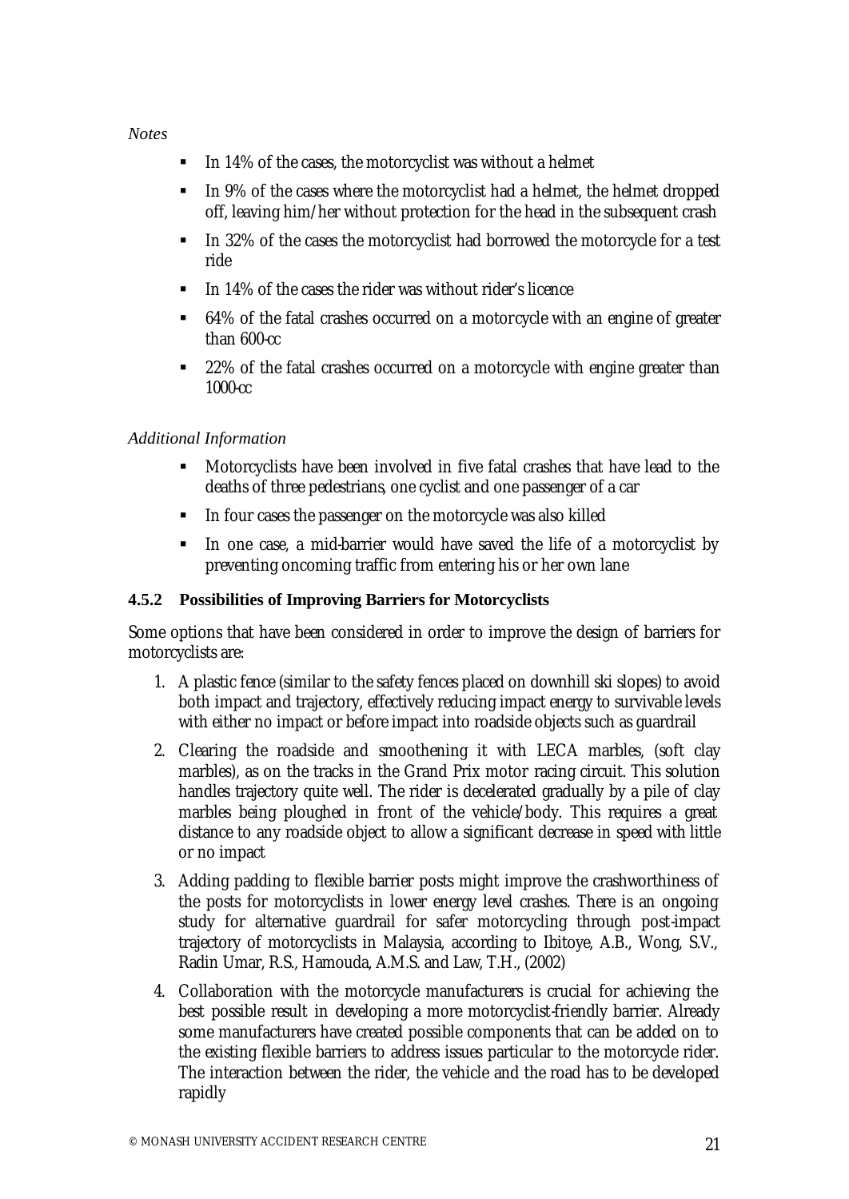*Notes*

- In 14% of the cases, the motorcyclist was without a helmet
- In 9% of the cases where the motorcyclist had a helmet, the helmet dropped off, leaving him/her without protection for the head in the subsequent crash
- In 32% of the cases the motorcyclist had borrowed the motorcycle for a test ride
- In 14% of the cases the rider was without rider's licence
- 64% of the fatal crashes occurred on a motorcycle with an engine of greater than 600-cc
- 22% of the fatal crashes occurred on a motorcycle with engine greater than 1000-cc

*Additional Information*

- Motorcyclists have been involved in five fatal crashes that have lead to the deaths of three pedestrians, one cyclist and one passenger of a car
- In four cases the passenger on the motorcycle was also killed
- In one case, a mid-barrier would have saved the life of a motorcyclist by preventing oncoming traffic from entering his or her own lane

### 4.5.2 Possibilities of Improving Barriers for Motorcyclists

Some options that have been considered in order to improve the design of barriers for motorcyclists are:

1. A plastic fence (similar to the safety fences placed on downhill ski slopes) to avoid both impact and trajectory, effectively reducing impact energy to survivable levels with either no impact or before impact into roadside objects such as guardrail
2. Clearing the roadside and smoothening it with LECA marbles, (soft clay marbles), as on the tracks in the Grand Prix motor racing circuit. This solution handles trajectory quite well. The rider is decelerated gradually by a pile of clay marbles being ploughed in front of the vehicle/body. This requires a great distance to any roadside object to allow a significant decrease in speed with little or no impact
3. Adding padding to flexible barrier posts might improve the crashworthiness of the posts for motorcyclists in lower energy level crashes. There is an ongoing study for alternative guardrail for safer motorcycling through post-impact trajectory of motorcyclists in Malaysia, according to Ibitoye, A.B., Wong, S.V., Radin Umar, R.S., Hamouda, A.M.S. and Law, T.H., (2002)
4. Collaboration with the motorcycle manufacturers is crucial for achieving the best possible result in developing a more motorcyclist-friendly barrier. Already some manufacturers have created possible components that can be added on to the existing flexible barriers to address issues particular to the motorcycle rider. The interaction between the rider, the vehicle and the road has to be developed rapidly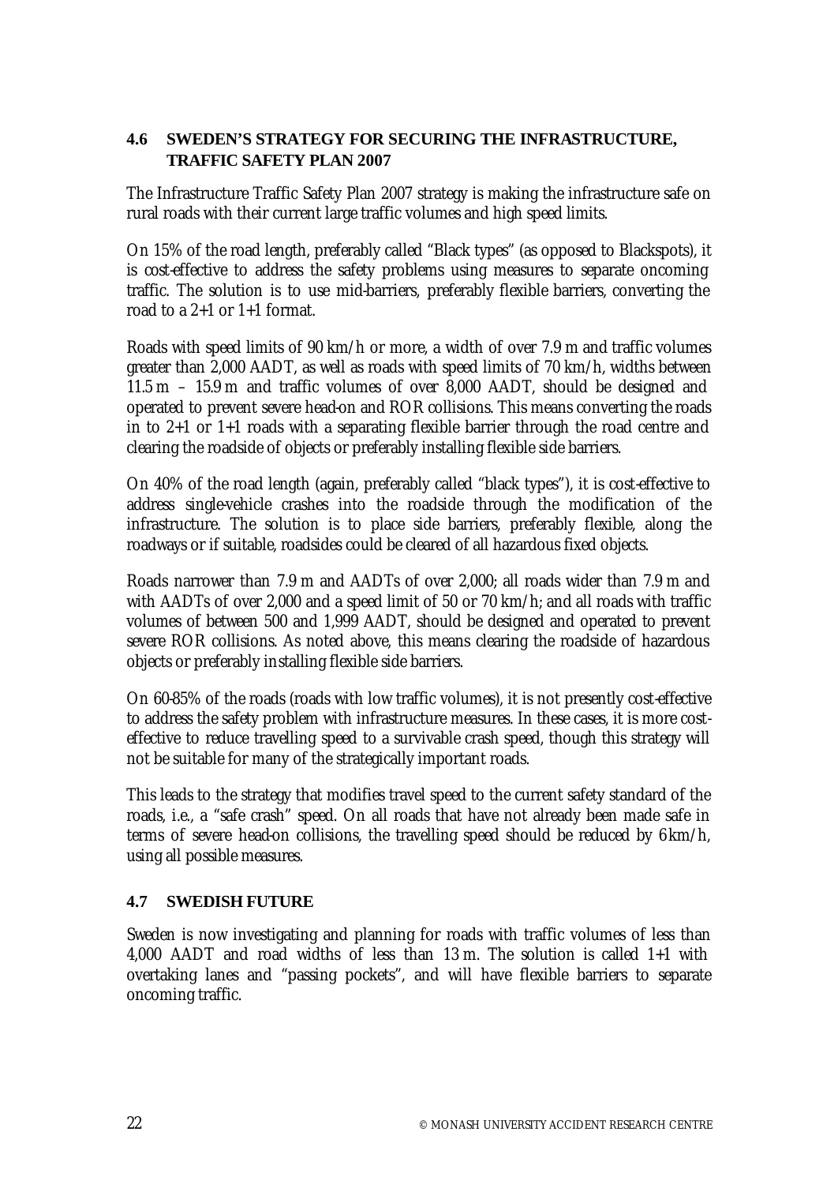## 4.6 SWEDEN'S STRATEGY FOR SECURING THE INFRASTRUCTURE, TRAFFIC SAFETY PLAN 2007

The Infrastructure Traffic Safety Plan 2007 strategy is making the infrastructure safe on rural roads with their current large traffic volumes and high speed limits.

On 15% of the road length, preferably called "Black types" (as opposed to Blackspots), it is cost-effective to address the safety problems using measures to separate oncoming traffic. The solution is to use mid-barriers, preferably flexible barriers, converting the road to a 2+1 or 1+1 format.

Roads with speed limits of 90 km/h or more, a width of over 7.9 m and traffic volumes greater than 2,000 AADT, as well as roads with speed limits of 70 km/h, widths between 11.5 m – 15.9 m and traffic volumes of over 8,000 AADT, should be designed and operated to prevent severe head-on and ROR collisions. This means converting the roads in to 2+1 or 1+1 roads with a separating flexible barrier through the road centre and clearing the roadside of objects or preferably installing flexible side barriers.

On 40% of the road length (again, preferably called "black types"), it is cost-effective to address single-vehicle crashes into the roadside through the modification of the infrastructure. The solution is to place side barriers, preferably flexible, along the roadways or if suitable, roadsides could be cleared of all hazardous fixed objects.

Roads narrower than 7.9 m and AADTs of over 2,000; all roads wider than 7.9 m and with AADTs of over 2,000 and a speed limit of 50 or 70 km/h; and all roads with traffic volumes of between 500 and 1,999 AADT, should be designed and operated to prevent severe ROR collisions. As noted above, this means clearing the roadside of hazardous objects or preferably installing flexible side barriers.

On 60-85% of the roads (roads with low traffic volumes), it is not presently cost-effective to address the safety problem with infrastructure measures. In these cases, it is more cost-effective to reduce travelling speed to a survivable crash speed, though this strategy will not be suitable for many of the strategically important roads.

This leads to the strategy that modifies travel speed to the current safety standard of the roads, i.e., a "safe crash" speed. On all roads that have not already been made safe in terms of severe head-on collisions, the travelling speed should be reduced by 6 km/h, using all possible measures.

## 4.7 SWEDISH FUTURE

Sweden is now investigating and planning for roads with traffic volumes of less than 4,000 AADT and road widths of less than 13 m. The solution is called 1+1 with overtaking lanes and "passing pockets", and will have flexible barriers to separate oncoming traffic.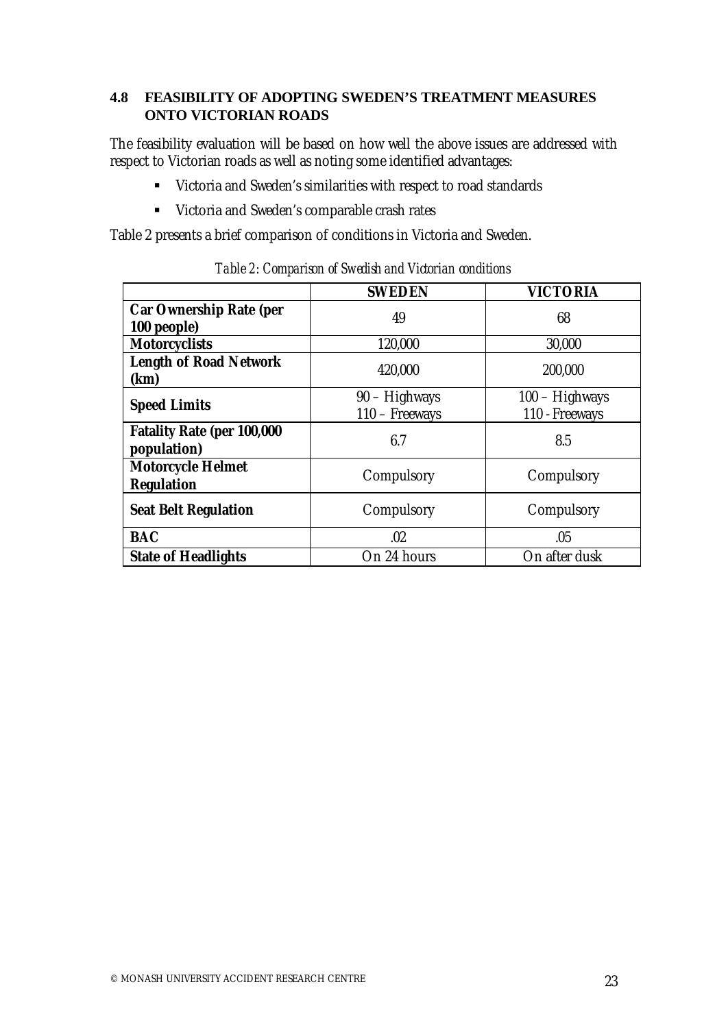## 4.8 FEASIBILITY OF ADOPTING SWEDEN'S TREATMENT MEASURES ONTO VICTORIAN ROADS

The feasibility evaluation will be based on how well the above issues are addressed with respect to Victorian roads as well as noting some identified advantages:

- Victoria and Sweden's similarities with respect to road standards
- Victoria and Sweden's comparable crash rates

Table 2 presents a brief comparison of conditions in Victoria and Sweden.

*Table 2: Comparison of Swedish and Victorian conditions*

| | **SWEDEN** | **VICTORIA** |
|---|---|---|
| **Car Ownership Rate (per 100 people)** | 49 | 68 |
| **Motorcyclists** | 120,000 | 30,000 |
| **Length of Road Network (km)** | 420,000 | 200,000 |
| **Speed Limits** | 90 – Highways<br>110 – Freeways | 100 – Highways<br>110 - Freeways |
| **Fatality Rate (per 100,000 population)** | 6.7 | 8.5 |
| **Motorcycle Helmet Regulation** | Compulsory | Compulsory |
| **Seat Belt Regulation** | Compulsory | Compulsory |
| **BAC** | .02 | .05 |
| **State of Headlights** | On 24 hours | On after dusk |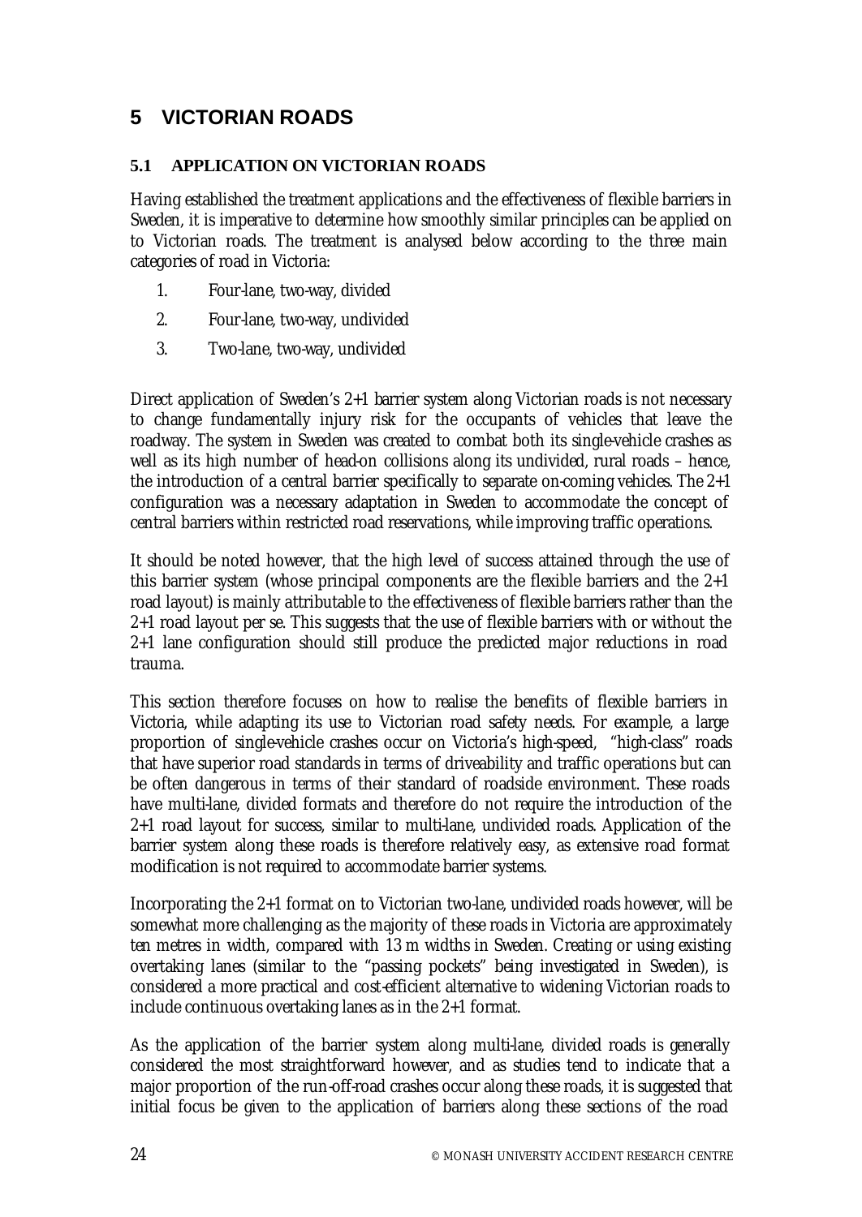# 5 VICTORIAN ROADS

## 5.1 APPLICATION ON VICTORIAN ROADS

Having established the treatment applications and the effectiveness of flexible barriers in Sweden, it is imperative to determine how smoothly similar principles can be applied on to Victorian roads. The treatment is analysed below according to the three main categories of road in Victoria:

1. Four-lane, two-way, divided
2. Four-lane, two-way, undivided
3. Two-lane, two-way, undivided

Direct application of Sweden's 2+1 barrier system along Victorian roads is not necessary to change fundamentally injury risk for the occupants of vehicles that leave the roadway. The system in Sweden was created to combat both its single-vehicle crashes as well as its high number of head-on collisions along its undivided, rural roads – hence, the introduction of a central barrier specifically to separate on-coming vehicles. The 2+1 configuration was a necessary adaptation in Sweden to accommodate the concept of central barriers within restricted road reservations, while improving traffic operations.

It should be noted however, that the high level of success attained through the use of this barrier system (whose principal components are the flexible barriers and the 2+1 road layout) is mainly attributable to the effectiveness of flexible barriers rather than the 2+1 road layout per se. This suggests that the use of flexible barriers with or without the 2+1 lane configuration should still produce the predicted major reductions in road trauma.

This section therefore focuses on how to realise the benefits of flexible barriers in Victoria, while adapting its use to Victorian road safety needs. For example, a large proportion of single-vehicle crashes occur on Victoria's high-speed, "high-class" roads that have superior road standards in terms of driveability and traffic operations but can be often dangerous in terms of their standard of roadside environment. These roads have multi-lane, divided formats and therefore do not require the introduction of the 2+1 road layout for success, similar to multi-lane, undivided roads. Application of the barrier system along these roads is therefore relatively easy, as extensive road format modification is not required to accommodate barrier systems.

Incorporating the 2+1 format on to Victorian two-lane, undivided roads however, will be somewhat more challenging as the majority of these roads in Victoria are approximately ten metres in width, compared with 13 m widths in Sweden. Creating or using existing overtaking lanes (similar to the "passing pockets" being investigated in Sweden), is considered a more practical and cost-efficient alternative to widening Victorian roads to include continuous overtaking lanes as in the 2+1 format.

As the application of the barrier system along multi-lane, divided roads is generally considered the most straightforward however, and as studies tend to indicate that a major proportion of the run-off-road crashes occur along these roads, it is suggested that initial focus be given to the application of barriers along these sections of the road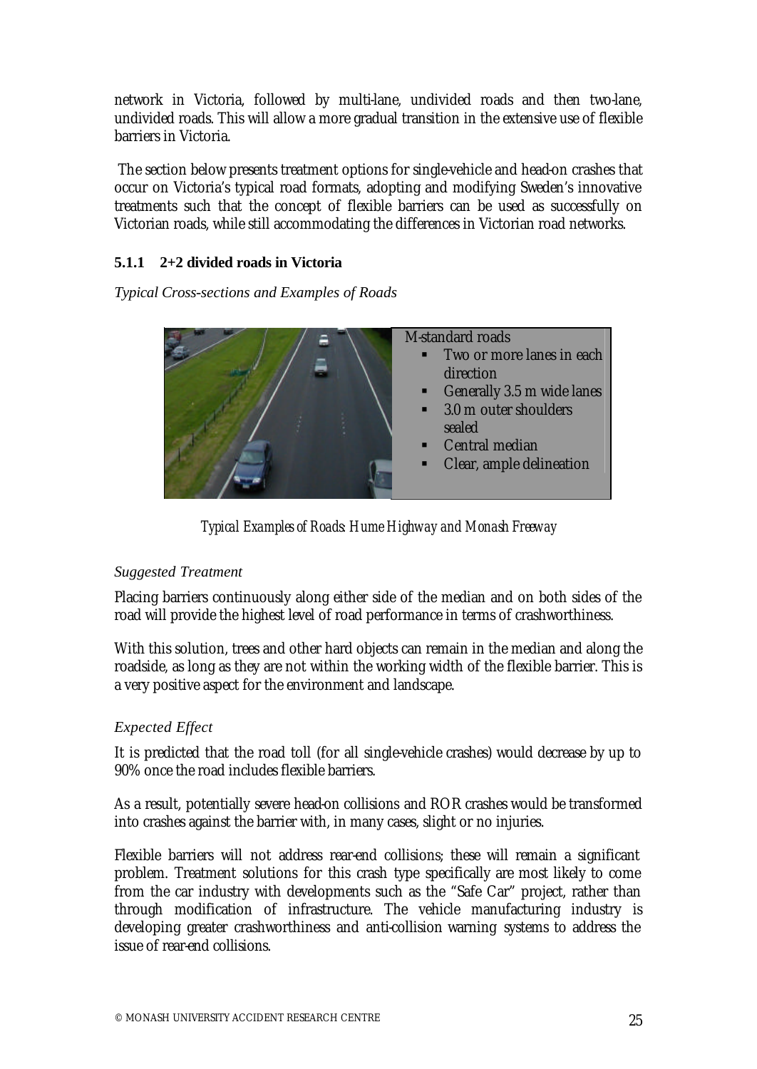network in Victoria, followed by multi-lane, undivided roads and then two-lane, undivided roads. This will allow a more gradual transition in the extensive use of flexible barriers in Victoria.

The section below presents treatment options for single-vehicle and head-on crashes that occur on Victoria's typical road formats, adopting and modifying Sweden's innovative treatments such that the concept of flexible barriers can be used as successfully on Victorian roads, while still accommodating the differences in Victorian road networks.

### 5.1.1 2+2 divided roads in Victoria

*Typical Cross-sections and Examples of Roads*

M-standard roads

- Two or more lanes in each direction
- Generally 3.5 m wide lanes
- 3.0 m outer shoulders sealed
- Central median
- Clear, ample delineation

*Typical Examples of Roads: Hume Highway and Monash Freeway*

*Suggested Treatment*

Placing barriers continuously along either side of the median and on both sides of the road will provide the highest level of road performance in terms of crashworthiness.

With this solution, trees and other hard objects can remain in the median and along the roadside, as long as they are not within the working width of the flexible barrier. This is a very positive aspect for the environment and landscape.

*Expected Effect*

It is predicted that the road toll (for all single-vehicle crashes) would decrease by up to 90% once the road includes flexible barriers.

As a result, potentially severe head-on collisions and ROR crashes would be transformed into crashes against the barrier with, in many cases, slight or no injuries.

Flexible barriers will not address rear-end collisions; these will remain a significant problem. Treatment solutions for this crash type specifically are most likely to come from the car industry with developments such as the "Safe Car" project, rather than through modification of infrastructure. The vehicle manufacturing industry is developing greater crashworthiness and anti-collision warning systems to address the issue of rear-end collisions.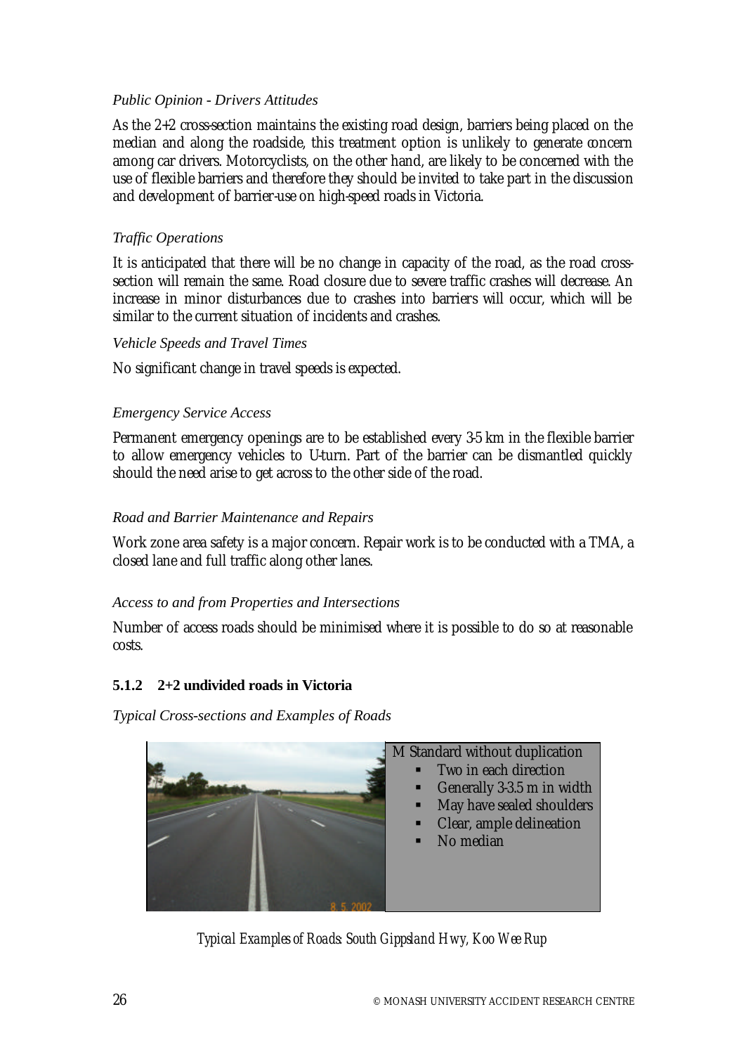*Public Opinion - Drivers Attitudes*

As the 2+2 cross-section maintains the existing road design, barriers being placed on the median and along the roadside, this treatment option is unlikely to generate concern among car drivers. Motorcyclists, on the other hand, are likely to be concerned with the use of flexible barriers and therefore they should be invited to take part in the discussion and development of barrier-use on high-speed roads in Victoria.

*Traffic Operations*

It is anticipated that there will be no change in capacity of the road, as the road cross-section will remain the same. Road closure due to severe traffic crashes will decrease. An increase in minor disturbances due to crashes into barriers will occur, which will be similar to the current situation of incidents and crashes.

*Vehicle Speeds and Travel Times*

No significant change in travel speeds is expected.

*Emergency Service Access*

Permanent emergency openings are to be established every 3-5 km in the flexible barrier to allow emergency vehicles to U-turn. Part of the barrier can be dismantled quickly should the need arise to get across to the other side of the road.

*Road and Barrier Maintenance and Repairs*

Work zone area safety is a major concern. Repair work is to be conducted with a TMA, a closed lane and full traffic along other lanes.

*Access to and from Properties and Intersections*

Number of access roads should be minimised where it is possible to do so at reasonable costs.

### 5.1.2 2+2 undivided roads in Victoria

*Typical Cross-sections and Examples of Roads*

M Standard without duplication

- Two in each direction
- Generally 3-3.5 m in width
- May have sealed shoulders
- Clear, ample delineation
- No median

*Typical Examples of Roads: South Gippsland Hwy, Koo Wee Rup*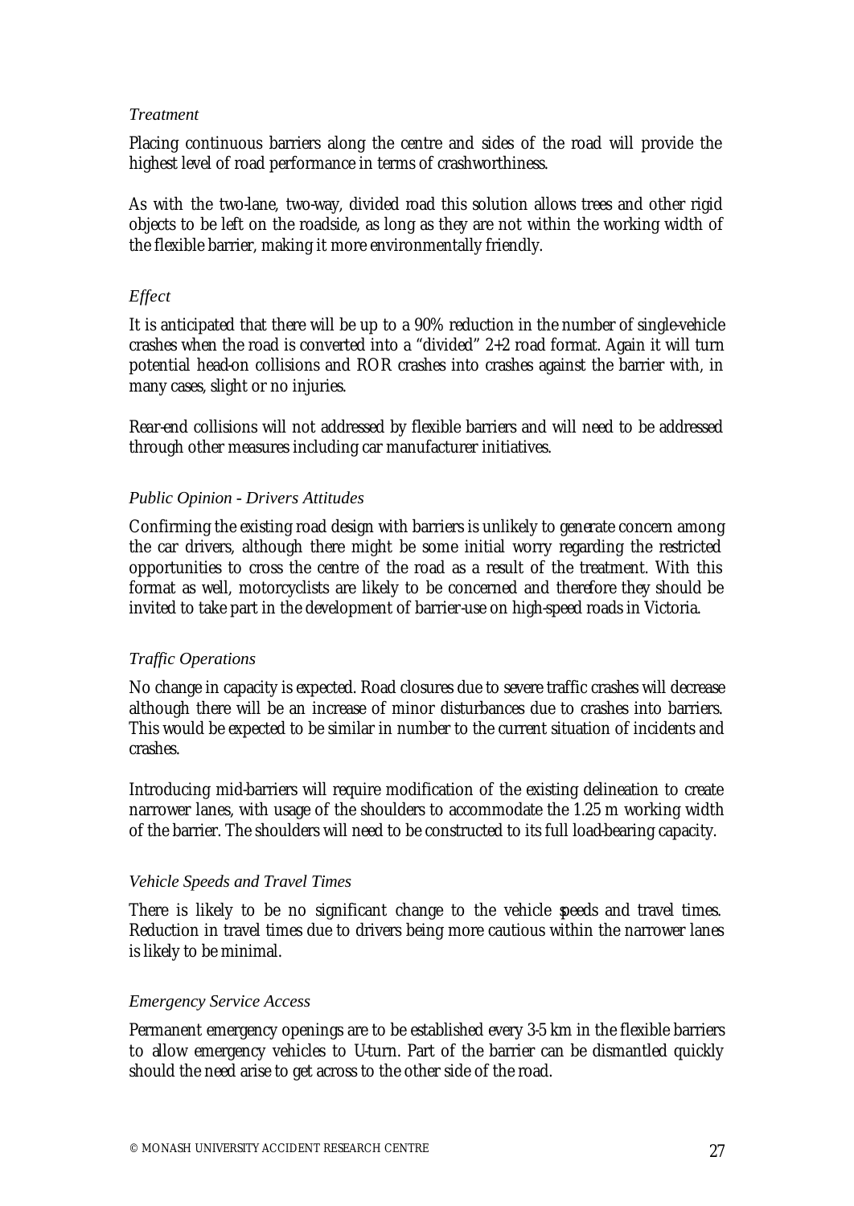*Treatment*

Placing continuous barriers along the centre and sides of the road will provide the highest level of road performance in terms of crashworthiness.

As with the two-lane, two-way, divided road this solution allows trees and other rigid objects to be left on the roadside, as long as they are not within the working width of the flexible barrier, making it more environmentally friendly.

*Effect*

It is anticipated that there will be up to a 90% reduction in the number of single-vehicle crashes when the road is converted into a "divided" 2+2 road format. Again it will turn potential head-on collisions and ROR crashes into crashes against the barrier with, in many cases, slight or no injuries.

Rear-end collisions will not addressed by flexible barriers and will need to be addressed through other measures including car manufacturer initiatives.

*Public Opinion - Drivers Attitudes*

Confirming the existing road design with barriers is unlikely to generate concern among the car drivers, although there might be some initial worry regarding the restricted opportunities to cross the centre of the road as a result of the treatment. With this format as well, motorcyclists are likely to be concerned and therefore they should be invited to take part in the development of barrier-use on high-speed roads in Victoria.

*Traffic Operations*

No change in capacity is expected. Road closures due to severe traffic crashes will decrease although there will be an increase of minor disturbances due to crashes into barriers. This would be expected to be similar in number to the current situation of incidents and crashes.

Introducing mid-barriers will require modification of the existing delineation to create narrower lanes, with usage of the shoulders to accommodate the 1.25 m working width of the barrier. The shoulders will need to be constructed to its full load-bearing capacity.

*Vehicle Speeds and Travel Times*

There is likely to be no significant change to the vehicle speeds and travel times. Reduction in travel times due to drivers being more cautious within the narrower lanes is likely to be minimal.

*Emergency Service Access*

Permanent emergency openings are to be established every 3-5 km in the flexible barriers to allow emergency vehicles to U-turn. Part of the barrier can be dismantled quickly should the need arise to get across to the other side of the road.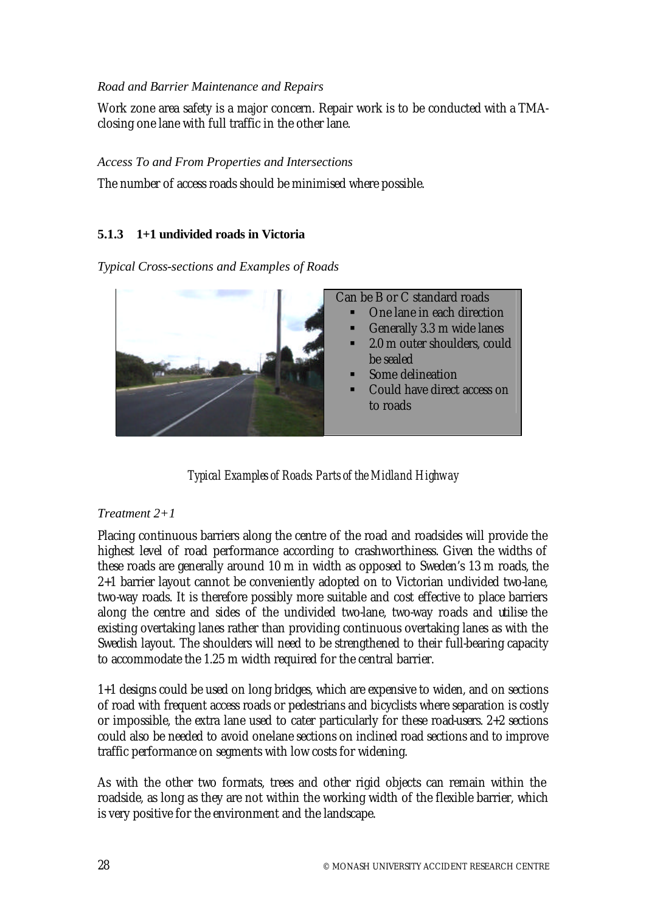*Road and Barrier Maintenance and Repairs*

Work zone area safety is a major concern. Repair work is to be conducted with a TMA-closing one lane with full traffic in the other lane.

*Access To and From Properties and Intersections*

The number of access roads should be minimised where possible.

### 5.1.3 1+1 undivided roads in Victoria

*Typical Cross-sections and Examples of Roads*

Can be B or C standard roads

- One lane in each direction
- Generally 3.3 m wide lanes
- 2.0 m outer shoulders, could be sealed
- Some delineation
- Could have direct access on to roads

*Typical Examples of Roads: Parts of the Midland Highway*

*Treatment 2+1*

Placing continuous barriers along the centre of the road and roadsides will provide the highest level of road performance according to crashworthiness. Given the widths of these roads are generally around 10 m in width as opposed to Sweden's 13 m roads, the 2+1 barrier layout cannot be conveniently adopted on to Victorian undivided two-lane, two-way roads. It is therefore possibly more suitable and cost effective to place barriers along the centre and sides of the undivided two-lane, two-way roads and utilise the existing overtaking lanes rather than providing continuous overtaking lanes as with the Swedish layout. The shoulders will need to be strengthened to their full-bearing capacity to accommodate the 1.25 m width required for the central barrier.

1+1 designs could be used on long bridges, which are expensive to widen, and on sections of road with frequent access roads or pedestrians and bicyclists where separation is costly or impossible, the extra lane used to cater particularly for these road-users. 2+2 sections could also be needed to avoid one-lane sections on inclined road sections and to improve traffic performance on segments with low costs for widening.

As with the other two formats, trees and other rigid objects can remain within the roadside, as long as they are not within the working width of the flexible barrier, which is very positive for the environment and the landscape.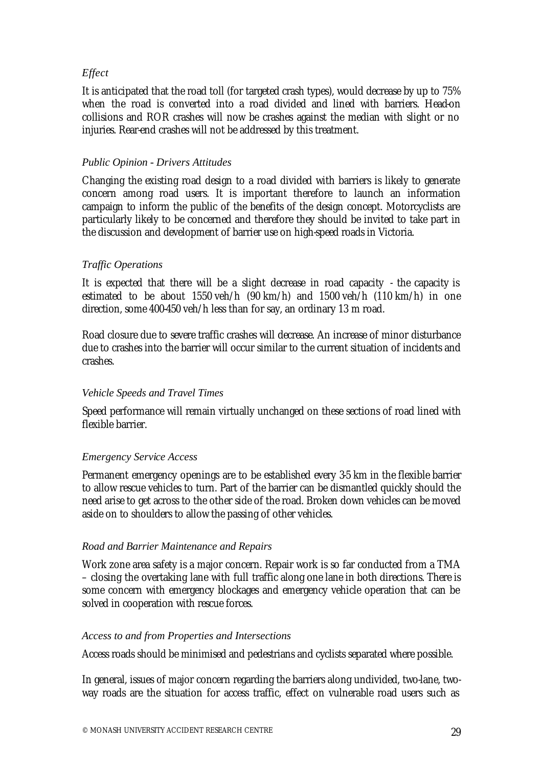*Effect*

It is anticipated that the road toll (for targeted crash types), would decrease by up to 75% when the road is converted into a road divided and lined with barriers. Head-on collisions and ROR crashes will now be crashes against the median with slight or no injuries. Rear-end crashes will not be addressed by this treatment.

*Public Opinion - Drivers Attitudes*

Changing the existing road design to a road divided with barriers is likely to generate concern among road users. It is important therefore to launch an information campaign to inform the public of the benefits of the design concept. Motorcyclists are particularly likely to be concerned and therefore they should be invited to take part in the discussion and development of barrier use on high-speed roads in Victoria.

*Traffic Operations*

It is expected that there will be a slight decrease in road capacity - the capacity is estimated to be about 1550 veh/h (90 km/h) and 1500 veh/h (110 km/h) in one direction, some 400-450 veh/h less than for say, an ordinary 13 m road.

Road closure due to severe traffic crashes will decrease. An increase of minor disturbance due to crashes into the barrier will occur similar to the current situation of incidents and crashes.

*Vehicle Speeds and Travel Times*

Speed performance will remain virtually unchanged on these sections of road lined with flexible barrier.

*Emergency Service Access*

Permanent emergency openings are to be established every 3-5 km in the flexible barrier to allow rescue vehicles to turn. Part of the barrier can be dismantled quickly should the need arise to get across to the other side of the road. Broken down vehicles can be moved aside on to shoulders to allow the passing of other vehicles.

*Road and Barrier Maintenance and Repairs*

Work zone area safety is a major concern. Repair work is so far conducted from a TMA – closing the overtaking lane with full traffic along one lane in both directions. There is some concern with emergency blockages and emergency vehicle operation that can be solved in cooperation with rescue forces.

*Access to and from Properties and Intersections*

Access roads should be minimised and pedestrians and cyclists separated where possible.

In general, issues of major concern regarding the barriers along undivided, two-lane, two-way roads are the situation for access traffic, effect on vulnerable road users such as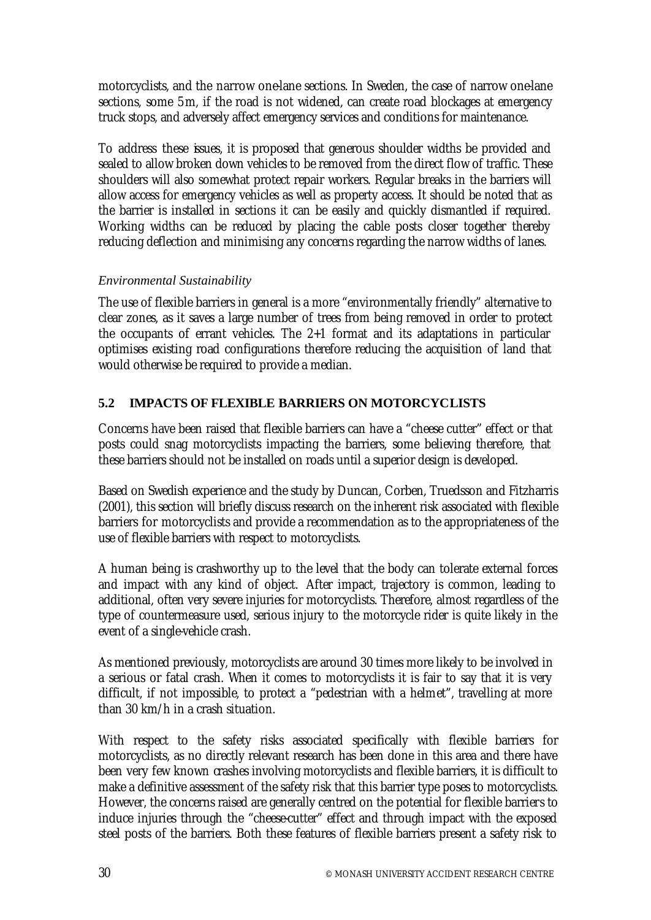motorcyclists, and the narrow one-lane sections. In Sweden, the case of narrow one-lane sections, some 5m, if the road is not widened, can create road blockages at emergency truck stops, and adversely affect emergency services and conditions for maintenance.

To address these issues, it is proposed that generous shoulder widths be provided and sealed to allow broken down vehicles to be removed from the direct flow of traffic. These shoulders will also somewhat protect repair workers. Regular breaks in the barriers will allow access for emergency vehicles as well as property access. It should be noted that as the barrier is installed in sections it can be easily and quickly dismantled if required. Working widths can be reduced by placing the cable posts closer together thereby reducing deflection and minimising any concerns regarding the narrow widths of lanes.

*Environmental Sustainability*

The use of flexible barriers in general is a more "environmentally friendly" alternative to clear zones, as it saves a large number of trees from being removed in order to protect the occupants of errant vehicles. The 2+1 format and its adaptations in particular optimises existing road configurations therefore reducing the acquisition of land that would otherwise be required to provide a median.

### 5.2 IMPACTS OF FLEXIBLE BARRIERS ON MOTORCYCLISTS

Concerns have been raised that flexible barriers can have a "cheese cutter" effect or that posts could snag motorcyclists impacting the barriers, some believing therefore, that these barriers should not be installed on roads until a superior design is developed.

Based on Swedish experience and the study by Duncan, Corben, Truedsson and Fitzharris (2001), this section will briefly discuss research on the inherent risk associated with flexible barriers for motorcyclists and provide a recommendation as to the appropriateness of the use of flexible barriers with respect to motorcyclists.

A human being is crashworthy up to the level that the body can tolerate external forces and impact with any kind of object. After impact, trajectory is common, leading to additional, often very severe injuries for motorcyclists. Therefore, almost regardless of the type of countermeasure used, serious injury to the motorcycle rider is quite likely in the event of a single-vehicle crash.

As mentioned previously, motorcyclists are around 30 times more likely to be involved in a serious or fatal crash. When it comes to motorcyclists it is fair to say that it is very difficult, if not impossible, to protect a "pedestrian with a helmet", travelling at more than 30 km/h in a crash situation.

With respect to the safety risks associated specifically with flexible barriers for motorcyclists, as no directly relevant research has been done in this area and there have been very few known crashes involving motorcyclists and flexible barriers, it is difficult to make a definitive assessment of the safety risk that this barrier type poses to motorcyclists. However, the concerns raised are generally centred on the potential for flexible barriers to induce injuries through the "cheese-cutter" effect and through impact with the exposed steel posts of the barriers. Both these features of flexible barriers present a safety risk to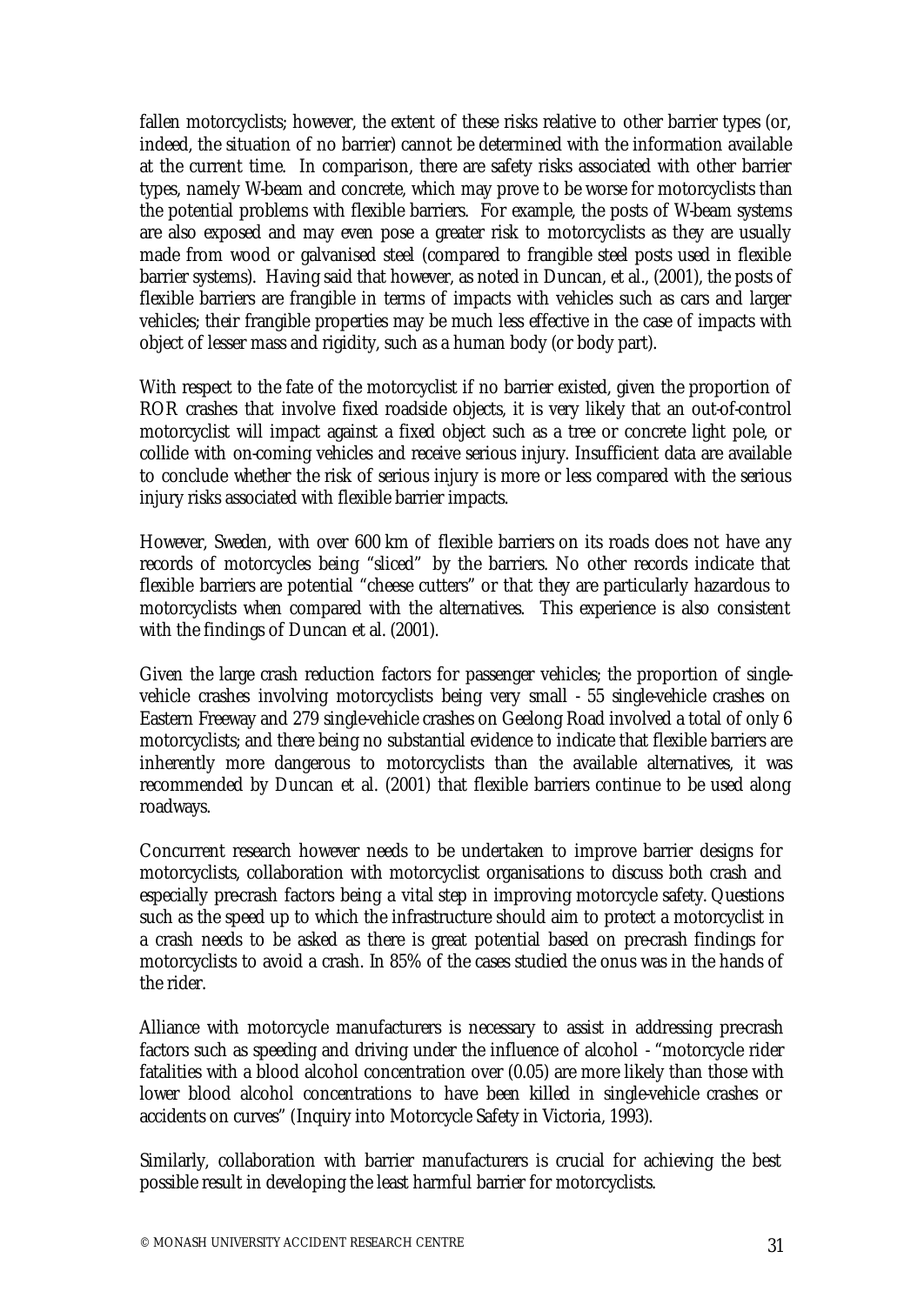fallen motorcyclists; however, the extent of these risks relative to other barrier types (or, indeed, the situation of no barrier) cannot be determined with the information available at the current time. In comparison, there are safety risks associated with other barrier types, namely W-beam and concrete, which may prove to be worse for motorcyclists than the potential problems with flexible barriers. For example, the posts of W-beam systems are also exposed and may even pose a greater risk to motorcyclists as they are usually made from wood or galvanised steel (compared to frangible steel posts used in flexible barrier systems). Having said that however, as noted in Duncan, et al., (2001), the posts of flexible barriers are frangible in terms of impacts with vehicles such as cars and larger vehicles; their frangible properties may be much less effective in the case of impacts with object of lesser mass and rigidity, such as a human body (or body part).

With respect to the fate of the motorcyclist if no barrier existed, given the proportion of ROR crashes that involve fixed roadside objects, it is very likely that an out-of-control motorcyclist will impact against a fixed object such as a tree or concrete light pole, or collide with on-coming vehicles and receive serious injury. Insufficient data are available to conclude whether the risk of serious injury is more or less compared with the serious injury risks associated with flexible barrier impacts.

However, Sweden, with over 600 km of flexible barriers on its roads does not have any records of motorcycles being "sliced" by the barriers. No other records indicate that flexible barriers are potential "cheese cutters" or that they are particularly hazardous to motorcyclists when compared with the alternatives. This experience is also consistent with the findings of Duncan et al. (2001).

Given the large crash reduction factors for passenger vehicles; the proportion of single-vehicle crashes involving motorcyclists being very small - 55 single-vehicle crashes on Eastern Freeway and 279 single-vehicle crashes on Geelong Road involved a total of only 6 motorcyclists; and there being no substantial evidence to indicate that flexible barriers are inherently more dangerous to motorcyclists than the available alternatives, it was recommended by Duncan et al. (2001) that flexible barriers continue to be used along roadways.

Concurrent research however needs to be undertaken to improve barrier designs for motorcyclists, collaboration with motorcyclist organisations to discuss both crash and especially pre-crash factors being a vital step in improving motorcycle safety. Questions such as the speed up to which the infrastructure should aim to protect a motorcyclist in a crash needs to be asked as there is great potential based on pre-crash findings for motorcyclists to avoid a crash. In 85% of the cases studied the onus was in the hands of the rider.

Alliance with motorcycle manufacturers is necessary to assist in addressing pre-crash factors such as speeding and driving under the influence of alcohol - "motorcycle rider fatalities with a blood alcohol concentration over (0.05) are more likely than those with lower blood alcohol concentrations to have been killed in single-vehicle crashes or accidents on curves" (Inquiry into Motorcycle Safety in Victoria, 1993).

Similarly, collaboration with barrier manufacturers is crucial for achieving the best possible result in developing the least harmful barrier for motorcyclists.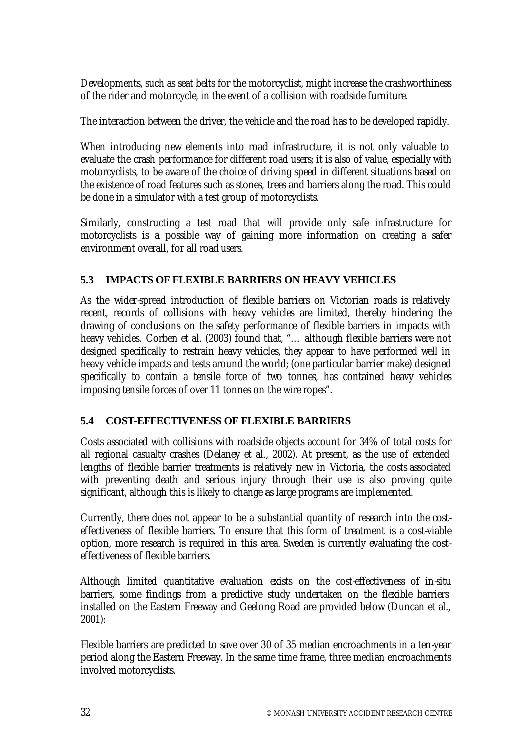Developments, such as seat belts for the motorcyclist, might increase the crashworthiness of the rider and motorcycle, in the event of a collision with roadside furniture.

The interaction between the driver, the vehicle and the road has to be developed rapidly.

When introducing new elements into road infrastructure, it is not only valuable to evaluate the crash performance for different road users; it is also of value, especially with motorcyclists, to be aware of the choice of driving speed in different situations based on the existence of road features such as stones, trees and barriers along the road. This could be done in a simulator with a test group of motorcyclists.

Similarly, constructing a test road that will provide only safe infrastructure for motorcyclists is a possible way of gaining more information on creating a safer environment overall, for all road users.

### 5.3 IMPACTS OF FLEXIBLE BARRIERS ON HEAVY VEHICLES

As the wider-spread introduction of flexible barriers on Victorian roads is relatively recent, records of collisions with heavy vehicles are limited, thereby hindering the drawing of conclusions on the safety performance of flexible barriers in impacts with heavy vehicles. Corben et al. (2003) found that, "… although flexible barriers were not designed specifically to restrain heavy vehicles, they appear to have performed well in heavy vehicle impacts and tests around the world; (one particular barrier make) designed specifically to contain a tensile force of two tonnes, has contained heavy vehicles imposing tensile forces of over 11 tonnes on the wire ropes".

### 5.4 COST-EFFECTIVENESS OF FLEXIBLE BARRIERS

Costs associated with collisions with roadside objects account for 34% of total costs for all regional casualty crashes (Delaney et al., 2002). At present, as the use of extended lengths of flexible barrier treatments is relatively new in Victoria, the costs associated with preventing death and serious injury through their use is also proving quite significant, although this is likely to change as large programs are implemented.

Currently, there does not appear to be a substantial quantity of research into the cost-effectiveness of flexible barriers. To ensure that this form of treatment is a cost-viable option, more research is required in this area. Sweden is currently evaluating the cost-effectiveness of flexible barriers.

Although limited quantitative evaluation exists on the cost-effectiveness of in-situ barriers, some findings from a predictive study undertaken on the flexible barriers installed on the Eastern Freeway and Geelong Road are provided below (Duncan et al., 2001):

Flexible barriers are predicted to save over 30 of 35 median encroachments in a ten-year period along the Eastern Freeway. In the same time frame, three median encroachments involved motorcyclists.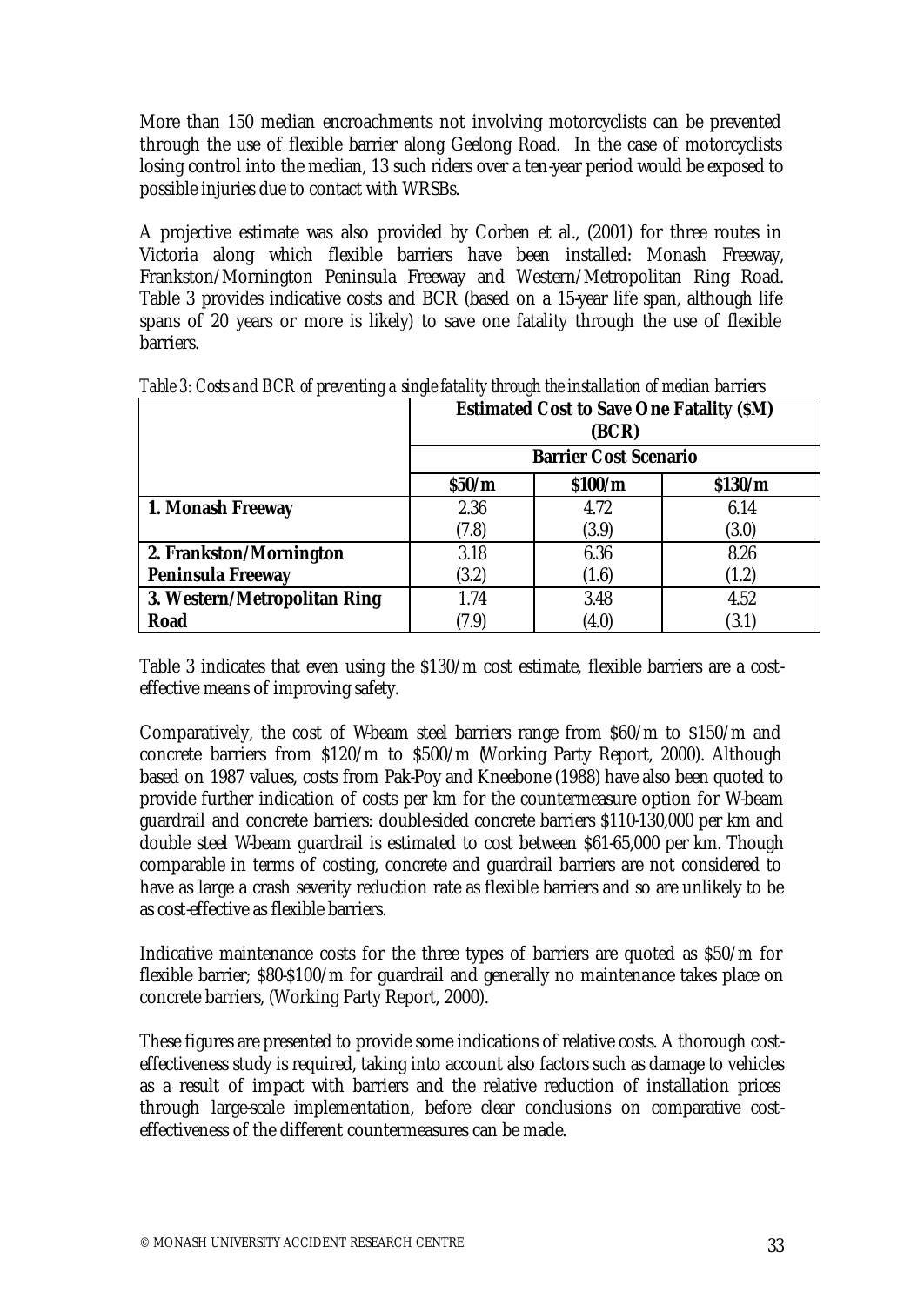More than 150 median encroachments not involving motorcyclists can be prevented through the use of flexible barrier along Geelong Road. In the case of motorcyclists losing control into the median, 13 such riders over a ten-year period would be exposed to possible injuries due to contact with WRSBs.

A projective estimate was also provided by Corben et al., (2001) for three routes in Victoria along which flexible barriers have been installed: Monash Freeway, Frankston/Mornington Peninsula Freeway and Western/Metropolitan Ring Road. Table 3 provides indicative costs and BCR (based on a 15-year life span, although life spans of 20 years or more is likely) to save one fatality through the use of flexible barriers.

*Table 3: Costs and BCR of preventing a single fatality through the installation of median barriers*

| | **Estimated Cost to Save One Fatality ($M) (BCR)** | | |
|---|---|---|---|
| | **Barrier Cost Scenario** | | |
| | **$50/m** | **$100/m** | **$130/m** |
| **1. Monash Freeway** | 2.36 (7.8) | 4.72 (3.9) | 6.14 (3.0) |
| **2. Frankston/Mornington Peninsula Freeway** | 3.18 (3.2) | 6.36 (1.6) | 8.26 (1.2) |
| **3. Western/Metropolitan Ring Road** | 1.74 (7.9) | 3.48 (4.0) | 4.52 (3.1) |

Table 3 indicates that even using the $130/m cost estimate, flexible barriers are a cost-effective means of improving safety.

Comparatively, the cost of W-beam steel barriers range from $60/m to $150/m and concrete barriers from $120/m to $500/m (Working Party Report, 2000). Although based on 1987 values, costs from Pak-Poy and Kneebone (1988) have also been quoted to provide further indication of costs per km for the countermeasure option for W-beam guardrail and concrete barriers: double-sided concrete barriers $110-130,000 per km and double steel W-beam guardrail is estimated to cost between $61-65,000 per km. Though comparable in terms of costing, concrete and guardrail barriers are not considered to have as large a crash severity reduction rate as flexible barriers and so are unlikely to be as cost-effective as flexible barriers.

Indicative maintenance costs for the three types of barriers are quoted as $50/m for flexible barrier; $80-$100/m for guardrail and generally no maintenance takes place on concrete barriers, (Working Party Report, 2000).

These figures are presented to provide some indications of relative costs. A thorough cost-effectiveness study is required, taking into account also factors such as damage to vehicles as a result of impact with barriers and the relative reduction of installation prices through large-scale implementation, before clear conclusions on comparative cost-effectiveness of the different countermeasures can be made.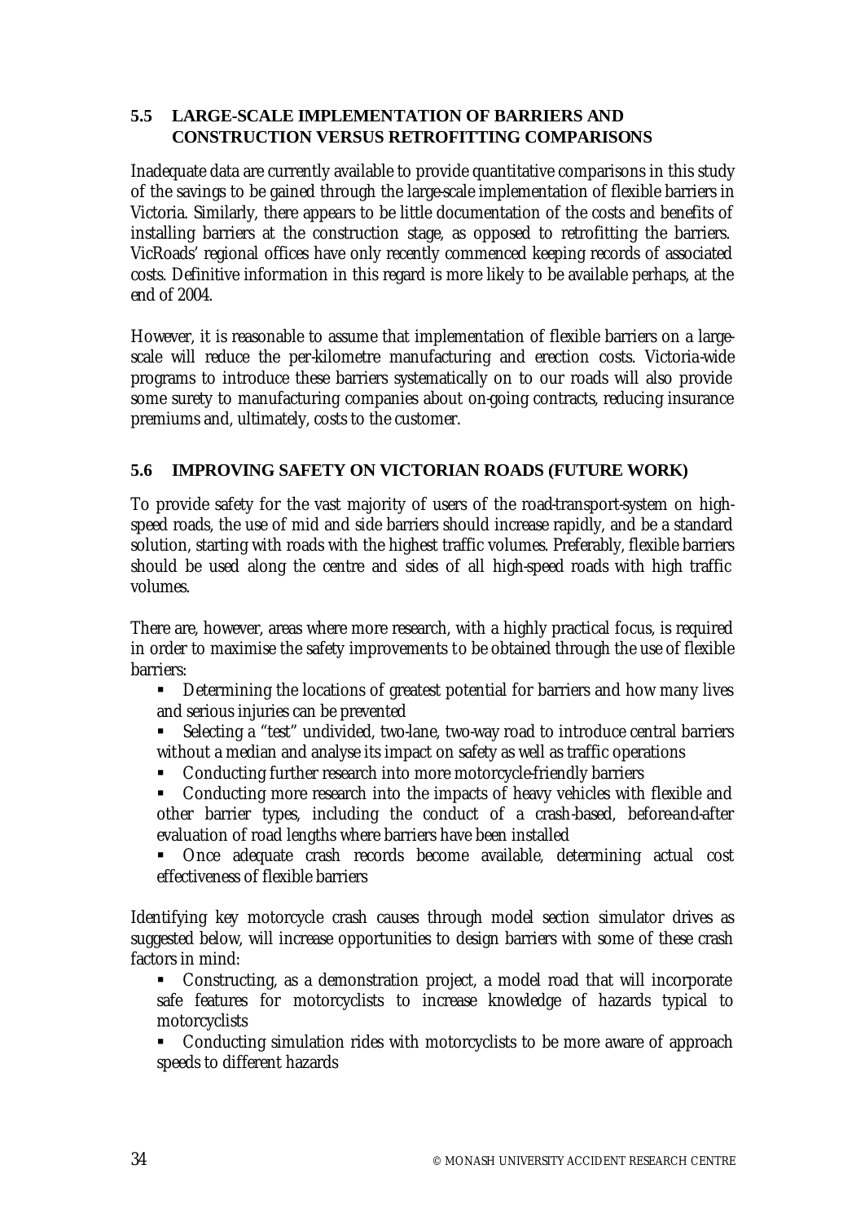### 5.5 LARGE-SCALE IMPLEMENTATION OF BARRIERS AND CONSTRUCTION VERSUS RETROFITTING COMPARISONS

Inadequate data are currently available to provide quantitative comparisons in this study of the savings to be gained through the large-scale implementation of flexible barriers in Victoria. Similarly, there appears to be little documentation of the costs and benefits of installing barriers at the construction stage, as opposed to retrofitting the barriers. VicRoads' regional offices have only recently commenced keeping records of associated costs. Definitive information in this regard is more likely to be available perhaps, at the end of 2004.

However, it is reasonable to assume that implementation of flexible barriers on a large-scale will reduce the per-kilometre manufacturing and erection costs. Victoria-wide programs to introduce these barriers systematically on to our roads will also provide some surety to manufacturing companies about on-going contracts, reducing insurance premiums and, ultimately, costs to the customer.

### 5.6 IMPROVING SAFETY ON VICTORIAN ROADS (FUTURE WORK)

To provide safety for the vast majority of users of the road-transport-system on high-speed roads, the use of mid and side barriers should increase rapidly, and be a standard solution, starting with roads with the highest traffic volumes. Preferably, flexible barriers should be used along the centre and sides of all high-speed roads with high traffic volumes.

There are, however, areas where more research, with a highly practical focus, is required in order to maximise the safety improvements to be obtained through the use of flexible barriers:

- Determining the locations of greatest potential for barriers and how many lives and serious injuries can be prevented
- Selecting a "test" undivided, two-lane, two-way road to introduce central barriers without a median and analyse its impact on safety as well as traffic operations
- Conducting further research into more motorcycle-friendly barriers
- Conducting more research into the impacts of heavy vehicles with flexible and other barrier types, including the conduct of a crash-based, before-and-after evaluation of road lengths where barriers have been installed
- Once adequate crash records become available, determining actual cost effectiveness of flexible barriers

Identifying key motorcycle crash causes through model section simulator drives as suggested below, will increase opportunities to design barriers with some of these crash factors in mind:

- Constructing, as a demonstration project, a model road that will incorporate safe features for motorcyclists to increase knowledge of hazards typical to motorcyclists
- Conducting simulation rides with motorcyclists to be more aware of approach speeds to different hazards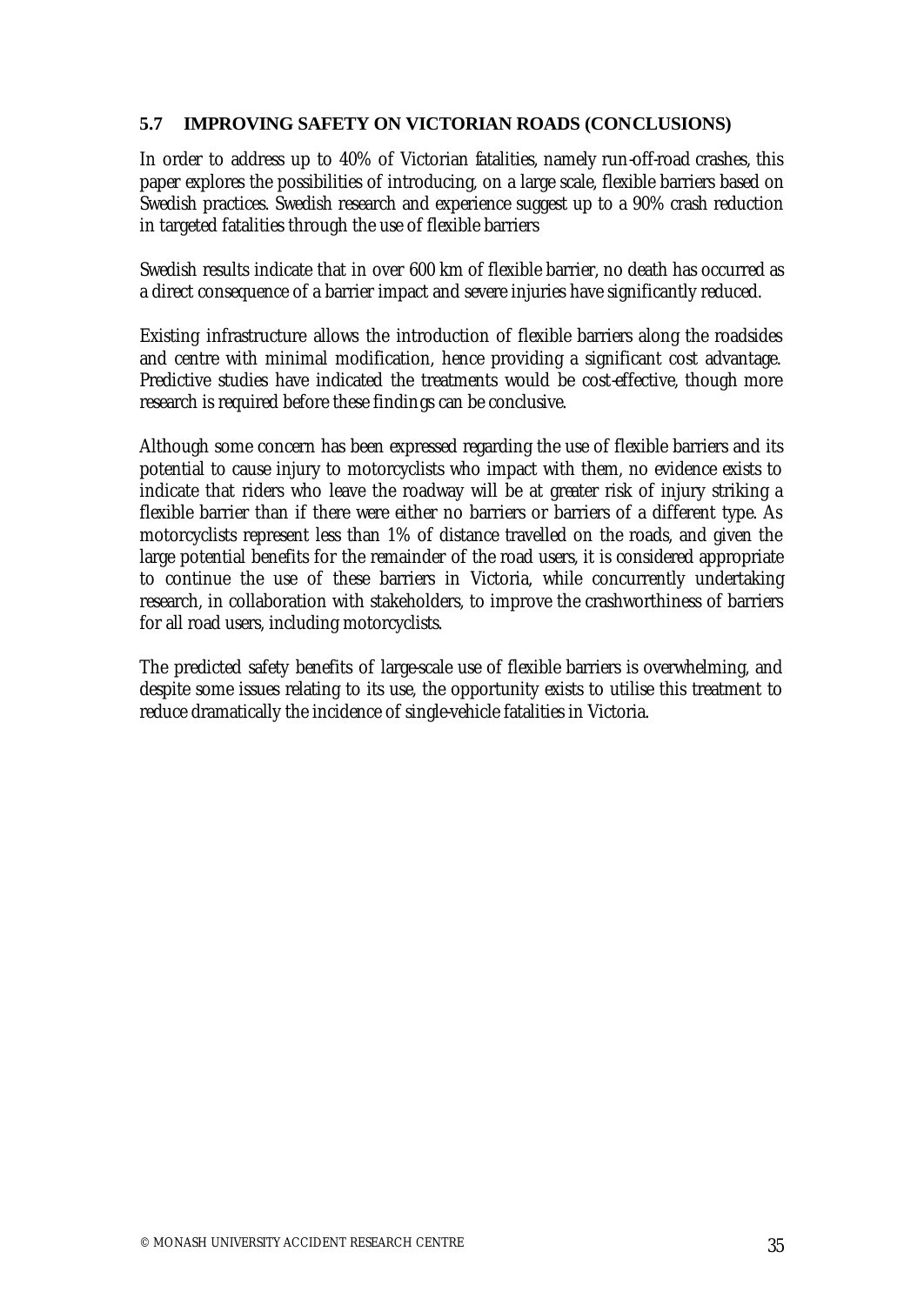### 5.7 IMPROVING SAFETY ON VICTORIAN ROADS (CONCLUSIONS)

In order to address up to 40% of Victorian fatalities, namely run-off-road crashes, this paper explores the possibilities of introducing, on a large scale, flexible barriers based on Swedish practices. Swedish research and experience suggest up to a 90% crash reduction in targeted fatalities through the use of flexible barriers

Swedish results indicate that in over 600 km of flexible barrier, no death has occurred as a direct consequence of a barrier impact and severe injuries have significantly reduced.

Existing infrastructure allows the introduction of flexible barriers along the roadsides and centre with minimal modification, hence providing a significant cost advantage. Predictive studies have indicated the treatments would be cost-effective, though more research is required before these findings can be conclusive.

Although some concern has been expressed regarding the use of flexible barriers and its potential to cause injury to motorcyclists who impact with them, no evidence exists to indicate that riders who leave the roadway will be at greater risk of injury striking a flexible barrier than if there were either no barriers or barriers of a different type. As motorcyclists represent less than 1% of distance travelled on the roads, and given the large potential benefits for the remainder of the road users, it is considered appropriate to continue the use of these barriers in Victoria, while concurrently undertaking research, in collaboration with stakeholders, to improve the crashworthiness of barriers for all road users, including motorcyclists.

The predicted safety benefits of large-scale use of flexible barriers is overwhelming, and despite some issues relating to its use, the opportunity exists to utilise this treatment to reduce dramatically the incidence of single-vehicle fatalities in Victoria.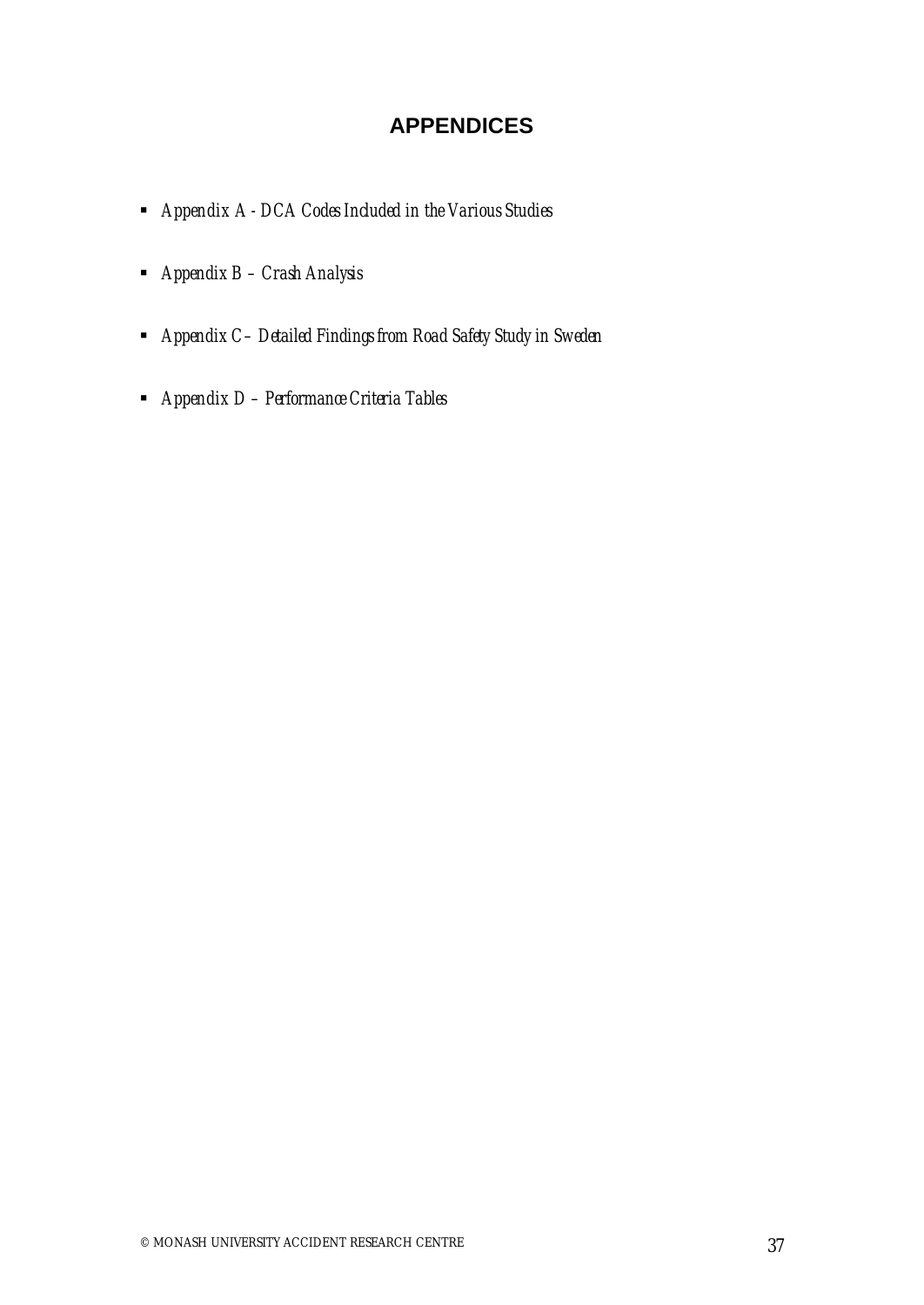# APPENDICES

- *Appendix A - DCA Codes Included in the Various Studies*
- *Appendix B – Crash Analysis*
- *Appendix C– Detailed Findings from Road Safety Study in Sweden*
- *Appendix D – Performance Criteria Tables*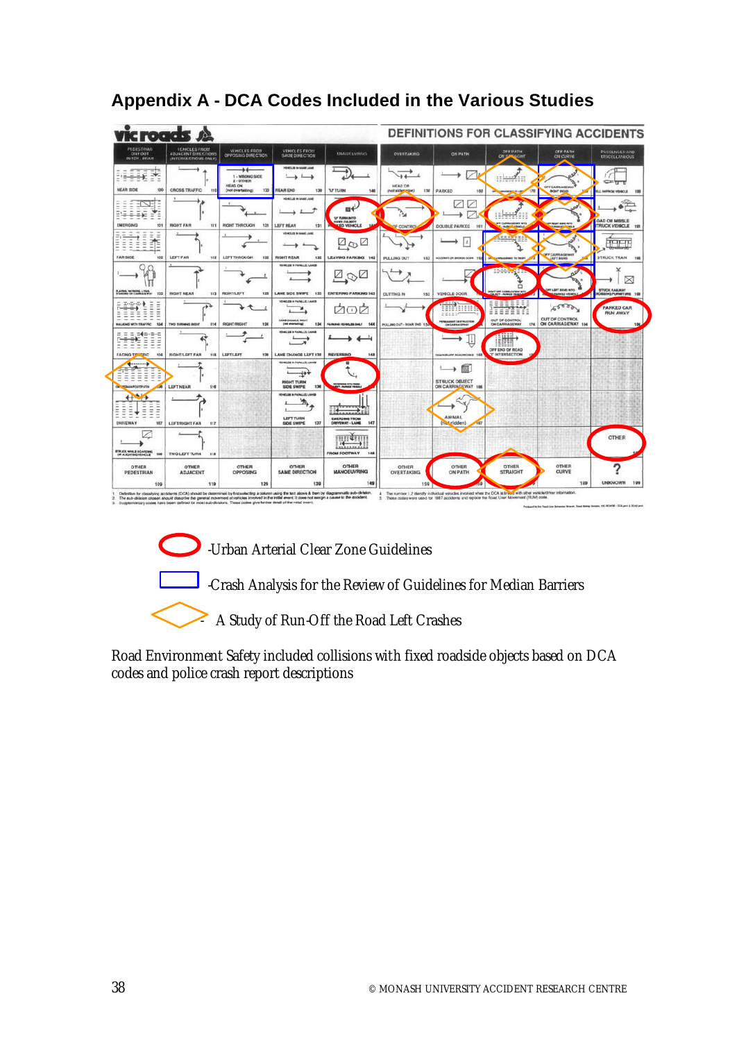## Appendix A - DCA Codes Included in the Various Studies

-Urban Arterial Clear Zone Guidelines

-Crash Analysis for the Review of Guidelines for Median Barriers

- A Study of Run-Off the Road Left Crashes

Road Environment Safety included collisions with fixed roadside objects based on DCA codes and police crash report descriptions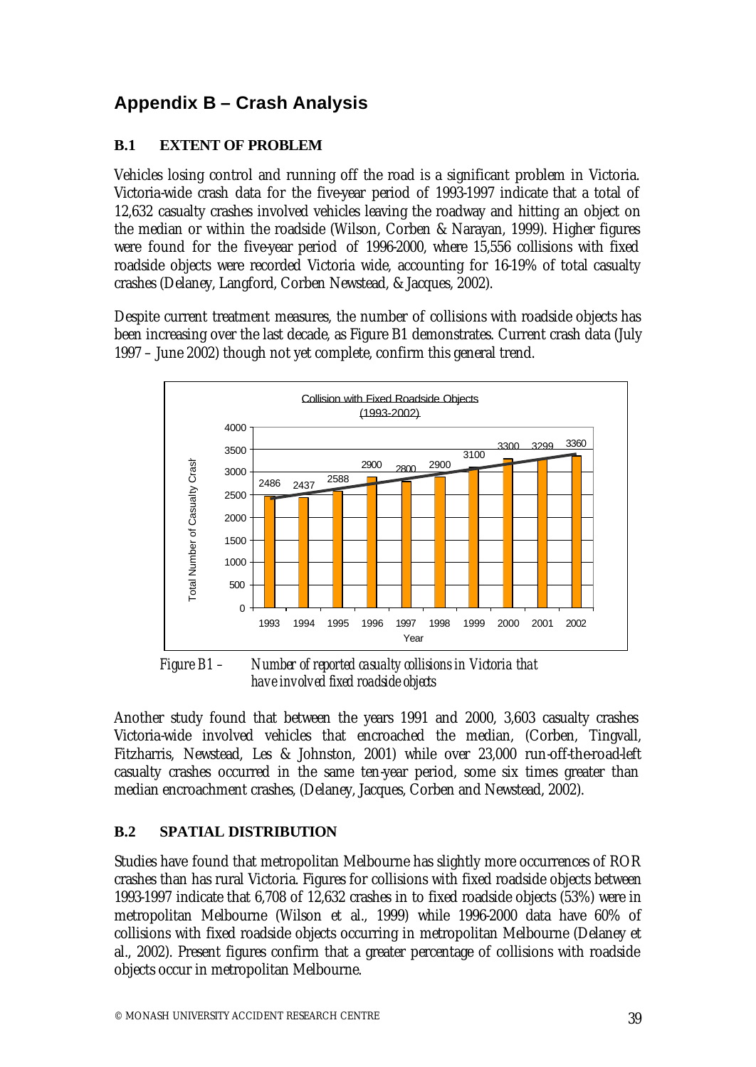# Appendix B – Crash Analysis

### B.1 EXTENT OF PROBLEM

Vehicles losing control and running off the road is a significant problem in Victoria. Victoria-wide crash data for the five-year period of 1993-1997 indicate that a total of 12,632 casualty crashes involved vehicles leaving the roadway and hitting an object on the median or within the roadside (Wilson, Corben & Narayan, 1999). Higher figures were found for the five-year period of 1996-2000, where 15,556 collisions with fixed roadside objects were recorded Victoria wide, accounting for 16-19% of total casualty crashes (Delaney, Langford, Corben Newstead, & Jacques, 2002).

Despite current treatment measures, the number of collisions with roadside objects has been increasing over the last decade, as Figure B1 demonstrates. Current crash data (July 1997 – June 2002) though not yet complete, confirm this general trend.

Collision with Fixed Roadside Objects (1993-2002)

| Year | Total Number of Casualty Crashes |
|---|---|
| 1993 | 2486 |
| 1994 | 2437 |
| 1995 | 2588 |
| 1996 | 2900 |
| 1997 | 2800 |
| 1998 | 2900 |
| 1999 | 3100 |
| 2000 | 3300 |
| 2001 | 3299 |
| 2002 | 3360 |

*Figure B1 – Number of reported casualty collisions in Victoria that have involved fixed roadside objects*

Another study found that between the years 1991 and 2000, 3,603 casualty crashes Victoria-wide involved vehicles that encroached the median, (Corben, Tingvall, Fitzharris, Newstead, Les & Johnston, 2001) while over 23,000 run-off-the-road-left casualty crashes occurred in the same ten-year period, some six times greater than median encroachment crashes, (Delaney, Jacques, Corben and Newstead, 2002).

### B.2 SPATIAL DISTRIBUTION

Studies have found that metropolitan Melbourne has slightly more occurrences of ROR crashes than has rural Victoria. Figures for collisions with fixed roadside objects between 1993-1997 indicate that 6,708 of 12,632 crashes in to fixed roadside objects (53%) were in metropolitan Melbourne (Wilson et al., 1999) while 1996-2000 data have 60% of collisions with fixed roadside objects occurring in metropolitan Melbourne (Delaney et al., 2002). Present figures confirm that a greater percentage of collisions with roadside objects occur in metropolitan Melbourne.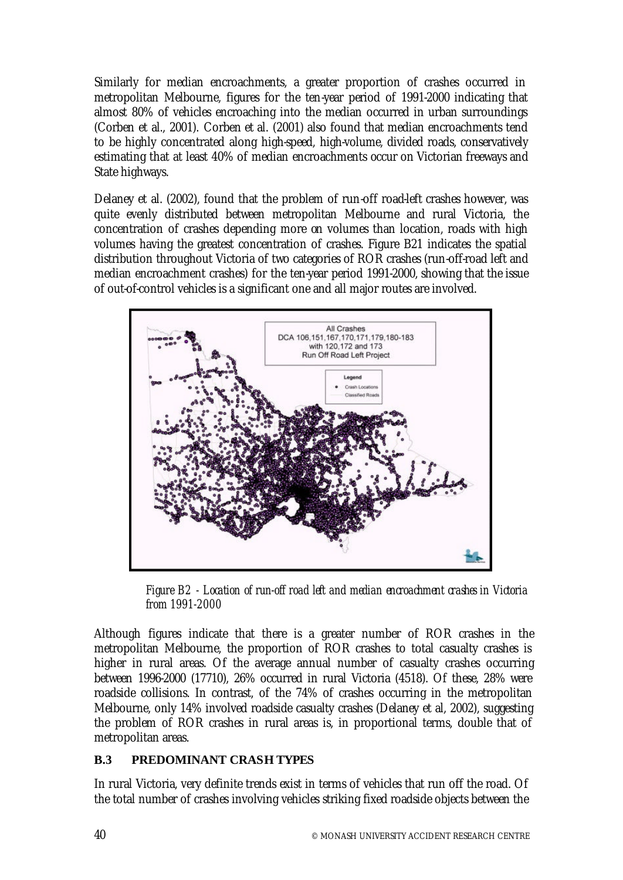Similarly for median encroachments, a greater proportion of crashes occurred in metropolitan Melbourne, figures for the ten-year period of 1991-2000 indicating that almost 80% of vehicles encroaching into the median occurred in urban surroundings (Corben et al., 2001). Corben et al. (2001) also found that median encroachments tend to be highly concentrated along high-speed, high-volume, divided roads, conservatively estimating that at least 40% of median encroachments occur on Victorian freeways and State highways.

Delaney et al. (2002), found that the problem of run-off road-left crashes however, was quite evenly distributed between metropolitan Melbourne and rural Victoria, the concentration of crashes depending more on volumes than location, roads with high volumes having the greatest concentration of crashes. Figure B21 indicates the spatial distribution throughout Victoria of two categories of ROR crashes (run-off-road left and median encroachment crashes) for the ten-year period 1991-2000, showing that the issue of out-of-control vehicles is a significant one and all major routes are involved.

*Figure B2 - Location of run-off road left and median encroachment crashes in Victoria from 1991-2000*

Although figures indicate that there is a greater number of ROR crashes in the metropolitan Melbourne, the proportion of ROR crashes to total casualty crashes is higher in rural areas. Of the average annual number of casualty crashes occurring between 1996-2000 (17710), 26% occurred in rural Victoria (4518). Of these, 28% were roadside collisions. In contrast, of the 74% of crashes occurring in the metropolitan Melbourne, only 14% involved roadside casualty crashes (Delaney et al, 2002), suggesting the problem of ROR crashes in rural areas is, in proportional terms, double that of metropolitan areas.

## B.3 PREDOMINANT CRASH TYPES

In rural Victoria, very definite trends exist in terms of vehicles that run off the road. Of the total number of crashes involving vehicles striking fixed roadside objects between the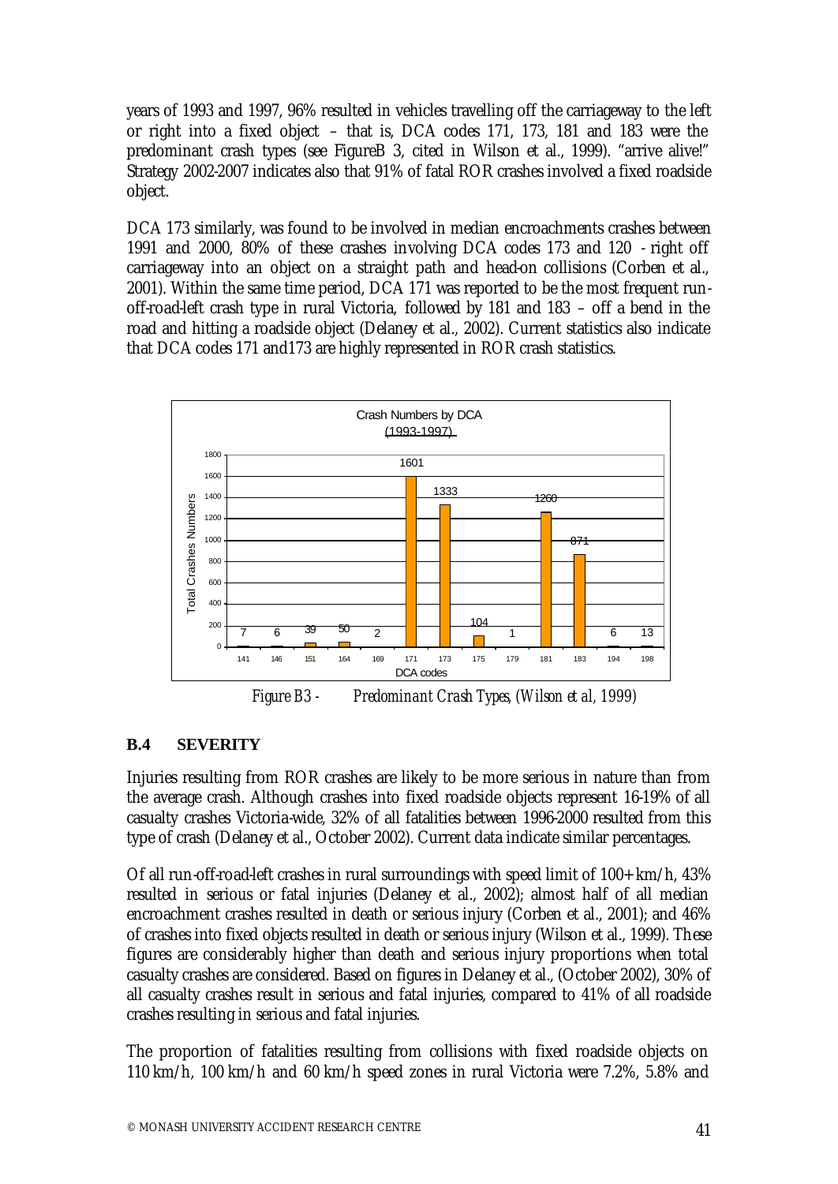years of 1993 and 1997, 96% resulted in vehicles travelling off the carriageway to the left or right into a fixed object – that is, DCA codes 171, 173, 181 and 183 were the predominant crash types (see FigureB 3, cited in Wilson et al., 1999). "arrive alive!" Strategy 2002-2007 indicates also that 91% of fatal ROR crashes involved a fixed roadside object.

DCA 173 similarly, was found to be involved in median encroachments crashes between 1991 and 2000, 80% of these crashes involving DCA codes 173 and 120 - right off carriageway into an object on a straight path and head-on collisions (Corben et al., 2001). Within the same time period, DCA 171 was reported to be the most frequent run-off-road-left crash type in rural Victoria, followed by 181 and 183 – off a bend in the road and hitting a roadside object (Delaney et al., 2002). Current statistics also indicate that DCA codes 171 and173 are highly represented in ROR crash statistics.

Crash Numbers by DCA (1993-1997)

| DCA codes | 141 | 146 | 151 | 164 | 169 | 171 | 173 | 175 | 179 | 181 | 183 | 194 | 198 |
|---|---|---|---|---|---|---|---|---|---|---|---|---|---|
| Total Crashes Numbers | 7 | 6 | 39 | 50 | 2 | 1601 | 1333 | 104 | 1 | 1260 | 871 | 6 | 13 |

*Figure B3 - Predominant Crash Types, (Wilson et al, 1999)*

## B.4 SEVERITY

Injuries resulting from ROR crashes are likely to be more serious in nature than from the average crash. Although crashes into fixed roadside objects represent 16-19% of all casualty crashes Victoria-wide, 32% of all fatalities between 1996-2000 resulted from this type of crash (Delaney et al., October 2002). Current data indicate similar percentages.

Of all run-off-road-left crashes in rural surroundings with speed limit of 100+ km/h, 43% resulted in serious or fatal injuries (Delaney et al., 2002); almost half of all median encroachment crashes resulted in death or serious injury (Corben et al., 2001); and 46% of crashes into fixed objects resulted in death or serious injury (Wilson et al., 1999). These figures are considerably higher than death and serious injury proportions when total casualty crashes are considered. Based on figures in Delaney et al., (October 2002), 30% of all casualty crashes result in serious and fatal injuries, compared to 41% of all roadside crashes resulting in serious and fatal injuries.

The proportion of fatalities resulting from collisions with fixed roadside objects on 110 km/h, 100 km/h and 60 km/h speed zones in rural Victoria were 7.2%, 5.8% and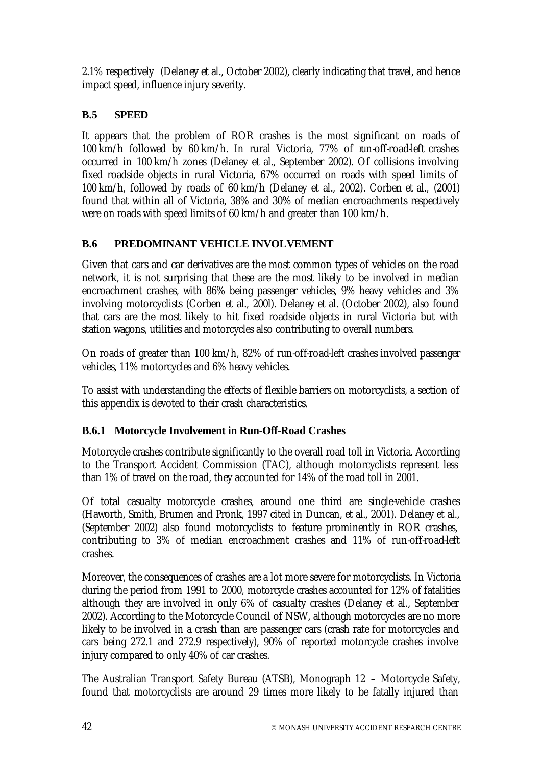2.1% respectively (Delaney et al., October 2002), clearly indicating that travel, and hence impact speed, influence injury severity.

### B.5 SPEED

It appears that the problem of ROR crashes is the most significant on roads of 100 km/h followed by 60 km/h. In rural Victoria, 77% of run-off-road-left crashes occurred in 100 km/h zones (Delaney et al., September 2002). Of collisions involving fixed roadside objects in rural Victoria, 67% occurred on roads with speed limits of 100 km/h, followed by roads of 60 km/h (Delaney et al., 2002). Corben et al., (2001) found that within all of Victoria, 38% and 30% of median encroachments respectively were on roads with speed limits of 60 km/h and greater than 100 km/h.

### B.6 PREDOMINANT VEHICLE INVOLVEMENT

Given that cars and car derivatives are the most common types of vehicles on the road network, it is not surprising that these are the most likely to be involved in median encroachment crashes, with 86% being passenger vehicles, 9% heavy vehicles and 3% involving motorcyclists (Corben et al., 200l). Delaney et al. (October 2002), also found that cars are the most likely to hit fixed roadside objects in rural Victoria but with station wagons, utilities and motorcycles also contributing to overall numbers.

On roads of greater than 100 km/h, 82% of run-off-road-left crashes involved passenger vehicles, 11% motorcycles and 6% heavy vehicles.

To assist with understanding the effects of flexible barriers on motorcyclists, a section of this appendix is devoted to their crash characteristics.

#### B.6.1 Motorcycle Involvement in Run-Off-Road Crashes

Motorcycle crashes contribute significantly to the overall road toll in Victoria. According to the Transport Accident Commission (TAC), although motorcyclists represent less than 1% of travel on the road, they accounted for 14% of the road toll in 2001.

Of total casualty motorcycle crashes, around one third are single-vehicle crashes (Haworth, Smith, Brumen and Pronk, 1997 cited in Duncan, et al., 2001). Delaney et al., (September 2002) also found motorcyclists to feature prominently in ROR crashes, contributing to 3% of median encroachment crashes and 11% of run-off-road-left crashes.

Moreover, the consequences of crashes are a lot more severe for motorcyclists. In Victoria during the period from 1991 to 2000, motorcycle crashes accounted for 12% of fatalities although they are involved in only 6% of casualty crashes (Delaney et al., September 2002). According to the Motorcycle Council of NSW, although motorcycles are no more likely to be involved in a crash than are passenger cars (crash rate for motorcycles and cars being 272.1 and 272.9 respectively), 90% of reported motorcycle crashes involve injury compared to only 40% of car crashes.

The Australian Transport Safety Bureau (ATSB), Monograph 12 – Motorcycle Safety, found that motorcyclists are around 29 times more likely to be fatally injured than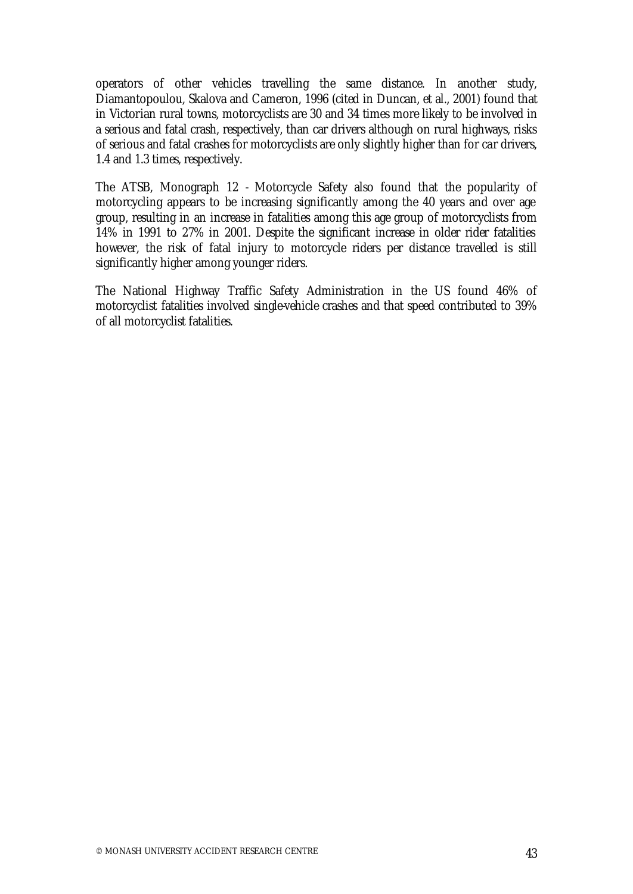operators of other vehicles travelling the same distance. In another study, Diamantopoulou, Skalova and Cameron, 1996 (cited in Duncan, et al., 2001) found that in Victorian rural towns, motorcyclists are 30 and 34 times more likely to be involved in a serious and fatal crash, respectively, than car drivers although on rural highways, risks of serious and fatal crashes for motorcyclists are only slightly higher than for car drivers, 1.4 and 1.3 times, respectively.

The ATSB, Monograph 12 - Motorcycle Safety also found that the popularity of motorcycling appears to be increasing significantly among the 40 years and over age group, resulting in an increase in fatalities among this age group of motorcyclists from 14% in 1991 to 27% in 2001. Despite the significant increase in older rider fatalities however, the risk of fatal injury to motorcycle riders per distance travelled is still significantly higher among younger riders.

The National Highway Traffic Safety Administration in the US found 46% of motorcyclist fatalities involved single-vehicle crashes and that speed contributed to 39% of all motorcyclist fatalities.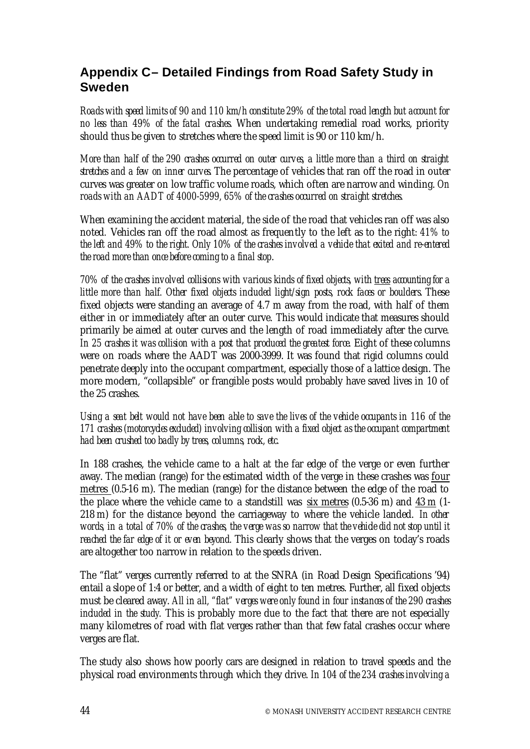## Appendix C– Detailed Findings from Road Safety Study in Sweden

*Roads with speed limits of 90 and 110 km/h constitute 29% of the total road length but account for no less than 49% of the fatal crashes.* When undertaking remedial road works, priority should thus be given to stretches where the speed limit is 90 or 110 km/h.

*More than half of the 290 crashes occurred on outer curves, a little more than a third on straight stretches and a few on inner curves.* The percentage of vehicles that ran off the road in outer curves was greater on low traffic volume roads, which often are narrow and winding. *On roads with an AADT of 4000-5999, 65% of the crashes occurred on straight stretches.*

When examining the accident material, the side of the road that vehicles ran off was also noted. Vehicles ran off the road almost as frequently to the left as to the right: *41% to the left and 49% to the right. Only 10% of the crashes involved a vehicle that exited and re-entered the road more than once before coming to a final stop.*

*70% of the crashes involved collisions with various kinds of fixed objects, with trees accounting for a little more than half. Other fixed objects included light/sign posts, rock faces or boulders.* These fixed objects were standing an average of 4.7 m away from the road, with half of them either in or immediately after an outer curve. This would indicate that measures should primarily be aimed at outer curves and the length of road immediately after the curve. *In 25 crashes it was collision with a post that produced the greatest force.* Eight of these columns were on roads where the AADT was 2000-3999. It was found that rigid columns could penetrate deeply into the occupant compartment, especially those of a lattice design. The more modern, "collapsible" or frangible posts would probably have saved lives in 10 of the 25 crashes.

*Using a seat belt would not have been able to save the lives of the vehicle occupants in 116 of the 171 crashes (motorcycles excluded) involving collision with a fixed object as the occupant compartment had been crushed too badly by trees, columns, rock, etc.*

In 188 crashes, the vehicle came to a halt at the far edge of the verge or even further away. The median (range) for the estimated width of the verge in these crashes was four metres (0.5-16 m). The median (range) for the distance between the edge of the road to the place where the vehicle came to a standstill was six metres (0.5-36 m) and 43 m (1-218 m) for the distance beyond the carriageway to where the vehicle landed. *In other words, in a total of 70% of the crashes, the verge was so narrow that the vehicle did not stop until it reached the far edge of it or even beyond.* This clearly shows that the verges on today's roads are altogether too narrow in relation to the speeds driven.

The "flat" verges currently referred to at the SNRA (in Road Design Specifications '94) entail a slope of 1:4 or better, and a width of eight to ten metres. Further, all fixed objects must be cleared away. *All in all, "flat" verges were only found in four instances of the 290 crashes included in the study.* This is probably more due to the fact that there are not especially many kilometres of road with flat verges rather than that few fatal crashes occur where verges are flat.

The study also shows how poorly cars are designed in relation to travel speeds and the physical road environments through which they drive. *In 104 of the 234 crashes involving a*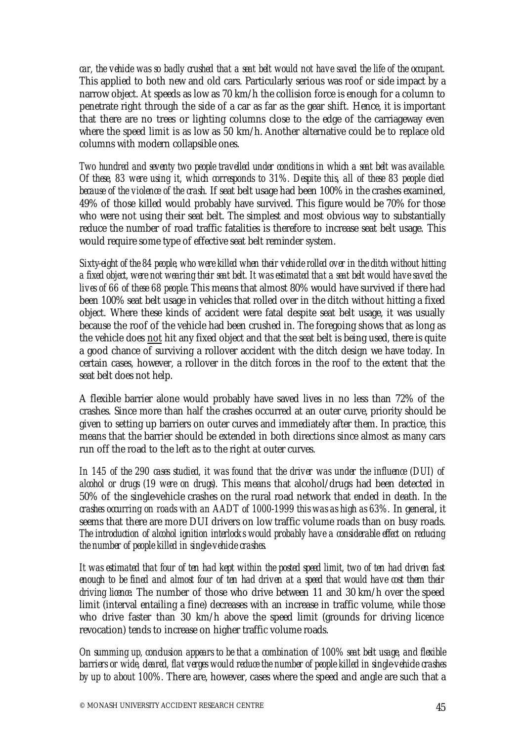*car, the vehicle was so badly crushed that a seat belt would not have saved the life of the occupant.* This applied to both new and old cars. Particularly serious was roof or side impact by a narrow object. At speeds as low as 70 km/h the collision force is enough for a column to penetrate right through the side of a car as far as the gear shift. Hence, it is important that there are no trees or lighting columns close to the edge of the carriageway even where the speed limit is as low as 50 km/h. Another alternative could be to replace old columns with modern collapsible ones.

*Two hundred and seventy two people travelled under conditions in which a seat belt was available. Of these, 83 were using it, which corresponds to 31%. Despite this, all of these 83 people died because of the violence of the crash.* If seat belt usage had been 100% in the crashes examined, 49% of those killed would probably have survived. This figure would be 70% for those who were not using their seat belt. The simplest and most obvious way to substantially reduce the number of road traffic fatalities is therefore to increase seat belt usage. This would require some type of effective seat belt reminder system.

*Sixty-eight of the 84 people, who were killed when their vehicle rolled over in the ditch without hitting a fixed object, were not wearing their seat belt. It was estimated that a seat belt would have saved the lives of 66 of these 68 people.* This means that almost 80% would have survived if there had been 100% seat belt usage in vehicles that rolled over in the ditch without hitting a fixed object. Where these kinds of accident were fatal despite seat belt usage, it was usually because the roof of the vehicle had been crushed in. The foregoing shows that as long as the vehicle does <u>not</u> hit any fixed object and that the seat belt is being used, there is quite a good chance of surviving a rollover accident with the ditch design we have today. In certain cases, however, a rollover in the ditch forces in the roof to the extent that the seat belt does not help.

A flexible barrier alone would probably have saved lives in no less than 72% of the crashes. Since more than half the crashes occurred at an outer curve, priority should be given to setting up barriers on outer curves and immediately after them. In practice, this means that the barrier should be extended in both directions since almost as many cars run off the road to the left as to the right at outer curves.

*In 145 of the 290 cases studied, it was found that the driver was under the influence (DUI) of alcohol or drugs (19 were on drugs).* This means that alcohol/drugs had been detected in 50% of the single-vehicle crashes on the rural road network that ended in death. *In the crashes occurring on roads with an AADT of 1000-1999 this was as high as 63%.* In general, it seems that there are more DUI drivers on low traffic volume roads than on busy roads. *The introduction of alcohol ignition interlocks would probably have a considerable effect on reducing the number of people killed in single-vehicle crashes.*

*It was estimated that four of ten had kept within the posted speed limit, two of ten had driven fast enough to be fined and almost four of ten had driven at a speed that would have cost them their driving licence.* The number of those who drive between 11 and 30 km/h over the speed limit (interval entailing a fine) decreases with an increase in traffic volume, while those who drive faster than 30 km/h above the speed limit (grounds for driving licence revocation) tends to increase on higher traffic volume roads.

*On summing up, conclusion appears to be that a combination of 100% seat belt usage, and flexible barriers or wide, cleared, flat verges would reduce the number of people killed in single-vehicle crashes by up to about 100%.* There are, however, cases where the speed and angle are such that a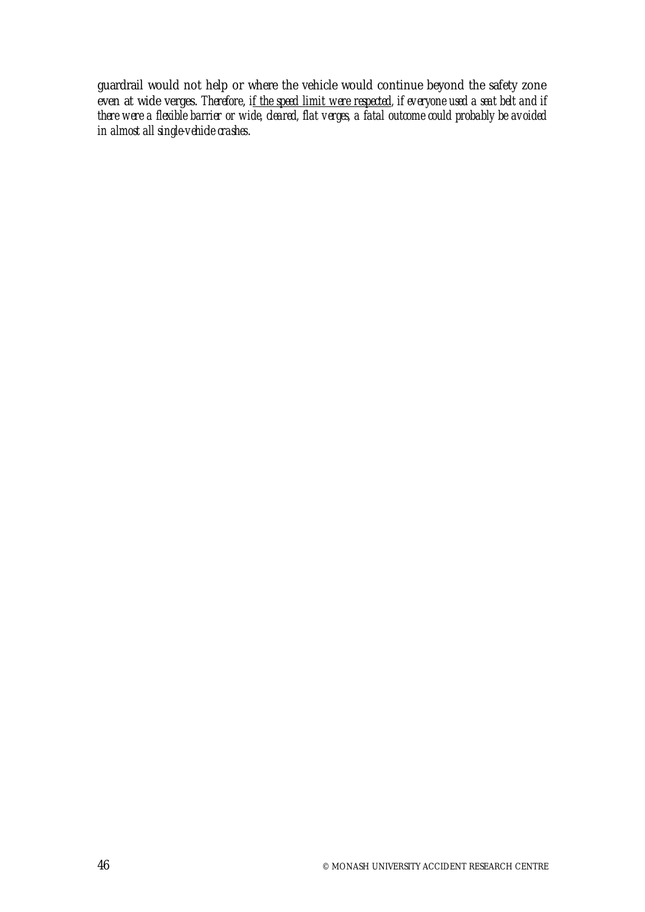guardrail would not help or where the vehicle would continue beyond the safety zone even at wide verges. *Therefore, i<u>f the speed limit were respected</u>, if everyone used a seat belt and if there were a flexible barrier or wide, cleared, flat verges, a fatal outcome could probably be avoided in almost all single-vehicle crashes.*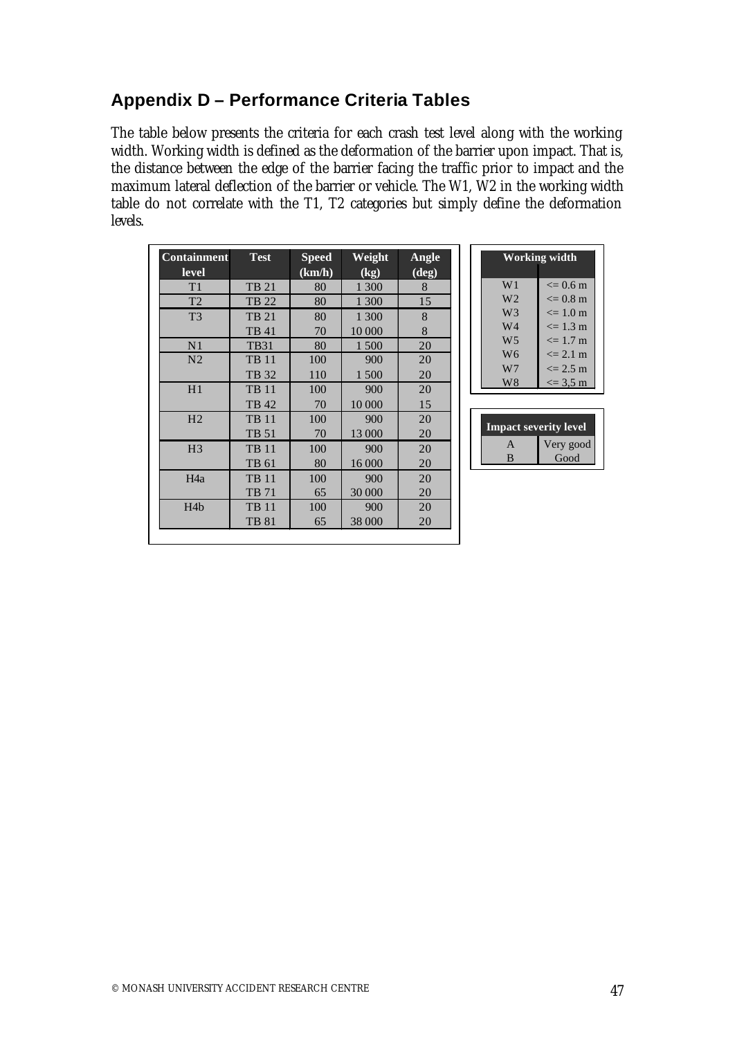## Appendix D – Performance Criteria Tables

The table below presents the criteria for each crash test level along with the working width. Working width is defined as the deformation of the barrier upon impact. That is, the distance between the edge of the barrier facing the traffic prior to impact and the maximum lateral deflection of the barrier or vehicle. The W1, W2 in the working width table do not correlate with the T1, T2 categories but simply define the deformation levels.

| Containment level | Test | Speed (km/h) | Weight (kg) | Angle (deg) |
|---|---|---|---|---|
| T1 | TB 21 | 80 | 1 300 | 8 |
| T2 | TB 22 | 80 | 1 300 | 15 |
| T3 | TB 21 | 80 | 1 300 | 8 |
| | TB 41 | 70 | 10 000 | 8 |
| N1 | TB31 | 80 | 1 500 | 20 |
| N2 | TB 11 | 100 | 900 | 20 |
| | TB 32 | 110 | 1 500 | 20 |
| H1 | TB 11 | 100 | 900 | 20 |
| | TB 42 | 70 | 10 000 | 15 |
| H2 | TB 11 | 100 | 900 | 20 |
| | TB 51 | 70 | 13 000 | 20 |
| H3 | TB 11 | 100 | 900 | 20 |
| | TB 61 | 80 | 16 000 | 20 |
| H4a | TB 11 | 100 | 900 | 20 |
| | TB 71 | 65 | 30 000 | 20 |
| H4b | TB 11 | 100 | 900 | 20 |
| | TB 81 | 65 | 38 000 | 20 |

| Working width | |
|---|---|
| W1 | <= 0.6 m |
| W2 | <= 0.8 m |
| W3 | <= 1.0 m |
| W4 | <= 1.3 m |
| W5 | <= 1.7 m |
| W6 | <= 2.1 m |
| W7 | <= 2.5 m |
| W8 | <= 3,5 m |

| Impact severity level | |
|---|---|
| A | Very good |
| B | Good |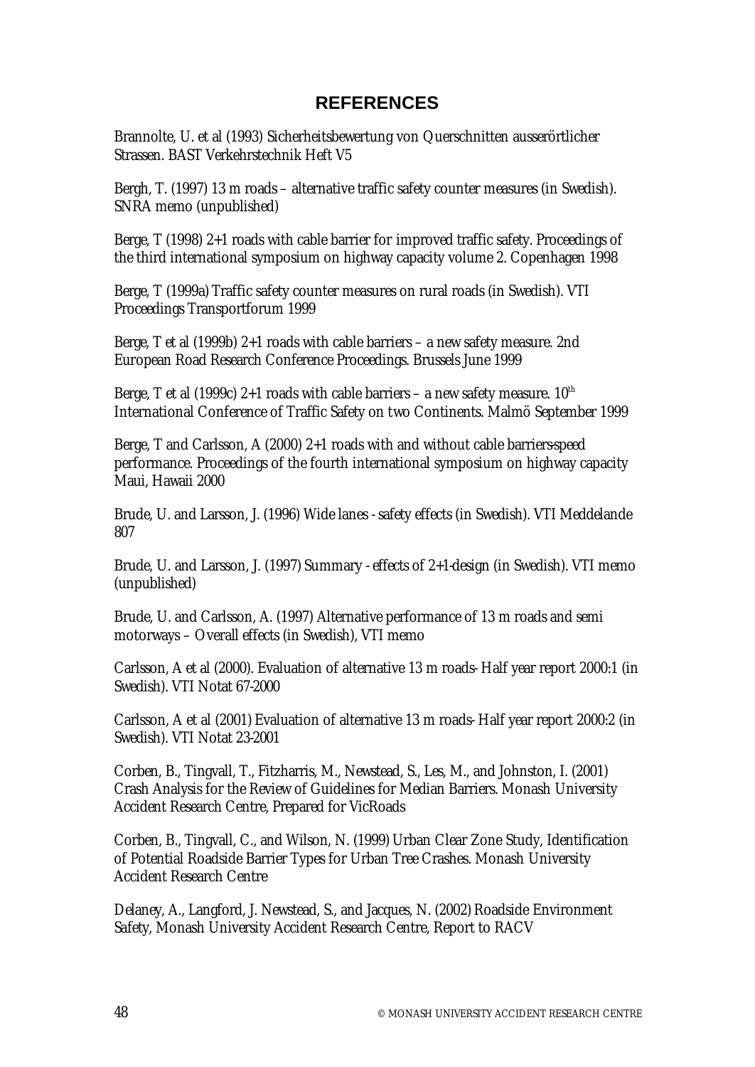## REFERENCES

Brannolte, U. et al (1993) Sicherheitsbewertung von Querschnitten ausserörtlicher Strassen. BAST Verkehrstechnik Heft V5

Bergh, T. (1997) 13 m roads – alternative traffic safety counter measures (in Swedish). SNRA memo (unpublished)

Berge, T (1998) 2+1 roads with cable barrier for improved traffic safety. Proceedings of the third international symposium on highway capacity volume 2. Copenhagen 1998

Berge, T (1999a) Traffic safety counter measures on rural roads (in Swedish). VTI Proceedings Transportforum 1999

Berge, T et al (1999b) 2+1 roads with cable barriers – a new safety measure. 2nd European Road Research Conference Proceedings. Brussels June 1999

Berge, T et al (1999c) 2+1 roads with cable barriers – a new safety measure. 10th International Conference of Traffic Safety on two Continents. Malmö September 1999

Berge, T and Carlsson, A (2000) 2+1 roads with and without cable barriers-speed performance. Proceedings of the fourth international symposium on highway capacity Maui, Hawaii 2000

Brude, U. and Larsson, J. (1996) Wide lanes - safety effects (in Swedish). VTI Meddelande 807

Brude, U. and Larsson, J. (1997) Summary - effects of 2+1-design (in Swedish). VTI memo (unpublished)

Brude, U. and Carlsson, A. (1997) Alternative performance of 13 m roads and semi motorways – Overall effects (in Swedish), VTI memo

Carlsson, A et al (2000). Evaluation of alternative 13 m roads- Half year report 2000:1 (in Swedish). VTI Notat 67-2000

Carlsson, A et al (2001) Evaluation of alternative 13 m roads- Half year report 2000:2 (in Swedish). VTI Notat 23-2001

Corben, B., Tingvall, T., Fitzharris, M., Newstead, S., Les, M., and Johnston, I. (2001) Crash Analysis for the Review of Guidelines for Median Barriers. Monash University Accident Research Centre, Prepared for VicRoads

Corben, B., Tingvall, C., and Wilson, N. (1999) Urban Clear Zone Study, Identification of Potential Roadside Barrier Types for Urban Tree Crashes. Monash University Accident Research Centre

Delaney, A., Langford, J. Newstead, S., and Jacques, N. (2002) Roadside Environment Safety, Monash University Accident Research Centre, Report to RACV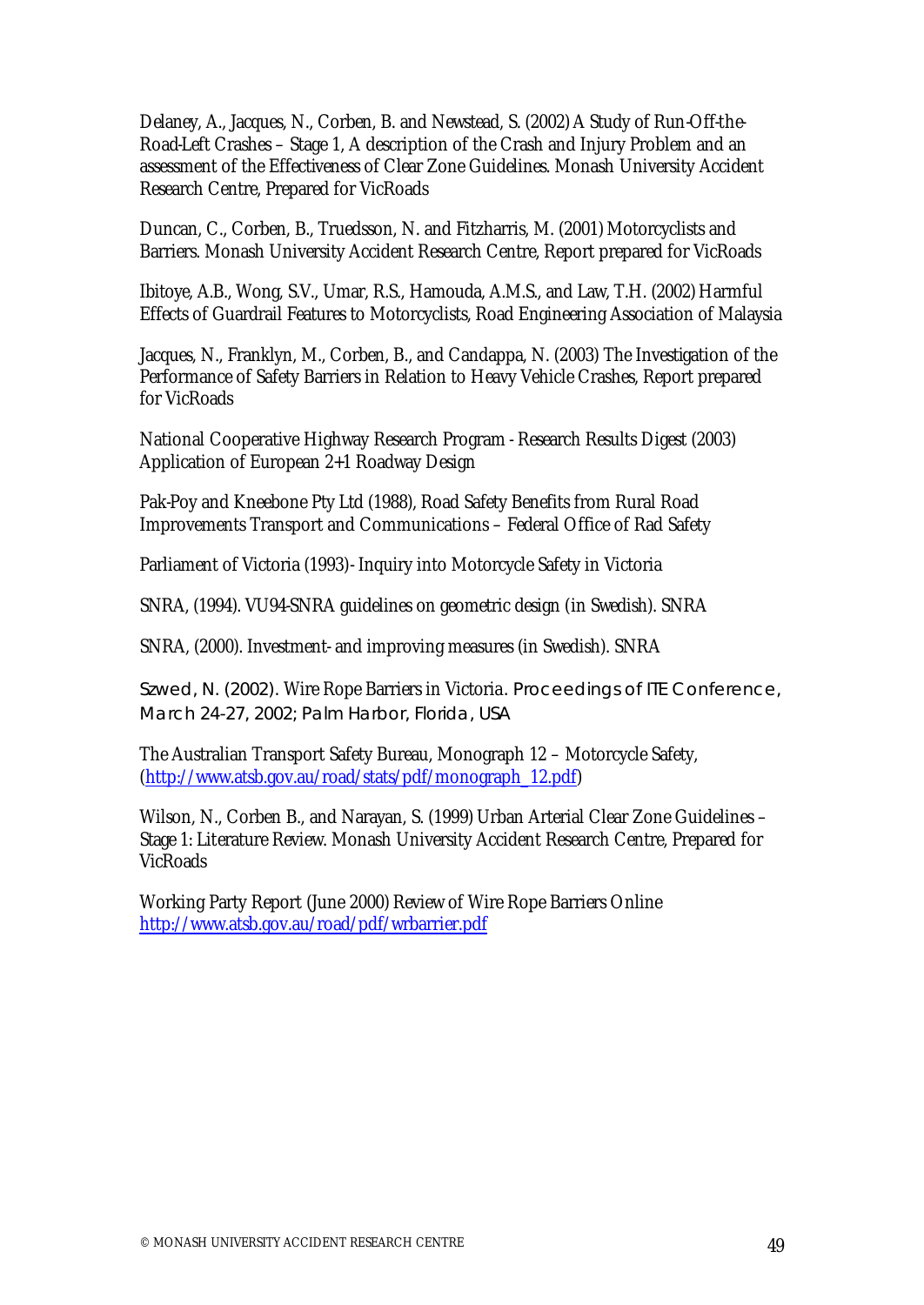Delaney, A., Jacques, N., Corben, B. and Newstead, S. (2002) A Study of Run-Off-the-Road-Left Crashes – Stage 1, A description of the Crash and Injury Problem and an assessment of the Effectiveness of Clear Zone Guidelines. Monash University Accident Research Centre, Prepared for VicRoads

Duncan, C., Corben, B., Truedsson, N. and Fitzharris, M. (2001) Motorcyclists and Barriers. Monash University Accident Research Centre, Report prepared for VicRoads

Ibitoye, A.B., Wong, S.V., Umar, R.S., Hamouda, A.M.S., and Law, T.H. (2002) Harmful Effects of Guardrail Features to Motorcyclists, Road Engineering Association of Malaysia

Jacques, N., Franklyn, M., Corben, B., and Candappa, N. (2003) The Investigation of the Performance of Safety Barriers in Relation to Heavy Vehicle Crashes, Report prepared for VicRoads

National Cooperative Highway Research Program - Research Results Digest (2003) Application of European 2+1 Roadway Design

Pak-Poy and Kneebone Pty Ltd (1988), Road Safety Benefits from Rural Road Improvements Transport and Communications – Federal Office of Rad Safety

Parliament of Victoria (1993)- Inquiry into Motorcycle Safety in Victoria

SNRA, (1994). VU94-SNRA guidelines on geometric design (in Swedish). SNRA

SNRA, (2000). Investment- and improving measures (in Swedish). SNRA

Szwed, N. (2002). Wire Rope Barriers in Victoria. Proceedings of ITE Conference, March 24-27, 2002; Palm Harbor, Florida, USA

The Australian Transport Safety Bureau, Monograph 12 – Motorcycle Safety, (http://www.atsb.gov.au/road/stats/pdf/monograph_12.pdf)

Wilson, N., Corben B., and Narayan, S. (1999) Urban Arterial Clear Zone Guidelines – Stage 1: Literature Review. Monash University Accident Research Centre, Prepared for VicRoads

Working Party Report (June 2000) Review of Wire Rope Barriers Online http://www.atsb.gov.au/road/pdf/wrbarrier.pdf